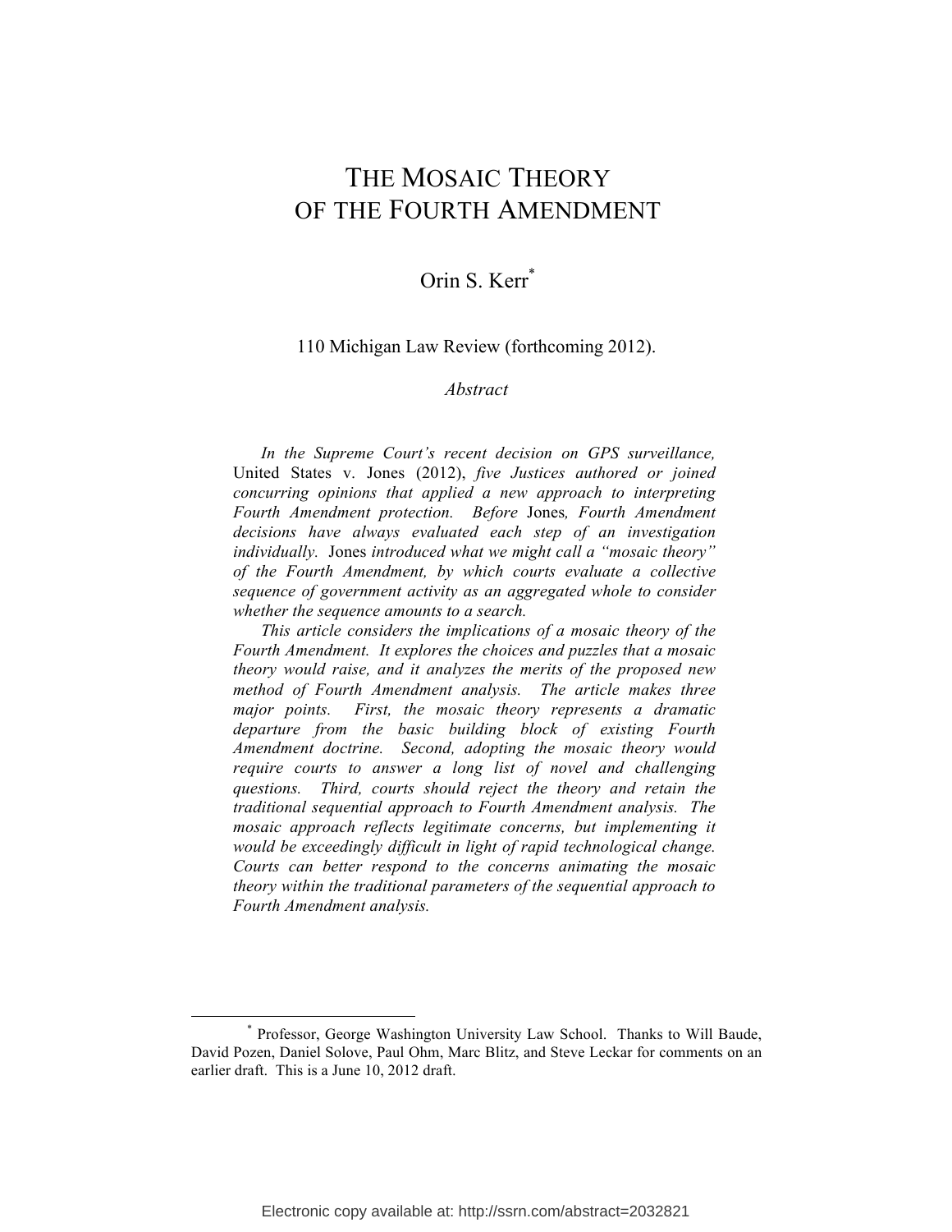# THE MOSAIC THEORY OF THE FOURTH AMENDMENT

Orin S. Kerr[*]

110 Michigan Law Review (forthcoming 2012).

*Abstract*

*In the Supreme Court's recent decision on GPS surveillance,* United States v. Jones (2012), *five Justices authored or joined concurring opinions that applied a new approach to interpreting Fourth Amendment protection. Before* Jones*, Fourth Amendment decisions have always evaluated each step of an investigation individually.* Jones *introduced what we might call a "mosaic theory" of the Fourth Amendment, by which courts evaluate a collective sequence of government activity as an aggregated whole to consider whether the sequence amounts to a search.*

*This article considers the implications of a mosaic theory of the Fourth Amendment. It explores the choices and puzzles that a mosaic theory would raise, and it analyzes the merits of the proposed new method of Fourth Amendment analysis. The article makes three major points. First, the mosaic theory represents a dramatic departure from the basic building block of existing Fourth Amendment doctrine. Second, adopting the mosaic theory would require courts to answer a long list of novel and challenging questions. Third, courts should reject the theory and retain the traditional sequential approach to Fourth Amendment analysis. The mosaic approach reflects legitimate concerns, but implementing it would be exceedingly difficult in light of rapid technological change. Courts can better respond to the concerns animating the mosaic theory within the traditional parameters of the sequential approach to Fourth Amendment analysis.*

---

[*] Professor, George Washington University Law School. Thanks to Will Baude, David Pozen, Daniel Solove, Paul Ohm, Marc Blitz, and Steve Leckar for comments on an earlier draft. This is a June 10, 2012 draft.

Electronic copy available at: http://ssrn.com/abstract=2032821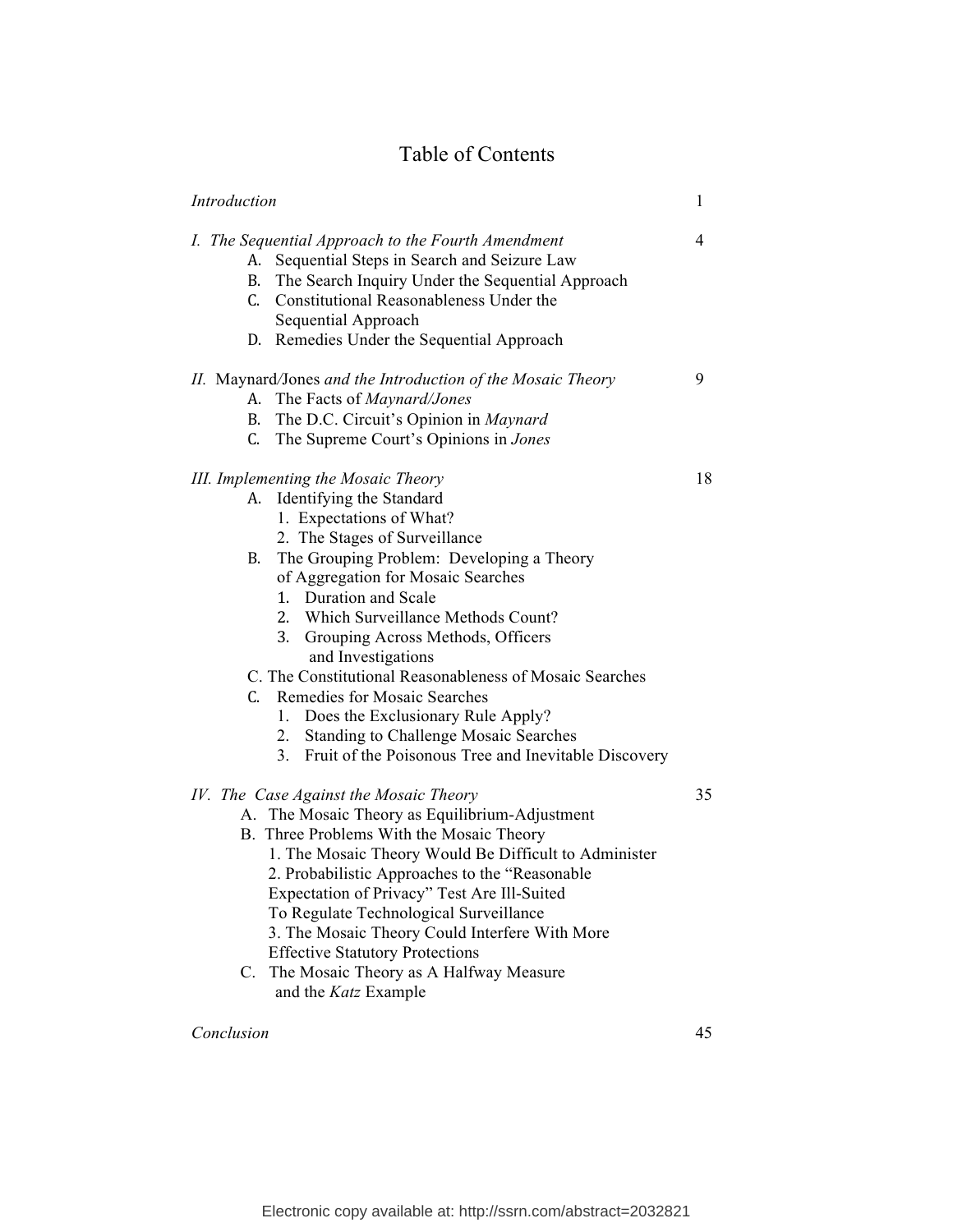# Table of Contents

| | |
|---|---|
| *Introduction* | 1 |
| *I. The Sequential Approach to the Fourth Amendment* | 4 |
| A. Sequential Steps in Search and Seizure Law | |
| B. The Search Inquiry Under the Sequential Approach | |
| C. Constitutional Reasonableness Under the Sequential Approach | |
| D. Remedies Under the Sequential Approach | |
| *II.* Maynard/Jones *and the Introduction of the Mosaic Theory* | 9 |
| A. The Facts of *Maynard/Jones* | |
| B. The D.C. Circuit's Opinion in *Maynard* | |
| C. The Supreme Court's Opinions in *Jones* | |
| *III. Implementing the Mosaic Theory* | 18 |
| A. Identifying the Standard | |
| 1. Expectations of What? | |
| 2. The Stages of Surveillance | |
| B. The Grouping Problem: Developing a Theory of Aggregation for Mosaic Searches | |
| 1. Duration and Scale | |
| 2. Which Surveillance Methods Count? | |
| 3. Grouping Across Methods, Officers and Investigations | |
| C. The Constitutional Reasonableness of Mosaic Searches | |
| C. Remedies for Mosaic Searches | |
| 1. Does the Exclusionary Rule Apply? | |
| 2. Standing to Challenge Mosaic Searches | |
| 3. Fruit of the Poisonous Tree and Inevitable Discovery | |
| *IV. The Case Against the Mosaic Theory* | 35 |
| A. The Mosaic Theory as Equilibrium-Adjustment | |
| B. Three Problems With the Mosaic Theory | |
| 1. The Mosaic Theory Would Be Difficult to Administer | |
| 2. Probabilistic Approaches to the "Reasonable Expectation of Privacy" Test Are Ill-Suited To Regulate Technological Surveillance | |
| 3. The Mosaic Theory Could Interfere With More Effective Statutory Protections | |
| C. The Mosaic Theory as A Halfway Measure and the *Katz* Example | |
| *Conclusion* | 45 |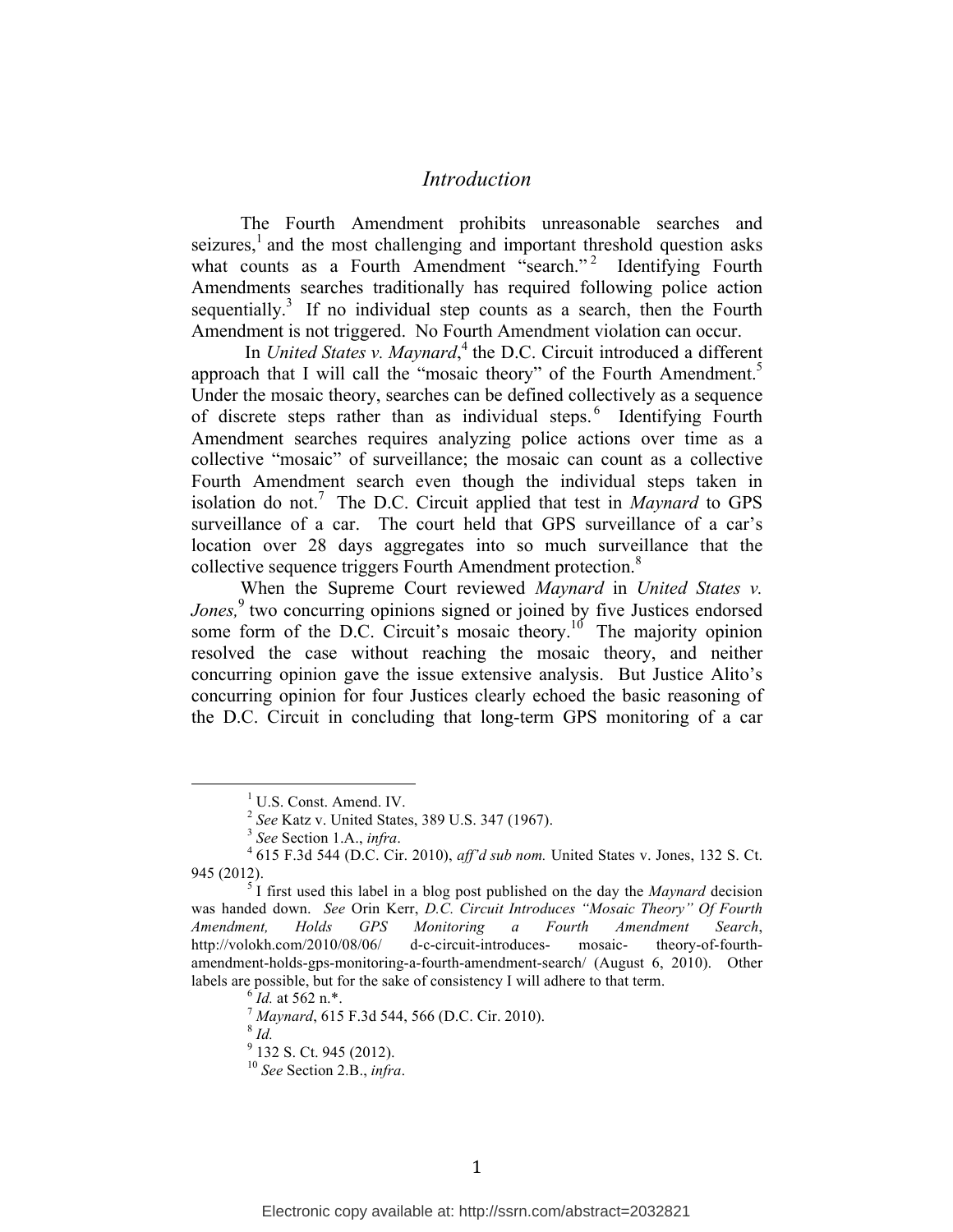## *Introduction*

The Fourth Amendment prohibits unreasonable searches and seizures,[1] and the most challenging and important threshold question asks what counts as a Fourth Amendment "search."[2] Identifying Fourth Amendments searches traditionally has required following police action sequentially.[3] If no individual step counts as a search, then the Fourth Amendment is not triggered. No Fourth Amendment violation can occur.

In *United States v. Maynard*,[4] the D.C. Circuit introduced a different approach that I will call the "mosaic theory" of the Fourth Amendment.[5] Under the mosaic theory, searches can be defined collectively as a sequence of discrete steps rather than as individual steps.[6] Identifying Fourth Amendment searches requires analyzing police actions over time as a collective "mosaic" of surveillance; the mosaic can count as a collective Fourth Amendment search even though the individual steps taken in isolation do not.[7] The D.C. Circuit applied that test in *Maynard* to GPS surveillance of a car. The court held that GPS surveillance of a car's location over 28 days aggregates into so much surveillance that the collective sequence triggers Fourth Amendment protection.[8]

When the Supreme Court reviewed *Maynard* in *United States v. Jones,*[9] two concurring opinions signed or joined by five Justices endorsed some form of the D.C. Circuit's mosaic theory.[10] The majority opinion resolved the case without reaching the mosaic theory, and neither concurring opinion gave the issue extensive analysis. But Justice Alito's concurring opinion for four Justices clearly echoed the basic reasoning of the D.C. Circuit in concluding that long-term GPS monitoring of a car

---

[1] U.S. Const. Amend. IV.

[2] *See* Katz v. United States, 389 U.S. 347 (1967).

[3] *See* Section 1.A., *infra*.

[4] 615 F.3d 544 (D.C. Cir. 2010), *aff'd sub nom.* United States v. Jones, 132 S. Ct. 945 (2012).

[5] I first used this label in a blog post published on the day the *Maynard* decision was handed down. *See* Orin Kerr, *D.C. Circuit Introduces "Mosaic Theory" Of Fourth Amendment, Holds GPS Monitoring a Fourth Amendment Search*, http://volokh.com/2010/08/06/ d-c-circuit-introduces- mosaic- theory-of-fourth-amendment-holds-gps-monitoring-a-fourth-amendment-search/ (August 6, 2010). Other labels are possible, but for the sake of consistency I will adhere to that term.

[6] *Id.* at 562 n.*.

[7] *Maynard*, 615 F.3d 544, 566 (D.C. Cir. 2010).

[8] *Id.*

[9] 132 S. Ct. 945 (2012).

[10] *See* Section 2.B., *infra*.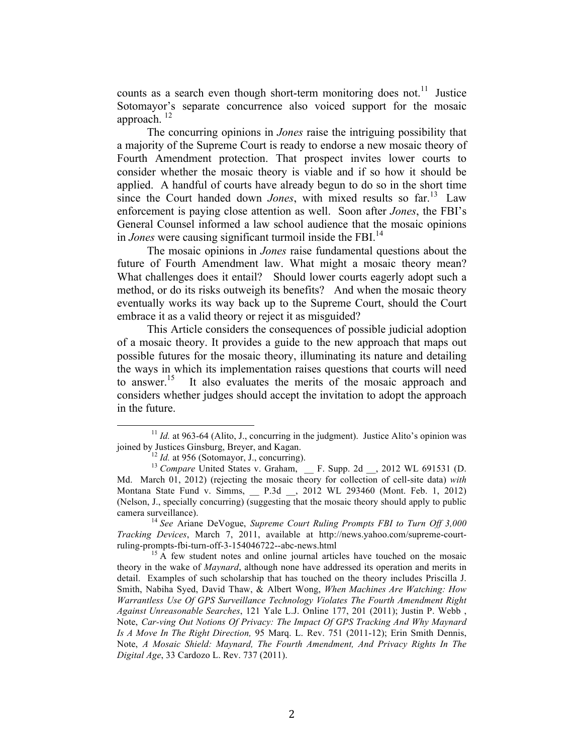counts as a search even though short-term monitoring does not.[11] Justice Sotomayor's separate concurrence also voiced support for the mosaic approach. [12]

The concurring opinions in *Jones* raise the intriguing possibility that a majority of the Supreme Court is ready to endorse a new mosaic theory of Fourth Amendment protection. That prospect invites lower courts to consider whether the mosaic theory is viable and if so how it should be applied. A handful of courts have already begun to do so in the short time since the Court handed down *Jones*, with mixed results so far.[13] Law enforcement is paying close attention as well. Soon after *Jones*, the FBI's General Counsel informed a law school audience that the mosaic opinions in *Jones* were causing significant turmoil inside the FBI.[14]

The mosaic opinions in *Jones* raise fundamental questions about the future of Fourth Amendment law. What might a mosaic theory mean? What challenges does it entail? Should lower courts eagerly adopt such a method, or do its risks outweigh its benefits? And when the mosaic theory eventually works its way back up to the Supreme Court, should the Court embrace it as a valid theory or reject it as misguided?

This Article considers the consequences of possible judicial adoption of a mosaic theory. It provides a guide to the new approach that maps out possible futures for the mosaic theory, illuminating its nature and detailing the ways in which its implementation raises questions that courts will need to answer.[15] It also evaluates the merits of the mosaic approach and considers whether judges should accept the invitation to adopt the approach in the future.

---

[11] *Id.* at 963-64 (Alito, J., concurring in the judgment). Justice Alito's opinion was joined by Justices Ginsburg, Breyer, and Kagan.

[12] *Id.* at 956 (Sotomayor, J., concurring).

[13] *Compare* United States v. Graham, __ F. Supp. 2d __, 2012 WL 691531 (D. Md. March 01, 2012) (rejecting the mosaic theory for collection of cell-site data) *with* Montana State Fund v. Simms, __ P.3d __, 2012 WL 293460 (Mont. Feb. 1, 2012) (Nelson, J., specially concurring) (suggesting that the mosaic theory should apply to public camera surveillance).

[14] *See* Ariane DeVogue, *Supreme Court Ruling Prompts FBI to Turn Off 3,000 Tracking Devices*, March 7, 2011, available at http://news.yahoo.com/supreme-court-ruling-prompts-fbi-turn-off-3-154046722--abc-news.html

[15] A few student notes and online journal articles have touched on the mosaic theory in the wake of *Maynard*, although none have addressed its operation and merits in detail. Examples of such scholarship that has touched on the theory includes Priscilla J. Smith, Nabiha Syed, David Thaw, & Albert Wong, *When Machines Are Watching: How Warrantless Use Of GPS Surveillance Technology Violates The Fourth Amendment Right Against Unreasonable Searches*, 121 Yale L.J. Online 177, 201 (2011); Justin P. Webb , Note, *Car-ving Out Notions Of Privacy: The Impact Of GPS Tracking And Why Maynard Is A Move In The Right Direction,* 95 Marq. L. Rev. 751 (2011-12); Erin Smith Dennis, Note, *A Mosaic Shield: Maynard, The Fourth Amendment, And Privacy Rights In The Digital Age*, 33 Cardozo L. Rev. 737 (2011).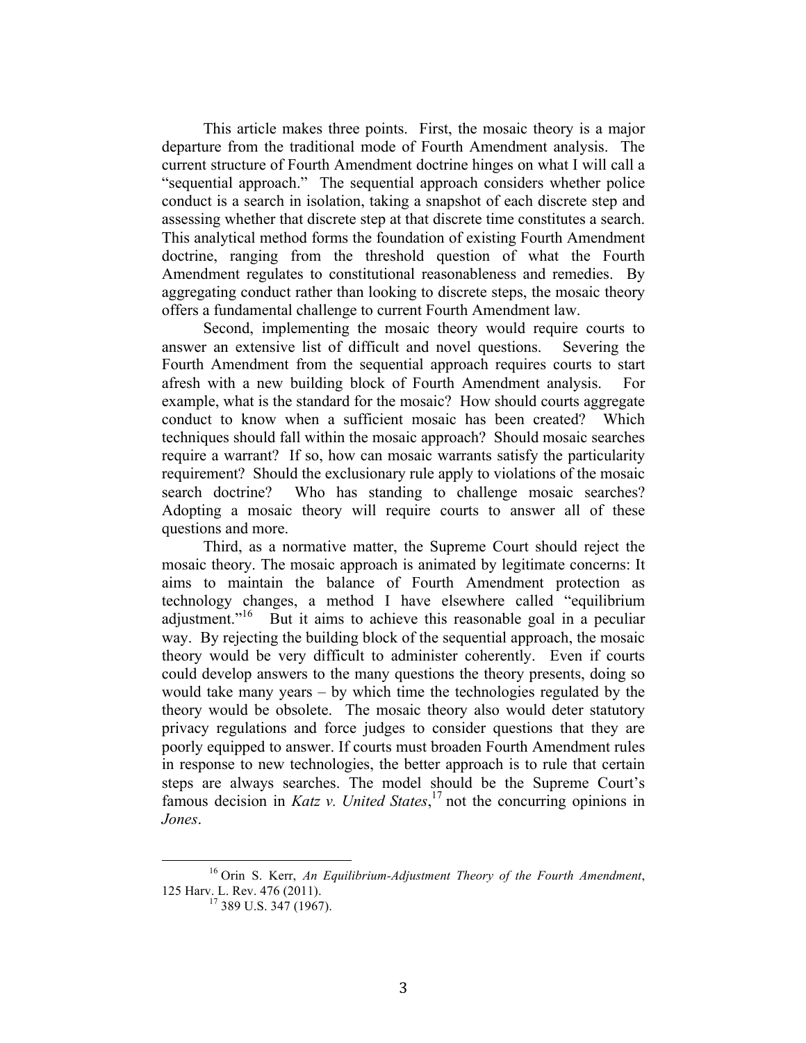This article makes three points. First, the mosaic theory is a major departure from the traditional mode of Fourth Amendment analysis. The current structure of Fourth Amendment doctrine hinges on what I will call a "sequential approach." The sequential approach considers whether police conduct is a search in isolation, taking a snapshot of each discrete step and assessing whether that discrete step at that discrete time constitutes a search. This analytical method forms the foundation of existing Fourth Amendment doctrine, ranging from the threshold question of what the Fourth Amendment regulates to constitutional reasonableness and remedies. By aggregating conduct rather than looking to discrete steps, the mosaic theory offers a fundamental challenge to current Fourth Amendment law.

Second, implementing the mosaic theory would require courts to answer an extensive list of difficult and novel questions. Severing the Fourth Amendment from the sequential approach requires courts to start afresh with a new building block of Fourth Amendment analysis. For example, what is the standard for the mosaic? How should courts aggregate conduct to know when a sufficient mosaic has been created? Which techniques should fall within the mosaic approach? Should mosaic searches require a warrant? If so, how can mosaic warrants satisfy the particularity requirement? Should the exclusionary rule apply to violations of the mosaic search doctrine? Who has standing to challenge mosaic searches? Adopting a mosaic theory will require courts to answer all of these questions and more.

Third, as a normative matter, the Supreme Court should reject the mosaic theory. The mosaic approach is animated by legitimate concerns: It aims to maintain the balance of Fourth Amendment protection as technology changes, a method I have elsewhere called "equilibrium adjustment."[16] But it aims to achieve this reasonable goal in a peculiar way. By rejecting the building block of the sequential approach, the mosaic theory would be very difficult to administer coherently. Even if courts could develop answers to the many questions the theory presents, doing so would take many years – by which time the technologies regulated by the theory would be obsolete. The mosaic theory also would deter statutory privacy regulations and force judges to consider questions that they are poorly equipped to answer. If courts must broaden Fourth Amendment rules in response to new technologies, the better approach is to rule that certain steps are always searches. The model should be the Supreme Court's famous decision in *Katz v. United States*,[17] not the concurring opinions in *Jones*.

---

[16] Orin S. Kerr, *An Equilibrium-Adjustment Theory of the Fourth Amendment*, 125 Harv. L. Rev. 476 (2011).

[17] 389 U.S. 347 (1967).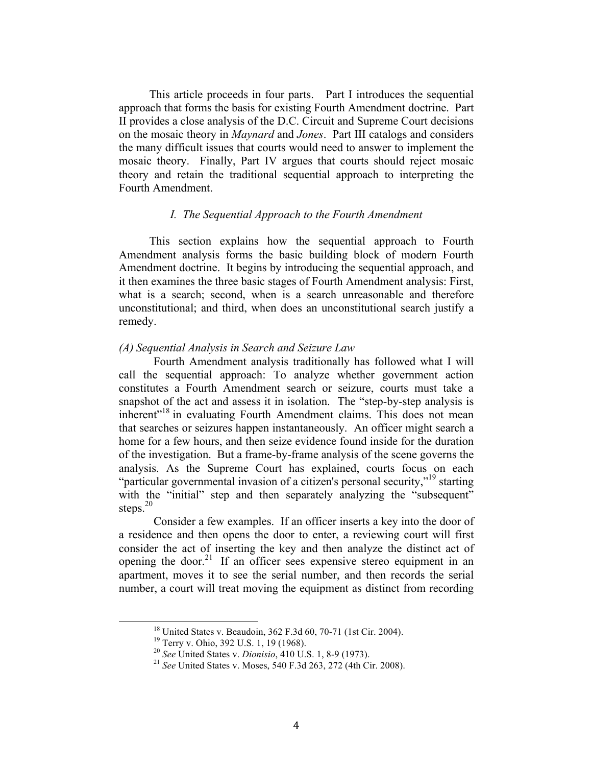This article proceeds in four parts. Part I introduces the sequential approach that forms the basis for existing Fourth Amendment doctrine. Part II provides a close analysis of the D.C. Circuit and Supreme Court decisions on the mosaic theory in *Maynard* and *Jones*. Part III catalogs and considers the many difficult issues that courts would need to answer to implement the mosaic theory. Finally, Part IV argues that courts should reject mosaic theory and retain the traditional sequential approach to interpreting the Fourth Amendment.

## *I. The Sequential Approach to the Fourth Amendment*

This section explains how the sequential approach to Fourth Amendment analysis forms the basic building block of modern Fourth Amendment doctrine. It begins by introducing the sequential approach, and it then examines the three basic stages of Fourth Amendment analysis: First, what is a search; second, when is a search unreasonable and therefore unconstitutional; and third, when does an unconstitutional search justify a remedy.

### *(A) Sequential Analysis in Search and Seizure Law*

Fourth Amendment analysis traditionally has followed what I will call the sequential approach: To analyze whether government action constitutes a Fourth Amendment search or seizure, courts must take a snapshot of the act and assess it in isolation. The "step-by-step analysis is inherent"[18] in evaluating Fourth Amendment claims. This does not mean that searches or seizures happen instantaneously. An officer might search a home for a few hours, and then seize evidence found inside for the duration of the investigation. But a frame-by-frame analysis of the scene governs the analysis. As the Supreme Court has explained, courts focus on each "particular governmental invasion of a citizen's personal security,"[19] starting with the "initial" step and then separately analyzing the "subsequent" steps.[20]

Consider a few examples. If an officer inserts a key into the door of a residence and then opens the door to enter, a reviewing court will first consider the act of inserting the key and then analyze the distinct act of opening the door.[21] If an officer sees expensive stereo equipment in an apartment, moves it to see the serial number, and then records the serial number, a court will treat moving the equipment as distinct from recording

---

[18] United States v. Beaudoin, 362 F.3d 60, 70-71 (1st Cir. 2004).

[19] Terry v. Ohio, 392 U.S. 1, 19 (1968).

[20] *See* United States v. *Dionisio*, 410 U.S. 1, 8-9 (1973).

[21] *See* United States v. Moses, 540 F.3d 263, 272 (4th Cir. 2008).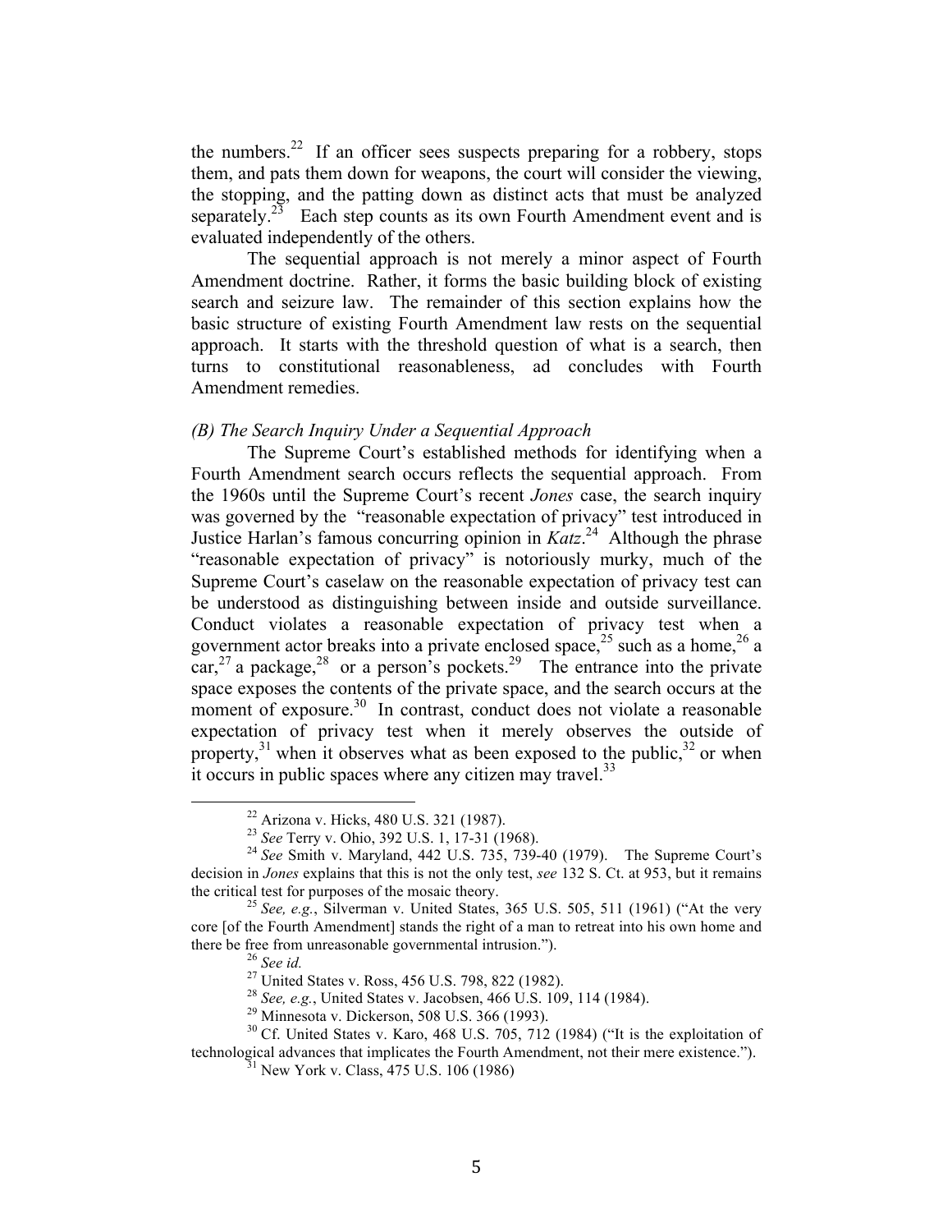the numbers.[22] If an officer sees suspects preparing for a robbery, stops them, and pats them down for weapons, the court will consider the viewing, the stopping, and the patting down as distinct acts that must be analyzed separately.[23] Each step counts as its own Fourth Amendment event and is evaluated independently of the others.

The sequential approach is not merely a minor aspect of Fourth Amendment doctrine. Rather, it forms the basic building block of existing search and seizure law. The remainder of this section explains how the basic structure of existing Fourth Amendment law rests on the sequential approach. It starts with the threshold question of what is a search, then turns to constitutional reasonableness, ad concludes with Fourth Amendment remedies.

### *(B) The Search Inquiry Under a Sequential Approach*

The Supreme Court's established methods for identifying when a Fourth Amendment search occurs reflects the sequential approach. From the 1960s until the Supreme Court's recent *Jones* case, the search inquiry was governed by the "reasonable expectation of privacy" test introduced in Justice Harlan's famous concurring opinion in *Katz*.[24] Although the phrase "reasonable expectation of privacy" is notoriously murky, much of the Supreme Court's caselaw on the reasonable expectation of privacy test can be understood as distinguishing between inside and outside surveillance. Conduct violates a reasonable expectation of privacy test when a government actor breaks into a private enclosed space,[25] such as a home,[26] a car,[27] a package,[28] or a person's pockets.[29] The entrance into the private space exposes the contents of the private space, and the search occurs at the moment of exposure.[30] In contrast, conduct does not violate a reasonable expectation of privacy test when it merely observes the outside of property,[31] when it observes what as been exposed to the public,[32] or when it occurs in public spaces where any citizen may travel.[33]

---

[22] Arizona v. Hicks, 480 U.S. 321 (1987).

[23] *See* Terry v. Ohio, 392 U.S. 1, 17-31 (1968).

[24] *See* Smith v. Maryland, 442 U.S. 735, 739-40 (1979). The Supreme Court's decision in *Jones* explains that this is not the only test, *see* 132 S. Ct. at 953, but it remains the critical test for purposes of the mosaic theory.

[25] *See, e.g.*, Silverman v. United States, 365 U.S. 505, 511 (1961) ("At the very core [of the Fourth Amendment] stands the right of a man to retreat into his own home and there be free from unreasonable governmental intrusion.").

[26] *See id.*

[27] United States v. Ross, 456 U.S. 798, 822 (1982).

[28] *See, e.g.*, United States v. Jacobsen, 466 U.S. 109, 114 (1984).

[29] Minnesota v. Dickerson, 508 U.S. 366 (1993).

[30] Cf. United States v. Karo, 468 U.S. 705, 712 (1984) ("It is the exploitation of technological advances that implicates the Fourth Amendment, not their mere existence.").

[31] New York v. Class, 475 U.S. 106 (1986)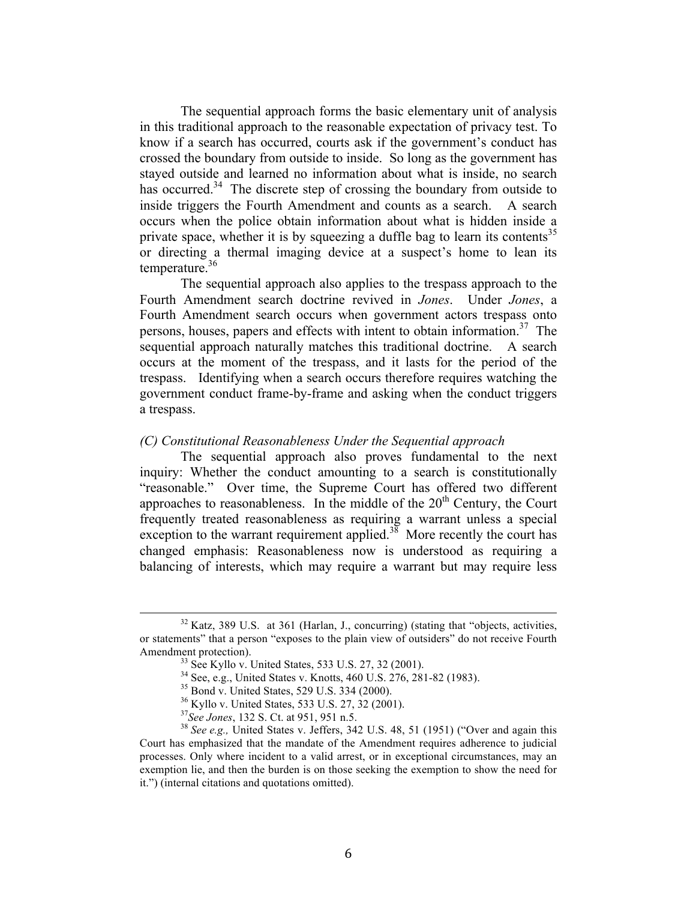The sequential approach forms the basic elementary unit of analysis in this traditional approach to the reasonable expectation of privacy test. To know if a search has occurred, courts ask if the government's conduct has crossed the boundary from outside to inside. So long as the government has stayed outside and learned no information about what is inside, no search has occurred.[34] The discrete step of crossing the boundary from outside to inside triggers the Fourth Amendment and counts as a search. A search occurs when the police obtain information about what is hidden inside a private space, whether it is by squeezing a duffle bag to learn its contents[35] or directing a thermal imaging device at a suspect's home to lean its temperature.[36]

The sequential approach also applies to the trespass approach to the Fourth Amendment search doctrine revived in *Jones*. Under *Jones*, a Fourth Amendment search occurs when government actors trespass onto persons, houses, papers and effects with intent to obtain information.[37] The sequential approach naturally matches this traditional doctrine. A search occurs at the moment of the trespass, and it lasts for the period of the trespass. Identifying when a search occurs therefore requires watching the government conduct frame-by-frame and asking when the conduct triggers a trespass.

### *(C) Constitutional Reasonableness Under the Sequential approach*

The sequential approach also proves fundamental to the next inquiry: Whether the conduct amounting to a search is constitutionally "reasonable." Over time, the Supreme Court has offered two different approaches to reasonableness. In the middle of the 20th Century, the Court frequently treated reasonableness as requiring a warrant unless a special exception to the warrant requirement applied.[38] More recently the court has changed emphasis: Reasonableness now is understood as requiring a balancing of interests, which may require a warrant but may require less

---

[32] Katz, 389 U.S. at 361 (Harlan, J., concurring) (stating that "objects, activities, or statements" that a person "exposes to the plain view of outsiders" do not receive Fourth Amendment protection).

[33] See Kyllo v. United States, 533 U.S. 27, 32 (2001).

[34] See, e.g., United States v. Knotts, 460 U.S. 276, 281-82 (1983).

[35] Bond v. United States, 529 U.S. 334 (2000).

[36] Kyllo v. United States, 533 U.S. 27, 32 (2001).

[37] *See Jones*, 132 S. Ct. at 951, 951 n.5.

[38] *See e.g.,* United States v. Jeffers, 342 U.S. 48, 51 (1951) ("Over and again this Court has emphasized that the mandate of the Amendment requires adherence to judicial processes. Only where incident to a valid arrest, or in exceptional circumstances, may an exemption lie, and then the burden is on those seeking the exemption to show the need for it.") (internal citations and quotations omitted).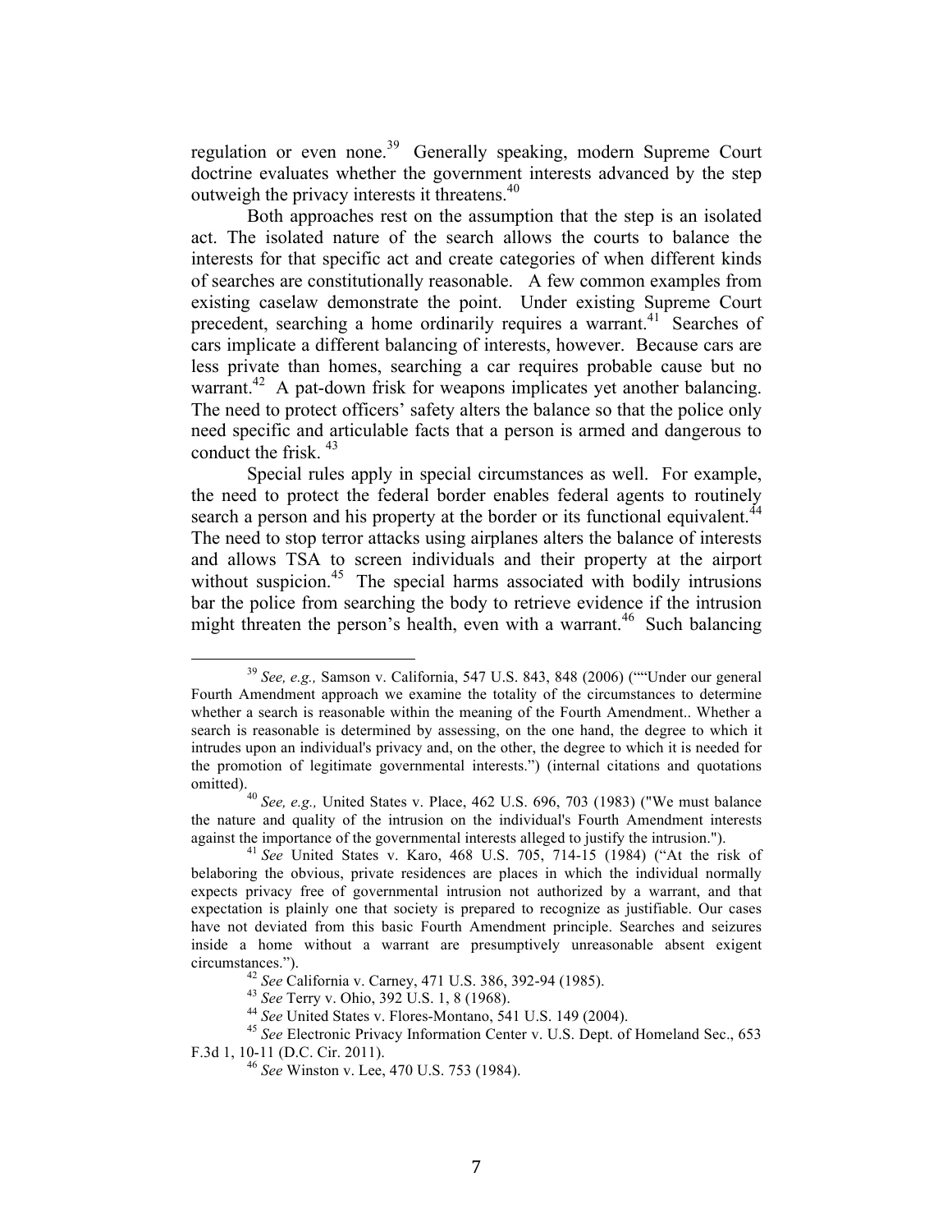regulation or even none.[39] Generally speaking, modern Supreme Court doctrine evaluates whether the government interests advanced by the step outweigh the privacy interests it threatens.[40]

Both approaches rest on the assumption that the step is an isolated act. The isolated nature of the search allows the courts to balance the interests for that specific act and create categories of when different kinds of searches are constitutionally reasonable. A few common examples from existing caselaw demonstrate the point. Under existing Supreme Court precedent, searching a home ordinarily requires a warrant.[41] Searches of cars implicate a different balancing of interests, however. Because cars are less private than homes, searching a car requires probable cause but no warrant.[42] A pat-down frisk for weapons implicates yet another balancing. The need to protect officers' safety alters the balance so that the police only need specific and articulable facts that a person is armed and dangerous to conduct the frisk.[43]

Special rules apply in special circumstances as well. For example, the need to protect the federal border enables federal agents to routinely search a person and his property at the border or its functional equivalent.[44] The need to stop terror attacks using airplanes alters the balance of interests and allows TSA to screen individuals and their property at the airport without suspicion.[45] The special harms associated with bodily intrusions bar the police from searching the body to retrieve evidence if the intrusion might threaten the person's health, even with a warrant.[46] Such balancing

---

[39] *See, e.g.,* Samson v. California, 547 U.S. 843, 848 (2006) (""Under our general Fourth Amendment approach we examine the totality of the circumstances to determine whether a search is reasonable within the meaning of the Fourth Amendment.. Whether a search is reasonable is determined by assessing, on the one hand, the degree to which it intrudes upon an individual's privacy and, on the other, the degree to which it is needed for the promotion of legitimate governmental interests.") (internal citations and quotations omitted).

[40] *See, e.g.,* United States v. Place, 462 U.S. 696, 703 (1983) ("We must balance the nature and quality of the intrusion on the individual's Fourth Amendment interests against the importance of the governmental interests alleged to justify the intrusion.").

[41] *See* United States v. Karo, 468 U.S. 705, 714-15 (1984) ("At the risk of belaboring the obvious, private residences are places in which the individual normally expects privacy free of governmental intrusion not authorized by a warrant, and that expectation is plainly one that society is prepared to recognize as justifiable. Our cases have not deviated from this basic Fourth Amendment principle. Searches and seizures inside a home without a warrant are presumptively unreasonable absent exigent circumstances.").

[42] *See* California v. Carney, 471 U.S. 386, 392-94 (1985).

[43] *See* Terry v. Ohio, 392 U.S. 1, 8 (1968).

[44] *See* United States v. Flores-Montano, 541 U.S. 149 (2004).

[45] *See* Electronic Privacy Information Center v. U.S. Dept. of Homeland Sec., 653 F.3d 1, 10-11 (D.C. Cir. 2011).

[46] *See* Winston v. Lee, 470 U.S. 753 (1984).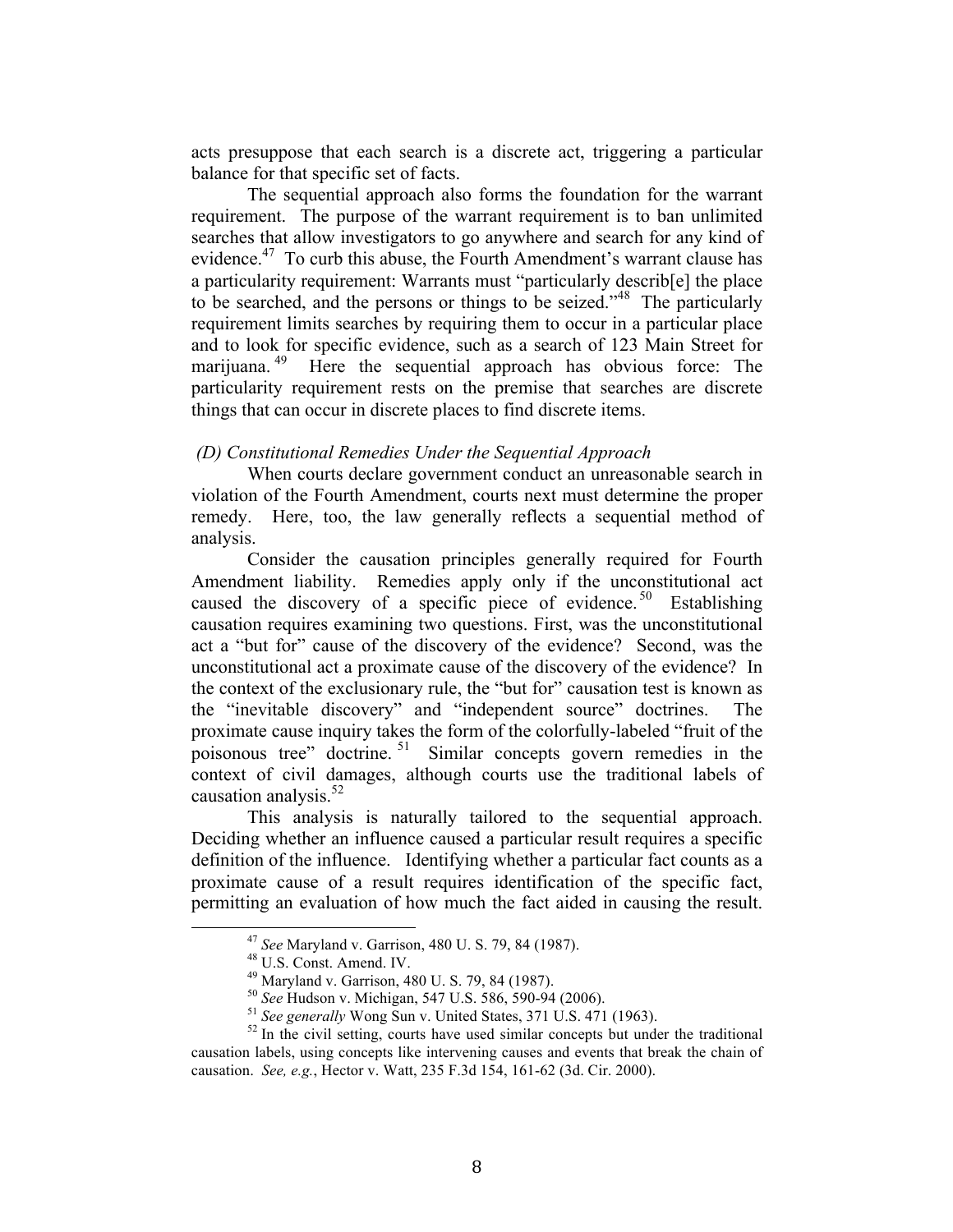acts presuppose that each search is a discrete act, triggering a particular balance for that specific set of facts.

The sequential approach also forms the foundation for the warrant requirement. The purpose of the warrant requirement is to ban unlimited searches that allow investigators to go anywhere and search for any kind of evidence.[47] To curb this abuse, the Fourth Amendment's warrant clause has a particularity requirement: Warrants must "particularly describ[e] the place to be searched, and the persons or things to be seized."[48] The particularly requirement limits searches by requiring them to occur in a particular place and to look for specific evidence, such as a search of 123 Main Street for marijuana.[49] Here the sequential approach has obvious force: The particularity requirement rests on the premise that searches are discrete things that can occur in discrete places to find discrete items.

### *(D) Constitutional Remedies Under the Sequential Approach*

When courts declare government conduct an unreasonable search in violation of the Fourth Amendment, courts next must determine the proper remedy. Here, too, the law generally reflects a sequential method of analysis.

Consider the causation principles generally required for Fourth Amendment liability. Remedies apply only if the unconstitutional act caused the discovery of a specific piece of evidence.[50] Establishing causation requires examining two questions. First, was the unconstitutional act a "but for" cause of the discovery of the evidence? Second, was the unconstitutional act a proximate cause of the discovery of the evidence? In the context of the exclusionary rule, the "but for" causation test is known as the "inevitable discovery" and "independent source" doctrines. The proximate cause inquiry takes the form of the colorfully-labeled "fruit of the poisonous tree" doctrine.[51] Similar concepts govern remedies in the context of civil damages, although courts use the traditional labels of causation analysis.[52]

This analysis is naturally tailored to the sequential approach. Deciding whether an influence caused a particular result requires a specific definition of the influence. Identifying whether a particular fact counts as a proximate cause of a result requires identification of the specific fact, permitting an evaluation of how much the fact aided in causing the result.

---

[47] *See* Maryland v. Garrison, 480 U. S. 79, 84 (1987).

[48] U.S. Const. Amend. IV.

[49] Maryland v. Garrison, 480 U. S. 79, 84 (1987).

[50] *See* Hudson v. Michigan, 547 U.S. 586, 590-94 (2006).

[51] *See generally* Wong Sun v. United States, 371 U.S. 471 (1963).

[52] In the civil setting, courts have used similar concepts but under the traditional causation labels, using concepts like intervening causes and events that break the chain of causation. *See, e.g.*, Hector v. Watt, 235 F.3d 154, 161-62 (3d. Cir. 2000).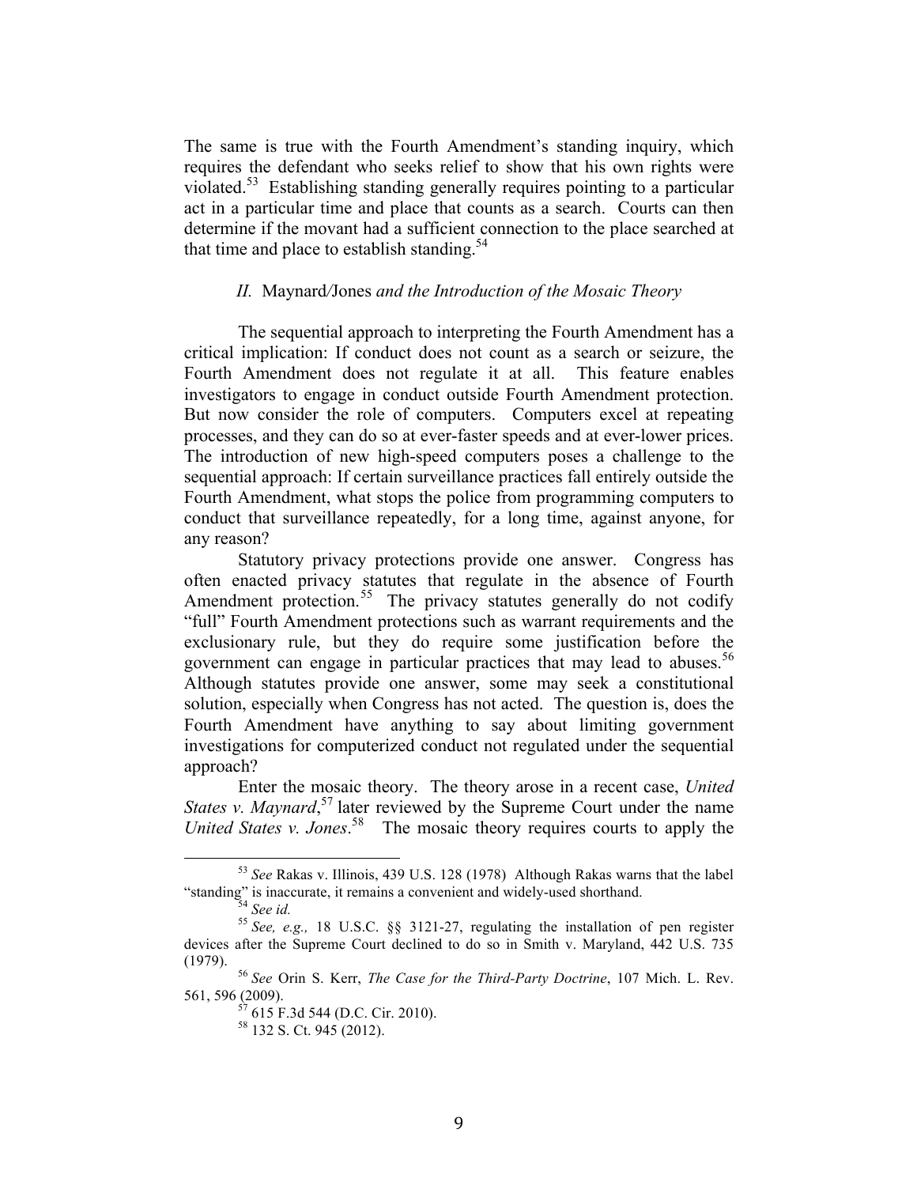The same is true with the Fourth Amendment's standing inquiry, which requires the defendant who seeks relief to show that his own rights were violated.[53] Establishing standing generally requires pointing to a particular act in a particular time and place that counts as a search. Courts can then determine if the movant had a sufficient connection to the place searched at that time and place to establish standing.[54]

### *II.* Maynard/Jones *and the Introduction of the Mosaic Theory*

The sequential approach to interpreting the Fourth Amendment has a critical implication: If conduct does not count as a search or seizure, the Fourth Amendment does not regulate it at all. This feature enables investigators to engage in conduct outside Fourth Amendment protection. But now consider the role of computers. Computers excel at repeating processes, and they can do so at ever-faster speeds and at ever-lower prices. The introduction of new high-speed computers poses a challenge to the sequential approach: If certain surveillance practices fall entirely outside the Fourth Amendment, what stops the police from programming computers to conduct that surveillance repeatedly, for a long time, against anyone, for any reason?

Statutory privacy protections provide one answer. Congress has often enacted privacy statutes that regulate in the absence of Fourth Amendment protection.[55] The privacy statutes generally do not codify "full" Fourth Amendment protections such as warrant requirements and the exclusionary rule, but they do require some justification before the government can engage in particular practices that may lead to abuses.[56] Although statutes provide one answer, some may seek a constitutional solution, especially when Congress has not acted. The question is, does the Fourth Amendment have anything to say about limiting government investigations for computerized conduct not regulated under the sequential approach?

Enter the mosaic theory. The theory arose in a recent case, *United States v. Maynard*,[57] later reviewed by the Supreme Court under the name *United States v. Jones*.[58] The mosaic theory requires courts to apply the

---

[53] *See* Rakas v. Illinois, 439 U.S. 128 (1978) Although Rakas warns that the label "standing" is inaccurate, it remains a convenient and widely-used shorthand.

[54] *See id.*

[55] *See, e.g.,* 18 U.S.C. §§ 3121-27, regulating the installation of pen register devices after the Supreme Court declined to do so in Smith v. Maryland, 442 U.S. 735 (1979).

[56] *See* Orin S. Kerr, *The Case for the Third-Party Doctrine*, 107 Mich. L. Rev. 561, 596 (2009).

[57] 615 F.3d 544 (D.C. Cir. 2010).

[58] 132 S. Ct. 945 (2012).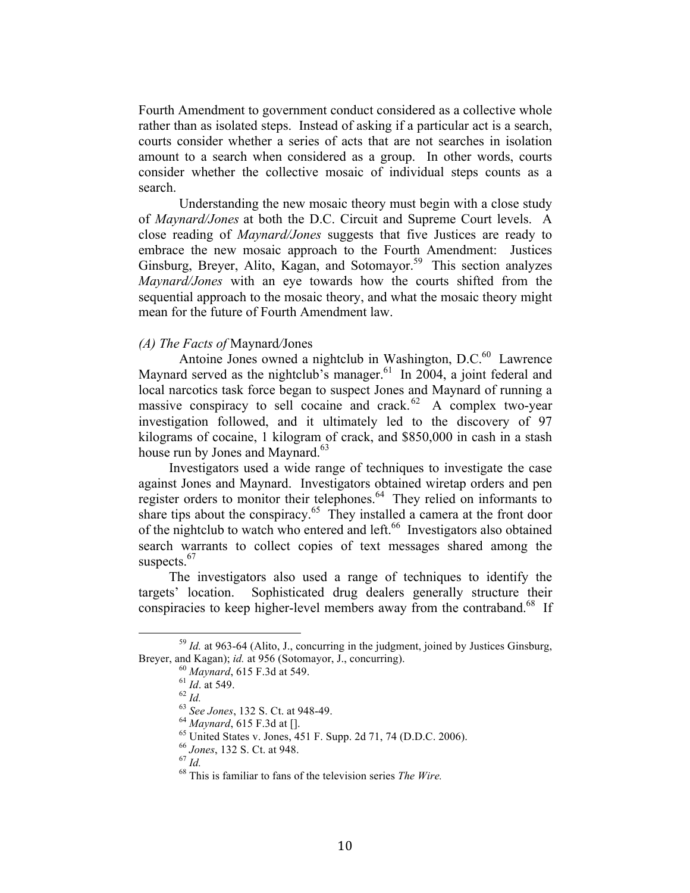Fourth Amendment to government conduct considered as a collective whole rather than as isolated steps. Instead of asking if a particular act is a search, courts consider whether a series of acts that are not searches in isolation amount to a search when considered as a group. In other words, courts consider whether the collective mosaic of individual steps counts as a search.

Understanding the new mosaic theory must begin with a close study of *Maynard/Jones* at both the D.C. Circuit and Supreme Court levels. A close reading of *Maynard/Jones* suggests that five Justices are ready to embrace the new mosaic approach to the Fourth Amendment: Justices Ginsburg, Breyer, Alito, Kagan, and Sotomayor.[59] This section analyzes *Maynard/Jones* with an eye towards how the courts shifted from the sequential approach to the mosaic theory, and what the mosaic theory might mean for the future of Fourth Amendment law.

*(A) The Facts of* Maynard/Jones

Antoine Jones owned a nightclub in Washington, D.C.[60] Lawrence Maynard served as the nightclub's manager.[61] In 2004, a joint federal and local narcotics task force began to suspect Jones and Maynard of running a massive conspiracy to sell cocaine and crack.[62] A complex two-year investigation followed, and it ultimately led to the discovery of 97 kilograms of cocaine, 1 kilogram of crack, and $850,000 in cash in a stash house run by Jones and Maynard.[63]

Investigators used a wide range of techniques to investigate the case against Jones and Maynard. Investigators obtained wiretap orders and pen register orders to monitor their telephones.[64] They relied on informants to share tips about the conspiracy.[65] They installed a camera at the front door of the nightclub to watch who entered and left.[66] Investigators also obtained search warrants to collect copies of text messages shared among the suspects.[67]

The investigators also used a range of techniques to identify the targets' location. Sophisticated drug dealers generally structure their conspiracies to keep higher-level members away from the contraband.[68] If

---

[59] *Id.* at 963-64 (Alito, J., concurring in the judgment, joined by Justices Ginsburg, Breyer, and Kagan); *id.* at 956 (Sotomayor, J., concurring).

[60] *Maynard*, 615 F.3d at 549.

[61] *Id*. at 549.

[62] *Id.*

[63] *See Jones*, 132 S. Ct. at 948-49.

[64] *Maynard*, 615 F.3d at [].

[65] United States v. Jones, 451 F. Supp. 2d 71, 74 (D.D.C. 2006).

[66] *Jones*, 132 S. Ct. at 948.

[67] *Id.*

[68] This is familiar to fans of the television series *The Wire.*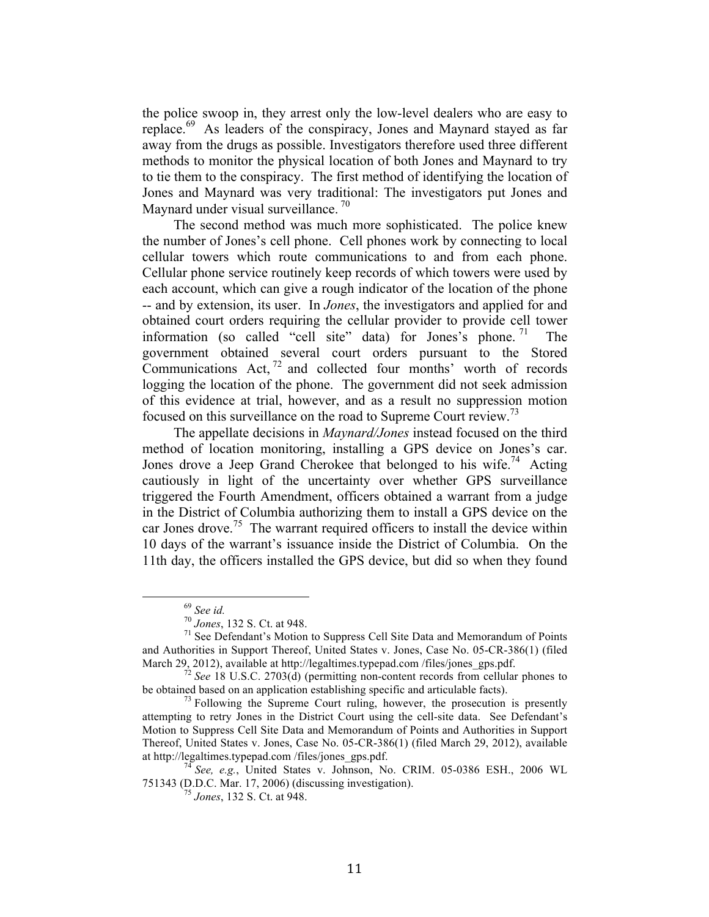the police swoop in, they arrest only the low-level dealers who are easy to replace.[69] As leaders of the conspiracy, Jones and Maynard stayed as far away from the drugs as possible. Investigators therefore used three different methods to monitor the physical location of both Jones and Maynard to try to tie them to the conspiracy. The first method of identifying the location of Jones and Maynard was very traditional: The investigators put Jones and Maynard under visual surveillance.[70]

The second method was much more sophisticated. The police knew the number of Jones's cell phone. Cell phones work by connecting to local cellular towers which route communications to and from each phone. Cellular phone service routinely keep records of which towers were used by each account, which can give a rough indicator of the location of the phone -- and by extension, its user. In *Jones*, the investigators and applied for and obtained court orders requiring the cellular provider to provide cell tower information (so called "cell site" data) for Jones's phone.[71] The government obtained several court orders pursuant to the Stored Communications Act,[72] and collected four months' worth of records logging the location of the phone. The government did not seek admission of this evidence at trial, however, and as a result no suppression motion focused on this surveillance on the road to Supreme Court review.[73]

The appellate decisions in *Maynard/Jones* instead focused on the third method of location monitoring, installing a GPS device on Jones's car. Jones drove a Jeep Grand Cherokee that belonged to his wife.[74] Acting cautiously in light of the uncertainty over whether GPS surveillance triggered the Fourth Amendment, officers obtained a warrant from a judge in the District of Columbia authorizing them to install a GPS device on the car Jones drove.[75] The warrant required officers to install the device within 10 days of the warrant's issuance inside the District of Columbia. On the 11th day, the officers installed the GPS device, but did so when they found

---

[69] *See id.*

[70] *Jones*, 132 S. Ct. at 948.

[71] See Defendant's Motion to Suppress Cell Site Data and Memorandum of Points and Authorities in Support Thereof, United States v. Jones, Case No. 05-CR-386(1) (filed March 29, 2012), available at http://legaltimes.typepad.com /files/jones_gps.pdf.

[72] *See* 18 U.S.C. 2703(d) (permitting non-content records from cellular phones to be obtained based on an application establishing specific and articulable facts).

[73] Following the Supreme Court ruling, however, the prosecution is presently attempting to retry Jones in the District Court using the cell-site data. See Defendant's Motion to Suppress Cell Site Data and Memorandum of Points and Authorities in Support Thereof, United States v. Jones, Case No. 05-CR-386(1) (filed March 29, 2012), available at http://legaltimes.typepad.com /files/jones_gps.pdf.

[74] *See, e.g.*, United States v. Johnson, No. CRIM. 05-0386 ESH., 2006 WL 751343 (D.D.C. Mar. 17, 2006) (discussing investigation).

[75] *Jones*, 132 S. Ct. at 948.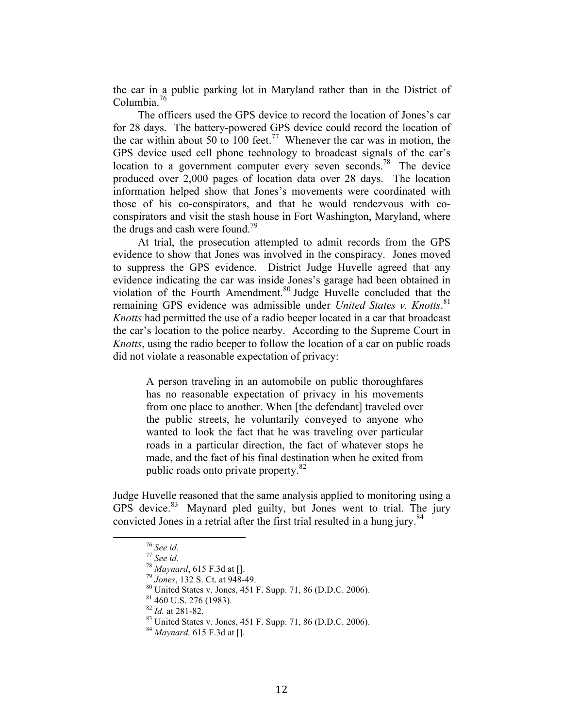the car in a public parking lot in Maryland rather than in the District of Columbia.[76]

The officers used the GPS device to record the location of Jones's car for 28 days. The battery-powered GPS device could record the location of the car within about 50 to 100 feet.[77] Whenever the car was in motion, the GPS device used cell phone technology to broadcast signals of the car's location to a government computer every seven seconds.[78] The device produced over 2,000 pages of location data over 28 days. The location information helped show that Jones's movements were coordinated with those of his co-conspirators, and that he would rendezvous with co-conspirators and visit the stash house in Fort Washington, Maryland, where the drugs and cash were found.[79]

At trial, the prosecution attempted to admit records from the GPS evidence to show that Jones was involved in the conspiracy. Jones moved to suppress the GPS evidence. District Judge Huvelle agreed that any evidence indicating the car was inside Jones's garage had been obtained in violation of the Fourth Amendment.[80] Judge Huvelle concluded that the remaining GPS evidence was admissible under *United States v. Knotts*.[81] *Knotts* had permitted the use of a radio beeper located in a car that broadcast the car's location to the police nearby. According to the Supreme Court in *Knotts*, using the radio beeper to follow the location of a car on public roads did not violate a reasonable expectation of privacy:

> A person traveling in an automobile on public thoroughfares has no reasonable expectation of privacy in his movements from one place to another. When [the defendant] traveled over the public streets, he voluntarily conveyed to anyone who wanted to look the fact that he was traveling over particular roads in a particular direction, the fact of whatever stops he made, and the fact of his final destination when he exited from public roads onto private property.[82]

Judge Huvelle reasoned that the same analysis applied to monitoring using a GPS device.[83] Maynard pled guilty, but Jones went to trial. The jury convicted Jones in a retrial after the first trial resulted in a hung jury.[84]

---

[76] *See id.*

[77] *See id.*

[78] *Maynard*, 615 F.3d at [].

[79] *Jones*, 132 S. Ct. at 948-49.

[80] United States v. Jones, 451 F. Supp. 71, 86 (D.D.C. 2006).

[81] 460 U.S. 276 (1983).

[82] *Id.* at 281-82.

[83] United States v. Jones, 451 F. Supp. 71, 86 (D.D.C. 2006).

[84] *Maynard,* 615 F.3d at [].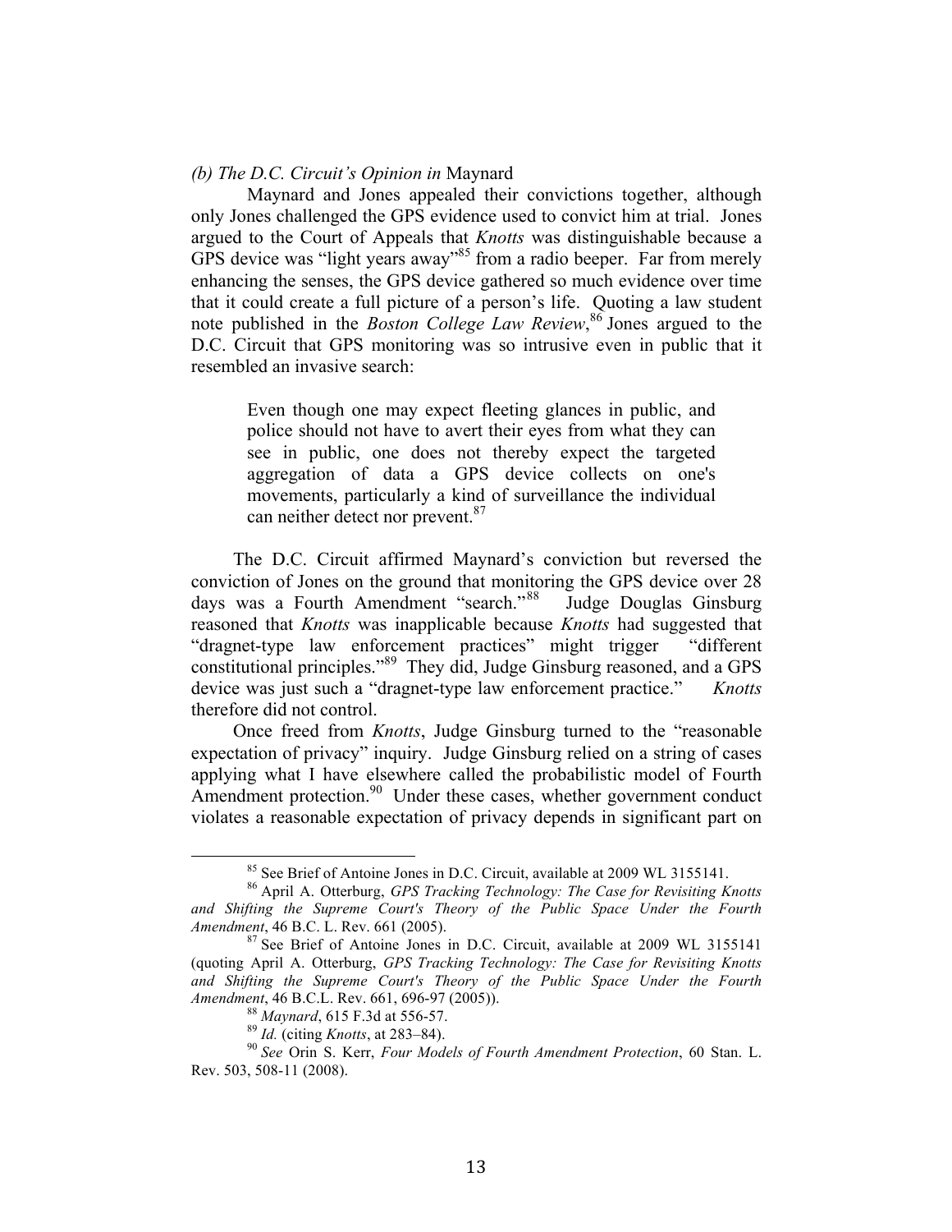*(b) The D.C. Circuit's Opinion in* Maynard

Maynard and Jones appealed their convictions together, although only Jones challenged the GPS evidence used to convict him at trial. Jones argued to the Court of Appeals that *Knotts* was distinguishable because a GPS device was "light years away"[85] from a radio beeper. Far from merely enhancing the senses, the GPS device gathered so much evidence over time that it could create a full picture of a person's life. Quoting a law student note published in the *Boston College Law Review*,[86] Jones argued to the D.C. Circuit that GPS monitoring was so intrusive even in public that it resembled an invasive search:

> Even though one may expect fleeting glances in public, and police should not have to avert their eyes from what they can see in public, one does not thereby expect the targeted aggregation of data a GPS device collects on one's movements, particularly a kind of surveillance the individual can neither detect nor prevent.[87]

The D.C. Circuit affirmed Maynard's conviction but reversed the conviction of Jones on the ground that monitoring the GPS device over 28 days was a Fourth Amendment "search."[88] Judge Douglas Ginsburg reasoned that *Knotts* was inapplicable because *Knotts* had suggested that "dragnet-type law enforcement practices" might trigger "different constitutional principles."[89] They did, Judge Ginsburg reasoned, and a GPS device was just such a "dragnet-type law enforcement practice." *Knotts* therefore did not control.

Once freed from *Knotts*, Judge Ginsburg turned to the "reasonable expectation of privacy" inquiry. Judge Ginsburg relied on a string of cases applying what I have elsewhere called the probabilistic model of Fourth Amendment protection.[90] Under these cases, whether government conduct violates a reasonable expectation of privacy depends in significant part on

---

[85] See Brief of Antoine Jones in D.C. Circuit, available at 2009 WL 3155141.

[86] April A. Otterburg, *GPS Tracking Technology: The Case for Revisiting Knotts and Shifting the Supreme Court's Theory of the Public Space Under the Fourth Amendment*, 46 B.C. L. Rev. 661 (2005).

[87] See Brief of Antoine Jones in D.C. Circuit, available at 2009 WL 3155141 (quoting April A. Otterburg, *GPS Tracking Technology: The Case for Revisiting Knotts and Shifting the Supreme Court's Theory of the Public Space Under the Fourth Amendment*, 46 B.C.L. Rev. 661, 696-97 (2005)).

[88] *Maynard*, 615 F.3d at 556-57.

[89] *Id.* (citing *Knotts*, at 283–84).

[90] *See* Orin S. Kerr, *Four Models of Fourth Amendment Protection*, 60 Stan. L. Rev. 503, 508-11 (2008).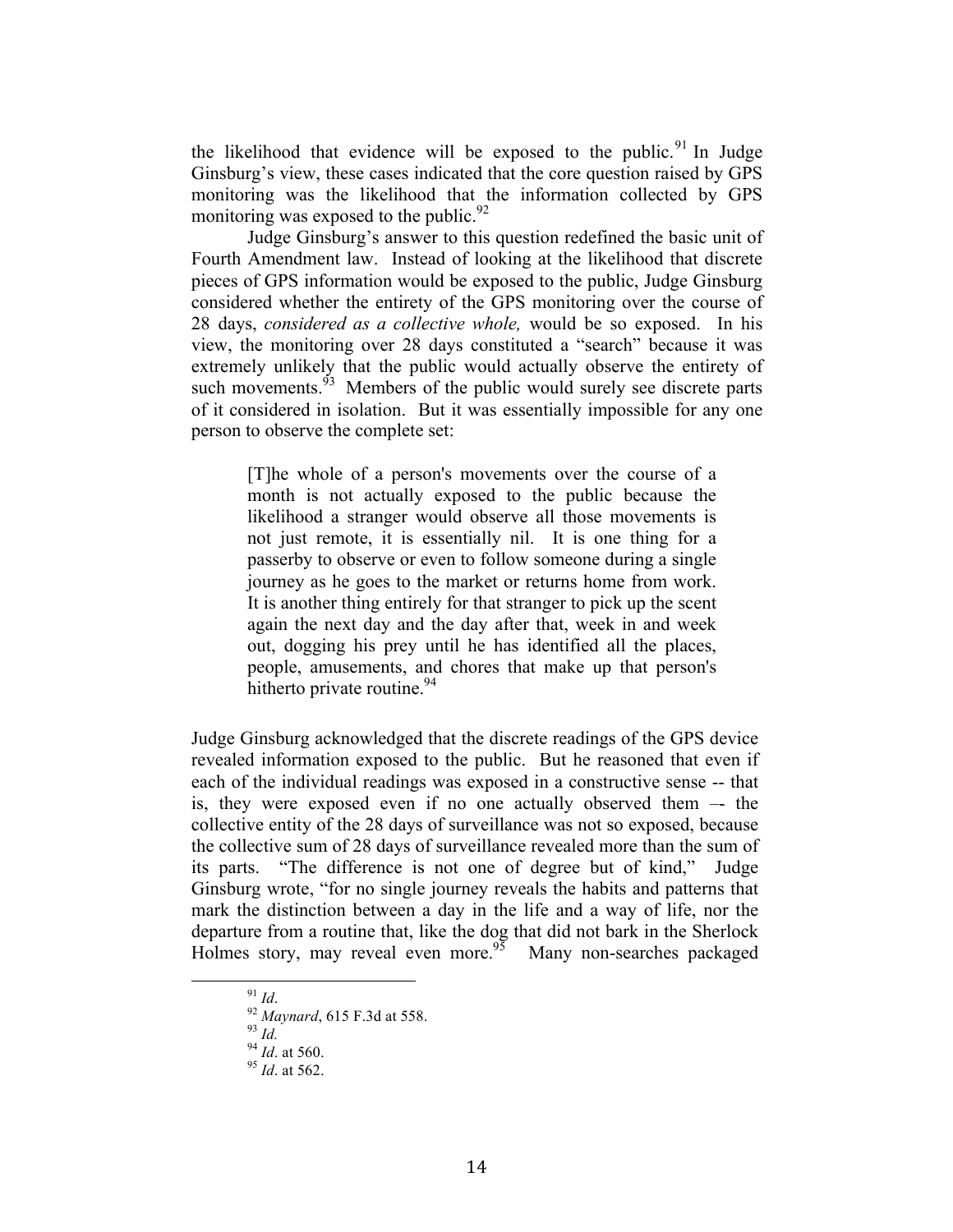the likelihood that evidence will be exposed to the public.[91] In Judge Ginsburg's view, these cases indicated that the core question raised by GPS monitoring was the likelihood that the information collected by GPS monitoring was exposed to the public.[92]

Judge Ginsburg's answer to this question redefined the basic unit of Fourth Amendment law. Instead of looking at the likelihood that discrete pieces of GPS information would be exposed to the public, Judge Ginsburg considered whether the entirety of the GPS monitoring over the course of 28 days, *considered as a collective whole,* would be so exposed. In his view, the monitoring over 28 days constituted a "search" because it was extremely unlikely that the public would actually observe the entirety of such movements.[93] Members of the public would surely see discrete parts of it considered in isolation. But it was essentially impossible for any one person to observe the complete set:

> [T]he whole of a person's movements over the course of a month is not actually exposed to the public because the likelihood a stranger would observe all those movements is not just remote, it is essentially nil. It is one thing for a passerby to observe or even to follow someone during a single journey as he goes to the market or returns home from work. It is another thing entirely for that stranger to pick up the scent again the next day and the day after that, week in and week out, dogging his prey until he has identified all the places, people, amusements, and chores that make up that person's hitherto private routine.[94]

Judge Ginsburg acknowledged that the discrete readings of the GPS device revealed information exposed to the public. But he reasoned that even if each of the individual readings was exposed in a constructive sense -- that is, they were exposed even if no one actually observed them –- the collective entity of the 28 days of surveillance was not so exposed, because the collective sum of 28 days of surveillance revealed more than the sum of its parts. "The difference is not one of degree but of kind," Judge Ginsburg wrote, "for no single journey reveals the habits and patterns that mark the distinction between a day in the life and a way of life, nor the departure from a routine that, like the dog that did not bark in the Sherlock Holmes story, may reveal even more.[95] Many non-searches packaged

---

[91] *Id*.

[92] *Maynard*, 615 F.3d at 558.

[93] *Id.*

[94] *Id*. at 560.

[95] *Id*. at 562.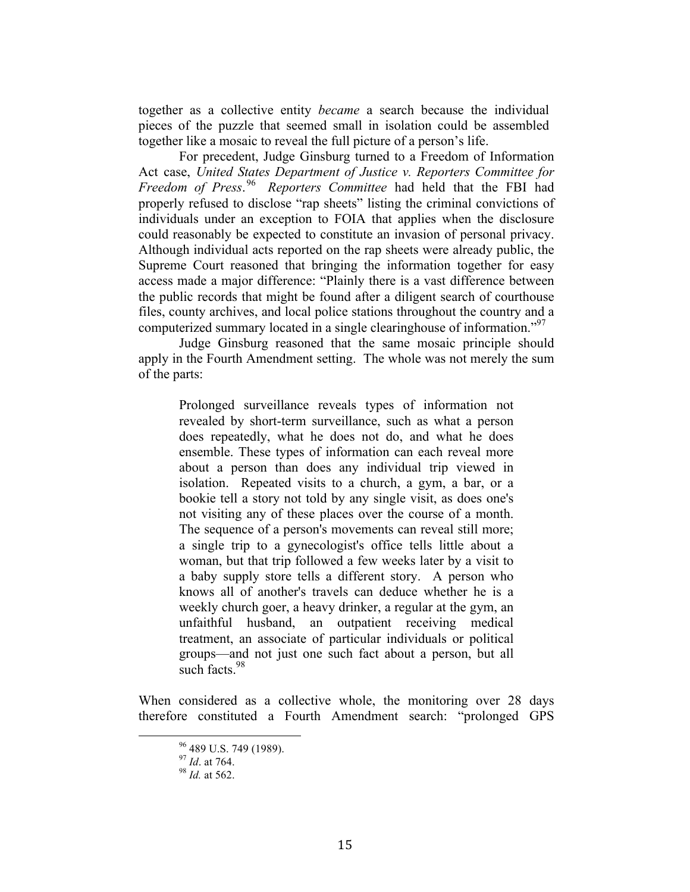together as a collective entity *became* a search because the individual pieces of the puzzle that seemed small in isolation could be assembled together like a mosaic to reveal the full picture of a person's life.

For precedent, Judge Ginsburg turned to a Freedom of Information Act case, *United States Department of Justice v. Reporters Committee for Freedom of Press*.[96] *Reporters Committee* had held that the FBI had properly refused to disclose "rap sheets" listing the criminal convictions of individuals under an exception to FOIA that applies when the disclosure could reasonably be expected to constitute an invasion of personal privacy. Although individual acts reported on the rap sheets were already public, the Supreme Court reasoned that bringing the information together for easy access made a major difference: "Plainly there is a vast difference between the public records that might be found after a diligent search of courthouse files, county archives, and local police stations throughout the country and a computerized summary located in a single clearinghouse of information."[97]

Judge Ginsburg reasoned that the same mosaic principle should apply in the Fourth Amendment setting. The whole was not merely the sum of the parts:

> Prolonged surveillance reveals types of information not revealed by short-term surveillance, such as what a person does repeatedly, what he does not do, and what he does ensemble. These types of information can each reveal more about a person than does any individual trip viewed in isolation. Repeated visits to a church, a gym, a bar, or a bookie tell a story not told by any single visit, as does one's not visiting any of these places over the course of a month. The sequence of a person's movements can reveal still more; a single trip to a gynecologist's office tells little about a woman, but that trip followed a few weeks later by a visit to a baby supply store tells a different story. A person who knows all of another's travels can deduce whether he is a weekly church goer, a heavy drinker, a regular at the gym, an unfaithful husband, an outpatient receiving medical treatment, an associate of particular individuals or political groups—and not just one such fact about a person, but all such facts.[98]

When considered as a collective whole, the monitoring over 28 days therefore constituted a Fourth Amendment search: "prolonged GPS

---

[96] 489 U.S. 749 (1989).
[97] *Id*. at 764.
[98] *Id.* at 562.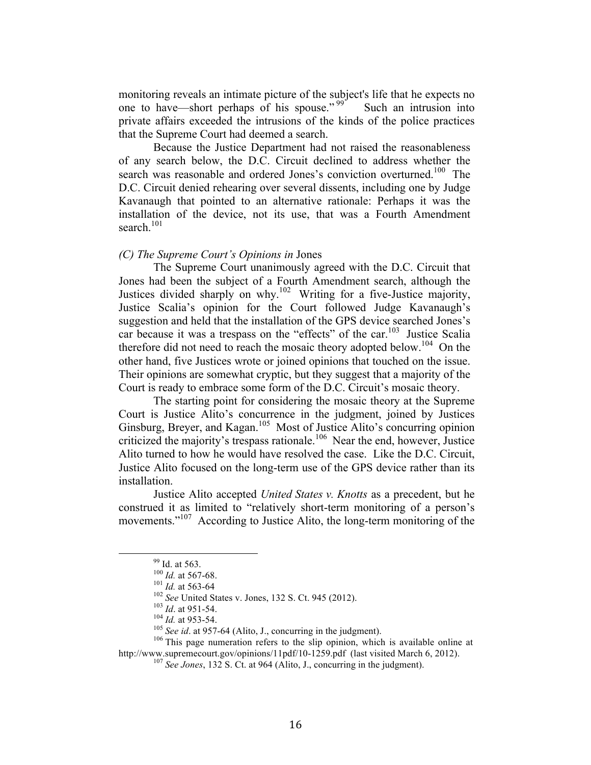monitoring reveals an intimate picture of the subject's life that he expects no one to have—short perhaps of his spouse."[99] Such an intrusion into private affairs exceeded the intrusions of the kinds of the police practices that the Supreme Court had deemed a search.

Because the Justice Department had not raised the reasonableness of any search below, the D.C. Circuit declined to address whether the search was reasonable and ordered Jones's conviction overturned.[100] The D.C. Circuit denied rehearing over several dissents, including one by Judge Kavanaugh that pointed to an alternative rationale: Perhaps it was the installation of the device, not its use, that was a Fourth Amendment search.[101]

*(C) The Supreme Court's Opinions in* Jones

The Supreme Court unanimously agreed with the D.C. Circuit that Jones had been the subject of a Fourth Amendment search, although the Justices divided sharply on why.[102] Writing for a five-Justice majority, Justice Scalia's opinion for the Court followed Judge Kavanaugh's suggestion and held that the installation of the GPS device searched Jones's car because it was a trespass on the "effects" of the car.[103] Justice Scalia therefore did not need to reach the mosaic theory adopted below.[104] On the other hand, five Justices wrote or joined opinions that touched on the issue. Their opinions are somewhat cryptic, but they suggest that a majority of the Court is ready to embrace some form of the D.C. Circuit's mosaic theory.

The starting point for considering the mosaic theory at the Supreme Court is Justice Alito's concurrence in the judgment, joined by Justices Ginsburg, Breyer, and Kagan.[105] Most of Justice Alito's concurring opinion criticized the majority's trespass rationale.[106] Near the end, however, Justice Alito turned to how he would have resolved the case. Like the D.C. Circuit, Justice Alito focused on the long-term use of the GPS device rather than its installation.

Justice Alito accepted *United States v. Knotts* as a precedent, but he construed it as limited to "relatively short-term monitoring of a person's movements."[107] According to Justice Alito, the long-term monitoring of the

---

[99] Id. at 563.

[100] *Id.* at 567-68.

[101] *Id.* at 563-64

[102] *See* United States v. Jones, 132 S. Ct. 945 (2012).

[103] *Id*. at 951-54.

[104] *Id.* at 953-54.

[105] *See id*. at 957-64 (Alito, J., concurring in the judgment).

[106] This page numeration refers to the slip opinion, which is available online at http://www.supremecourt.gov/opinions/11pdf/10-1259.pdf (last visited March 6, 2012).

[107] *See Jones*, 132 S. Ct. at 964 (Alito, J., concurring in the judgment).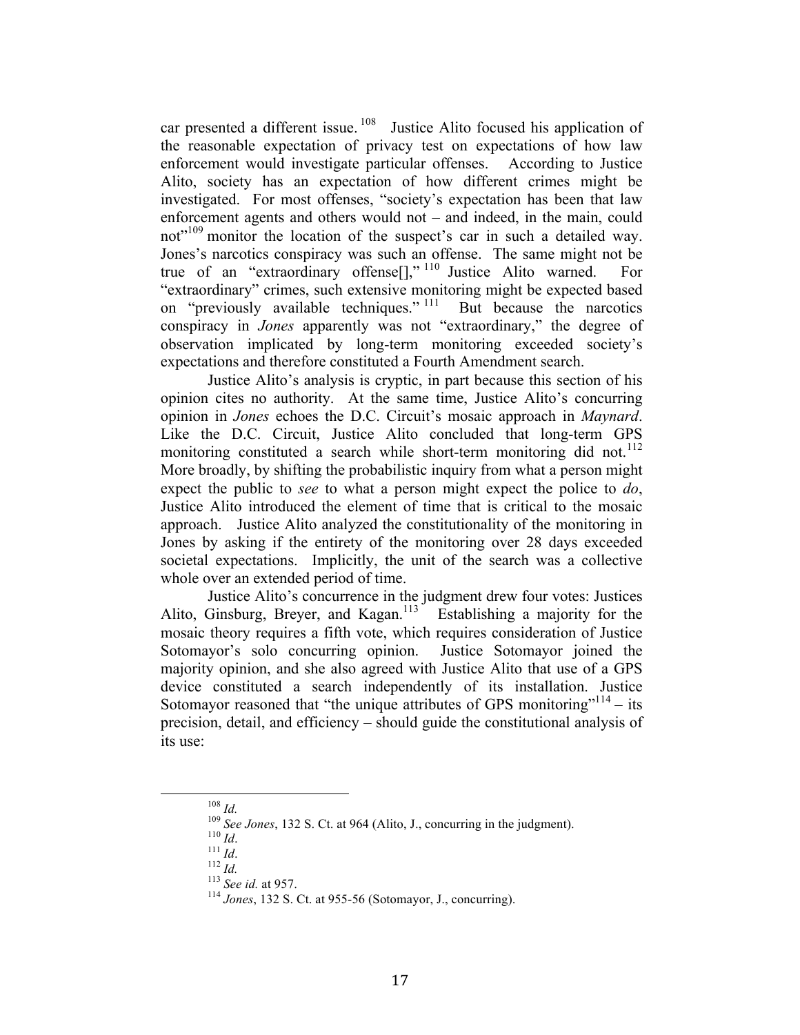car presented a different issue.[108] Justice Alito focused his application of the reasonable expectation of privacy test on expectations of how law enforcement would investigate particular offenses. According to Justice Alito, society has an expectation of how different crimes might be investigated. For most offenses, "society's expectation has been that law enforcement agents and others would not – and indeed, in the main, could not"[109] monitor the location of the suspect's car in such a detailed way. Jones's narcotics conspiracy was such an offense. The same might not be true of an "extraordinary offense[]," [110] Justice Alito warned. For "extraordinary" crimes, such extensive monitoring might be expected based on "previously available techniques." [111] But because the narcotics conspiracy in *Jones* apparently was not "extraordinary," the degree of observation implicated by long-term monitoring exceeded society's expectations and therefore constituted a Fourth Amendment search.

Justice Alito's analysis is cryptic, in part because this section of his opinion cites no authority. At the same time, Justice Alito's concurring opinion in *Jones* echoes the D.C. Circuit's mosaic approach in *Maynard*. Like the D.C. Circuit, Justice Alito concluded that long-term GPS monitoring constituted a search while short-term monitoring did not.[112] More broadly, by shifting the probabilistic inquiry from what a person might expect the public to *see* to what a person might expect the police to *do*, Justice Alito introduced the element of time that is critical to the mosaic approach. Justice Alito analyzed the constitutionality of the monitoring in Jones by asking if the entirety of the monitoring over 28 days exceeded societal expectations. Implicitly, the unit of the search was a collective whole over an extended period of time.

Justice Alito's concurrence in the judgment drew four votes: Justices Alito, Ginsburg, Breyer, and Kagan.[113] Establishing a majority for the mosaic theory requires a fifth vote, which requires consideration of Justice Sotomayor's solo concurring opinion. Justice Sotomayor joined the majority opinion, and she also agreed with Justice Alito that use of a GPS device constituted a search independently of its installation. Justice Sotomayor reasoned that "the unique attributes of GPS monitoring"[114] – its precision, detail, and efficiency – should guide the constitutional analysis of its use:

---

[108] *Id.*

[109] *See Jones*, 132 S. Ct. at 964 (Alito, J., concurring in the judgment).

[110] *Id*.

[111] *Id*.

[112] *Id.*

[113] *See id.* at 957.

[114] *Jones*, 132 S. Ct. at 955-56 (Sotomayor, J., concurring).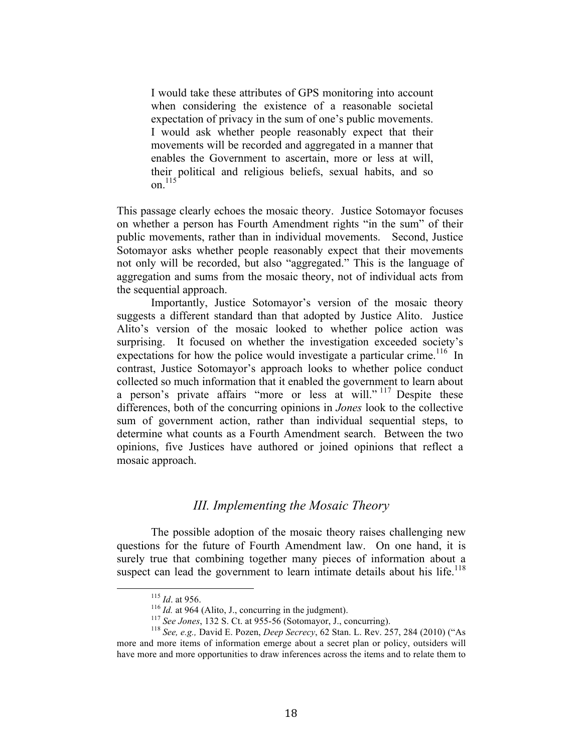> I would take these attributes of GPS monitoring into account when considering the existence of a reasonable societal expectation of privacy in the sum of one's public movements. I would ask whether people reasonably expect that their movements will be recorded and aggregated in a manner that enables the Government to ascertain, more or less at will, their political and religious beliefs, sexual habits, and so on.[115]

This passage clearly echoes the mosaic theory. Justice Sotomayor focuses on whether a person has Fourth Amendment rights "in the sum" of their public movements, rather than in individual movements. Second, Justice Sotomayor asks whether people reasonably expect that their movements not only will be recorded, but also "aggregated." This is the language of aggregation and sums from the mosaic theory, not of individual acts from the sequential approach.

Importantly, Justice Sotomayor's version of the mosaic theory suggests a different standard than that adopted by Justice Alito. Justice Alito's version of the mosaic looked to whether police action was surprising. It focused on whether the investigation exceeded society's expectations for how the police would investigate a particular crime.[116] In contrast, Justice Sotomayor's approach looks to whether police conduct collected so much information that it enabled the government to learn about a person's private affairs "more or less at will."[117] Despite these differences, both of the concurring opinions in *Jones* look to the collective sum of government action, rather than individual sequential steps, to determine what counts as a Fourth Amendment search. Between the two opinions, five Justices have authored or joined opinions that reflect a mosaic approach.

## *III. Implementing the Mosaic Theory*

The possible adoption of the mosaic theory raises challenging new questions for the future of Fourth Amendment law. On one hand, it is surely true that combining together many pieces of information about a suspect can lead the government to learn intimate details about his life.[118]

---

[115] *Id*. at 956.

[116] *Id.* at 964 (Alito, J., concurring in the judgment).

[117] *See Jones*, 132 S. Ct. at 955-56 (Sotomayor, J., concurring).

[118] *See, e.g.,* David E. Pozen, *Deep Secrecy*, 62 Stan. L. Rev. 257, 284 (2010) ("As more and more items of information emerge about a secret plan or policy, outsiders will have more and more opportunities to draw inferences across the items and to relate them to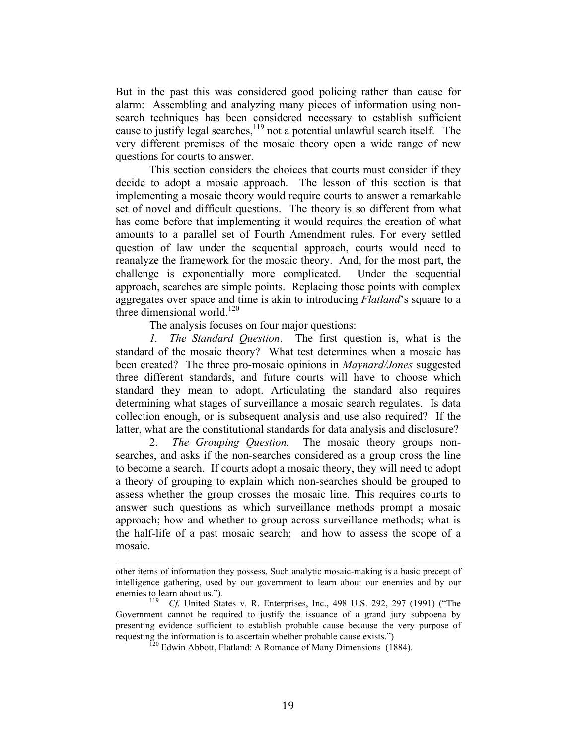But in the past this was considered good policing rather than cause for alarm: Assembling and analyzing many pieces of information using non-search techniques has been considered necessary to establish sufficient cause to justify legal searches,[119] not a potential unlawful search itself. The very different premises of the mosaic theory open a wide range of new questions for courts to answer.

This section considers the choices that courts must consider if they decide to adopt a mosaic approach. The lesson of this section is that implementing a mosaic theory would require courts to answer a remarkable set of novel and difficult questions. The theory is so different from what has come before that implementing it would requires the creation of what amounts to a parallel set of Fourth Amendment rules. For every settled question of law under the sequential approach, courts would need to reanalyze the framework for the mosaic theory. And, for the most part, the challenge is exponentially more complicated. Under the sequential approach, searches are simple points. Replacing those points with complex aggregates over space and time is akin to introducing *Flatland*'s square to a three dimensional world.[120]

The analysis focuses on four major questions:

*1. The Standard Question*. The first question is, what is the standard of the mosaic theory? What test determines when a mosaic has been created? The three pro-mosaic opinions in *Maynard/Jones* suggested three different standards, and future courts will have to choose which standard they mean to adopt. Articulating the standard also requires determining what stages of surveillance a mosaic search regulates. Is data collection enough, or is subsequent analysis and use also required? If the latter, what are the constitutional standards for data analysis and disclosure?

2. *The Grouping Question.* The mosaic theory groups non-searches, and asks if the non-searches considered as a group cross the line to become a search. If courts adopt a mosaic theory, they will need to adopt a theory of grouping to explain which non-searches should be grouped to assess whether the group crosses the mosaic line. This requires courts to answer such questions as which surveillance methods prompt a mosaic approach; how and whether to group across surveillance methods; what is the half-life of a past mosaic search; and how to assess the scope of a mosaic.

---

other items of information they possess. Such analytic mosaic-making is a basic precept of intelligence gathering, used by our government to learn about our enemies and by our enemies to learn about us.").

[119] *Cf.* United States v. R. Enterprises, Inc., 498 U.S. 292, 297 (1991) ("The Government cannot be required to justify the issuance of a grand jury subpoena by presenting evidence sufficient to establish probable cause because the very purpose of requesting the information is to ascertain whether probable cause exists.")

[120] Edwin Abbott, Flatland: A Romance of Many Dimensions (1884).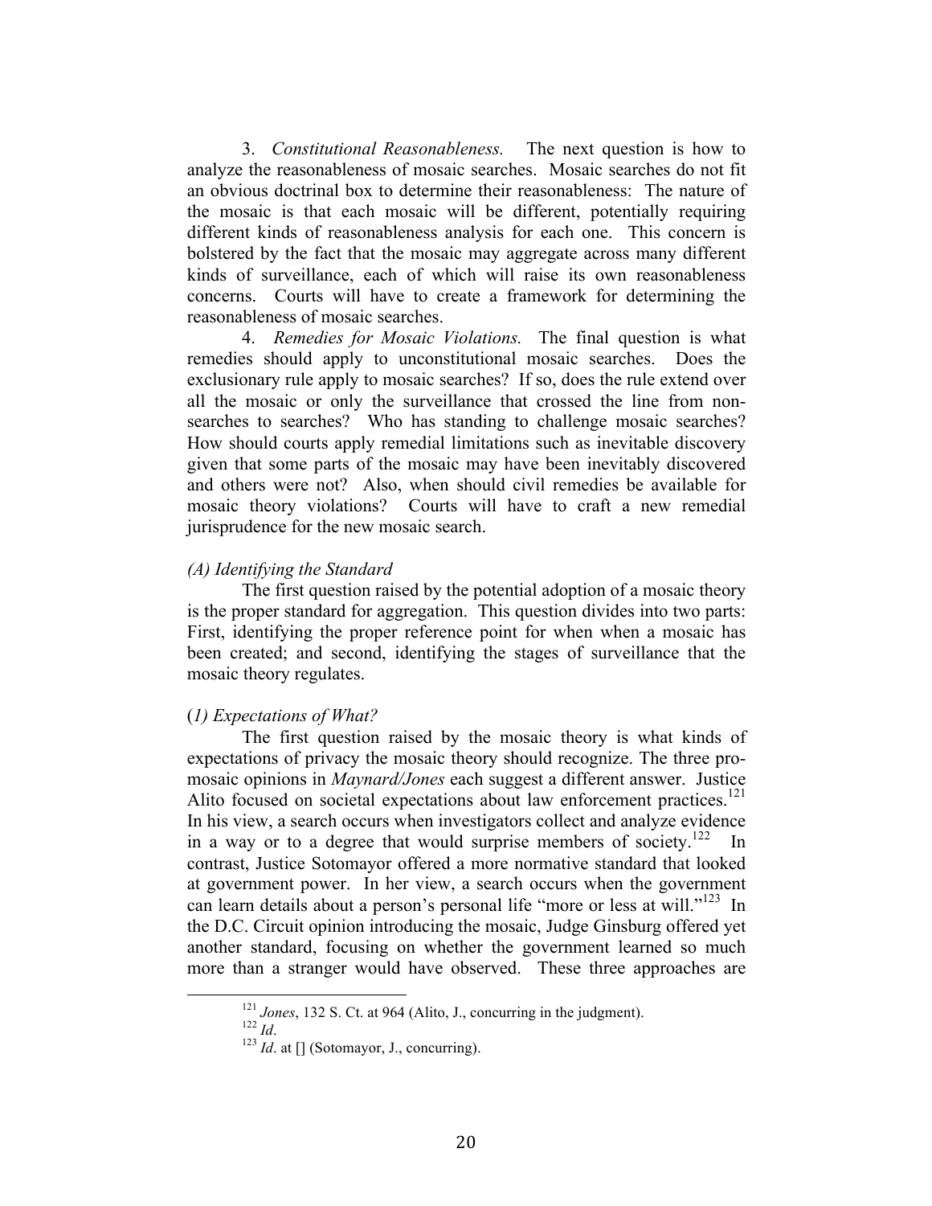3. *Constitutional Reasonableness.* The next question is how to analyze the reasonableness of mosaic searches. Mosaic searches do not fit an obvious doctrinal box to determine their reasonableness: The nature of the mosaic is that each mosaic will be different, potentially requiring different kinds of reasonableness analysis for each one. This concern is bolstered by the fact that the mosaic may aggregate across many different kinds of surveillance, each of which will raise its own reasonableness concerns. Courts will have to create a framework for determining the reasonableness of mosaic searches.

4. *Remedies for Mosaic Violations.* The final question is what remedies should apply to unconstitutional mosaic searches. Does the exclusionary rule apply to mosaic searches? If so, does the rule extend over all the mosaic or only the surveillance that crossed the line from non-searches to searches? Who has standing to challenge mosaic searches? How should courts apply remedial limitations such as inevitable discovery given that some parts of the mosaic may have been inevitably discovered and others were not? Also, when should civil remedies be available for mosaic theory violations? Courts will have to craft a new remedial jurisprudence for the new mosaic search.

### *(A) Identifying the Standard*

The first question raised by the potential adoption of a mosaic theory is the proper standard for aggregation. This question divides into two parts: First, identifying the proper reference point for when when a mosaic has been created; and second, identifying the stages of surveillance that the mosaic theory regulates.

#### (*1) Expectations of What?*

The first question raised by the mosaic theory is what kinds of expectations of privacy the mosaic theory should recognize. The three pro-mosaic opinions in *Maynard/Jones* each suggest a different answer. Justice Alito focused on societal expectations about law enforcement practices.[121] In his view, a search occurs when investigators collect and analyze evidence in a way or to a degree that would surprise members of society.[122] In contrast, Justice Sotomayor offered a more normative standard that looked at government power. In her view, a search occurs when the government can learn details about a person's personal life "more or less at will."[123] In the D.C. Circuit opinion introducing the mosaic, Judge Ginsburg offered yet another standard, focusing on whether the government learned so much more than a stranger would have observed. These three approaches are

---

[121] *Jones*, 132 S. Ct. at 964 (Alito, J., concurring in the judgment).

[122] *Id*.

[123] *Id*. at [] (Sotomayor, J., concurring).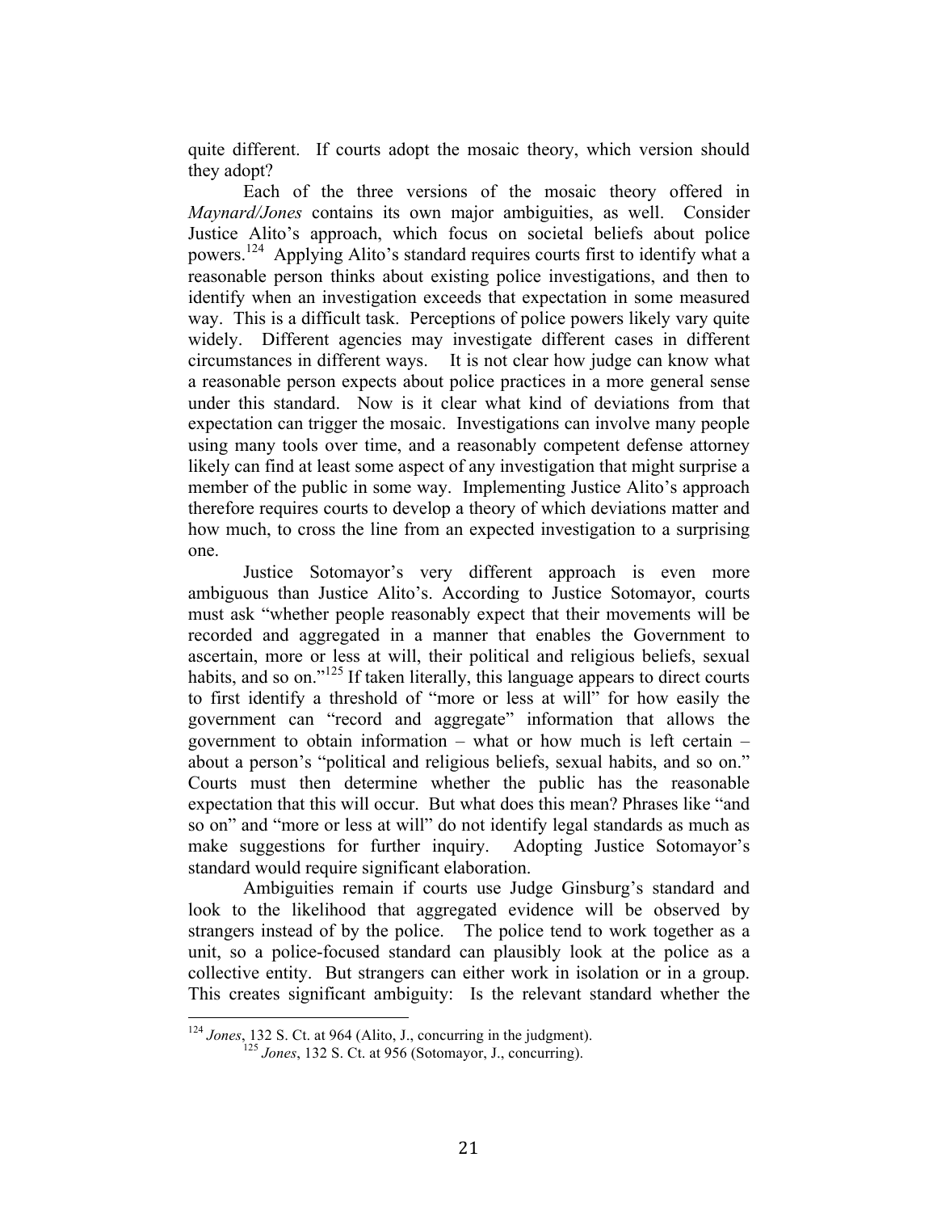quite different. If courts adopt the mosaic theory, which version should they adopt?

Each of the three versions of the mosaic theory offered in *Maynard/Jones* contains its own major ambiguities, as well. Consider Justice Alito's approach, which focus on societal beliefs about police powers.[124] Applying Alito's standard requires courts first to identify what a reasonable person thinks about existing police investigations, and then to identify when an investigation exceeds that expectation in some measured way. This is a difficult task. Perceptions of police powers likely vary quite widely. Different agencies may investigate different cases in different circumstances in different ways. It is not clear how judge can know what a reasonable person expects about police practices in a more general sense under this standard. Now is it clear what kind of deviations from that expectation can trigger the mosaic. Investigations can involve many people using many tools over time, and a reasonably competent defense attorney likely can find at least some aspect of any investigation that might surprise a member of the public in some way. Implementing Justice Alito's approach therefore requires courts to develop a theory of which deviations matter and how much, to cross the line from an expected investigation to a surprising one.

Justice Sotomayor's very different approach is even more ambiguous than Justice Alito's. According to Justice Sotomayor, courts must ask "whether people reasonably expect that their movements will be recorded and aggregated in a manner that enables the Government to ascertain, more or less at will, their political and religious beliefs, sexual habits, and so on."[125] If taken literally, this language appears to direct courts to first identify a threshold of "more or less at will" for how easily the government can "record and aggregate" information that allows the government to obtain information – what or how much is left certain – about a person's "political and religious beliefs, sexual habits, and so on." Courts must then determine whether the public has the reasonable expectation that this will occur. But what does this mean? Phrases like "and so on" and "more or less at will" do not identify legal standards as much as make suggestions for further inquiry. Adopting Justice Sotomayor's standard would require significant elaboration.

Ambiguities remain if courts use Judge Ginsburg's standard and look to the likelihood that aggregated evidence will be observed by strangers instead of by the police. The police tend to work together as a unit, so a police-focused standard can plausibly look at the police as a collective entity. But strangers can either work in isolation or in a group. This creates significant ambiguity: Is the relevant standard whether the

---

[124] *Jones*, 132 S. Ct. at 964 (Alito, J., concurring in the judgment).

[125] *Jones*, 132 S. Ct. at 956 (Sotomayor, J., concurring).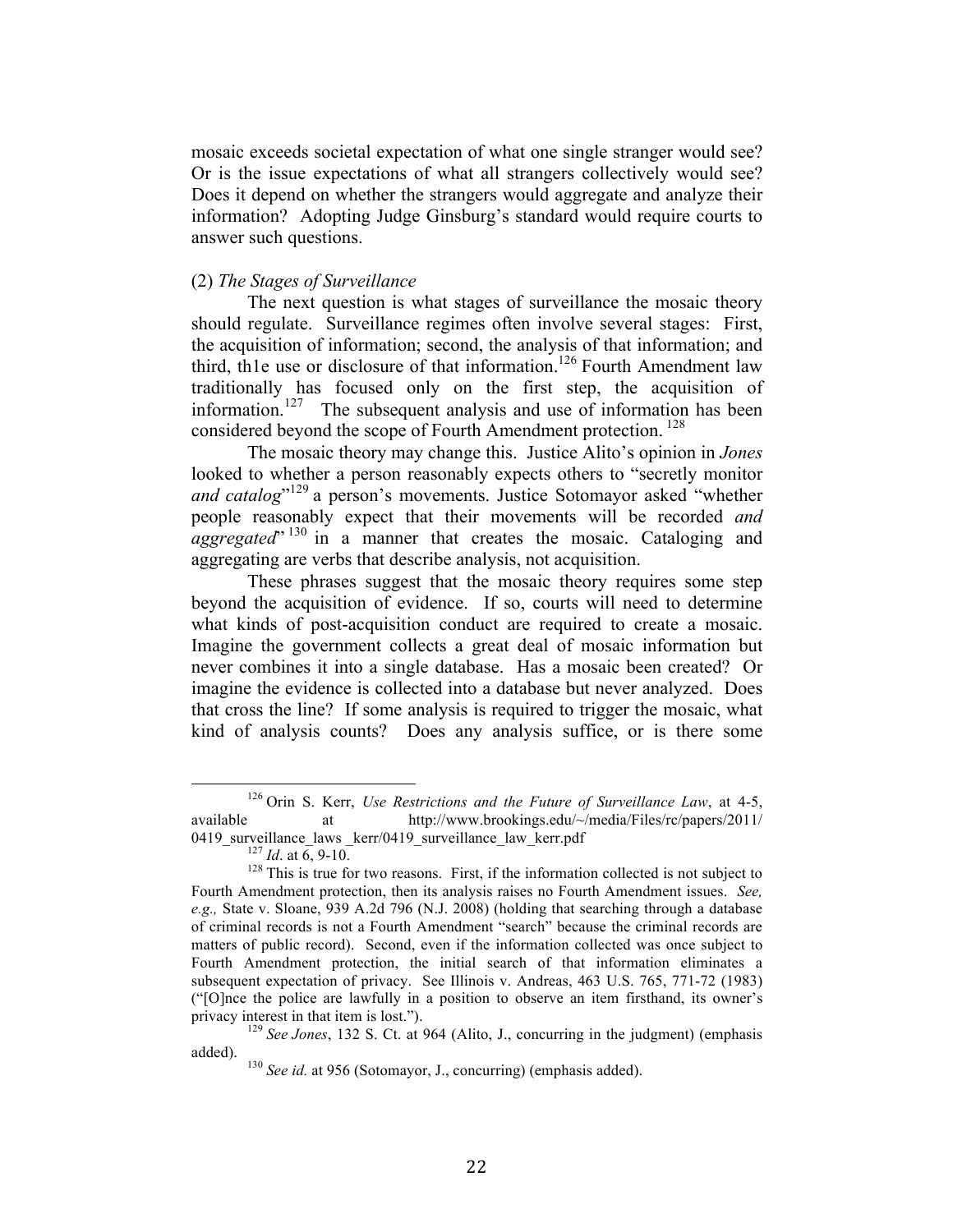mosaic exceeds societal expectation of what one single stranger would see? Or is the issue expectations of what all strangers collectively would see? Does it depend on whether the strangers would aggregate and analyze their information? Adopting Judge Ginsburg's standard would require courts to answer such questions.

(2) *The Stages of Surveillance*

The next question is what stages of surveillance the mosaic theory should regulate. Surveillance regimes often involve several stages: First, the acquisition of information; second, the analysis of that information; and third, th1e use or disclosure of that information.[126] Fourth Amendment law traditionally has focused only on the first step, the acquisition of information.[127] The subsequent analysis and use of information has been considered beyond the scope of Fourth Amendment protection.[128]

The mosaic theory may change this. Justice Alito's opinion in *Jones* looked to whether a person reasonably expects others to "secretly monitor *and catalog*"[129] a person's movements. Justice Sotomayor asked "whether people reasonably expect that their movements will be recorded *and aggregated*"[130] in a manner that creates the mosaic. Cataloging and aggregating are verbs that describe analysis, not acquisition.

These phrases suggest that the mosaic theory requires some step beyond the acquisition of evidence. If so, courts will need to determine what kinds of post-acquisition conduct are required to create a mosaic. Imagine the government collects a great deal of mosaic information but never combines it into a single database. Has a mosaic been created? Or imagine the evidence is collected into a database but never analyzed. Does that cross the line? If some analysis is required to trigger the mosaic, what kind of analysis counts? Does any analysis suffice, or is there some

---

[126] Orin S. Kerr, *Use Restrictions and the Future of Surveillance Law*, at 4-5, available at http://www.brookings.edu/~/media/Files/rc/papers/2011/0419_surveillance_laws _kerr/0419_surveillance_law_kerr.pdf

[127] *Id*. at 6, 9-10.

[128] This is true for two reasons. First, if the information collected is not subject to Fourth Amendment protection, then its analysis raises no Fourth Amendment issues. *See, e.g.,* State v. Sloane, 939 A.2d 796 (N.J. 2008) (holding that searching through a database of criminal records is not a Fourth Amendment "search" because the criminal records are matters of public record). Second, even if the information collected was once subject to Fourth Amendment protection, the initial search of that information eliminates a subsequent expectation of privacy. See Illinois v. Andreas, 463 U.S. 765, 771-72 (1983) ("[O]nce the police are lawfully in a position to observe an item firsthand, its owner's privacy interest in that item is lost.").

[129] *See Jones*, 132 S. Ct. at 964 (Alito, J., concurring in the judgment) (emphasis added).

[130] *See id.* at 956 (Sotomayor, J., concurring) (emphasis added).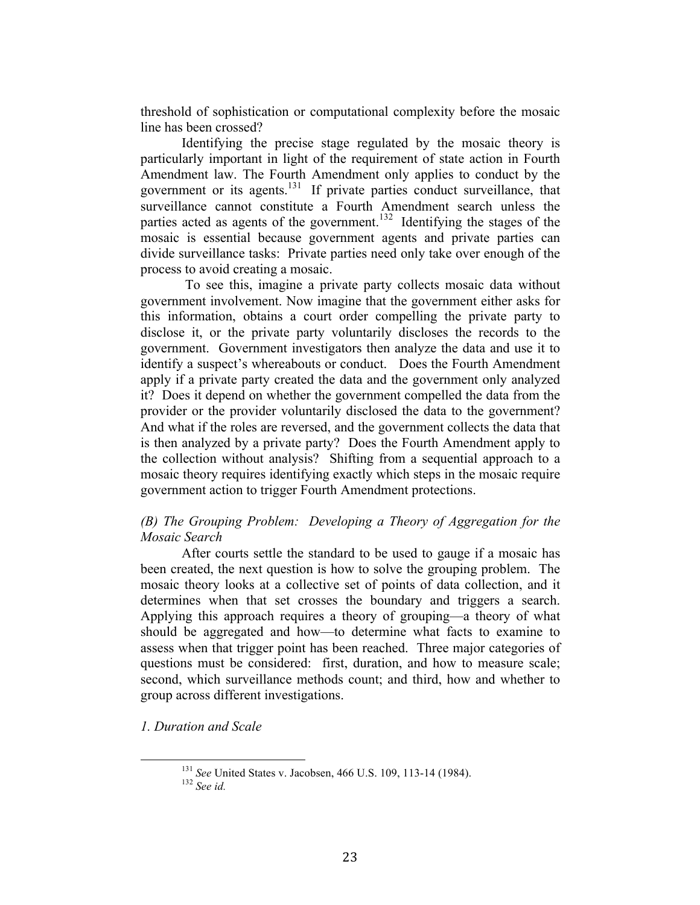threshold of sophistication or computational complexity before the mosaic line has been crossed?

Identifying the precise stage regulated by the mosaic theory is particularly important in light of the requirement of state action in Fourth Amendment law. The Fourth Amendment only applies to conduct by the government or its agents.[131] If private parties conduct surveillance, that surveillance cannot constitute a Fourth Amendment search unless the parties acted as agents of the government.[132] Identifying the stages of the mosaic is essential because government agents and private parties can divide surveillance tasks: Private parties need only take over enough of the process to avoid creating a mosaic.

To see this, imagine a private party collects mosaic data without government involvement. Now imagine that the government either asks for this information, obtains a court order compelling the private party to disclose it, or the private party voluntarily discloses the records to the government. Government investigators then analyze the data and use it to identify a suspect's whereabouts or conduct. Does the Fourth Amendment apply if a private party created the data and the government only analyzed it? Does it depend on whether the government compelled the data from the provider or the provider voluntarily disclosed the data to the government? And what if the roles are reversed, and the government collects the data that is then analyzed by a private party? Does the Fourth Amendment apply to the collection without analysis? Shifting from a sequential approach to a mosaic theory requires identifying exactly which steps in the mosaic require government action to trigger Fourth Amendment protections.

### *(B) The Grouping Problem: Developing a Theory of Aggregation for the Mosaic Search*

After courts settle the standard to be used to gauge if a mosaic has been created, the next question is how to solve the grouping problem. The mosaic theory looks at a collective set of points of data collection, and it determines when that set crosses the boundary and triggers a search. Applying this approach requires a theory of grouping—a theory of what should be aggregated and how—to determine what facts to examine to assess when that trigger point has been reached. Three major categories of questions must be considered: first, duration, and how to measure scale; second, which surveillance methods count; and third, how and whether to group across different investigations.

#### *1. Duration and Scale*

[131] *See* United States v. Jacobsen, 466 U.S. 109, 113-14 (1984).

[132] *See id.*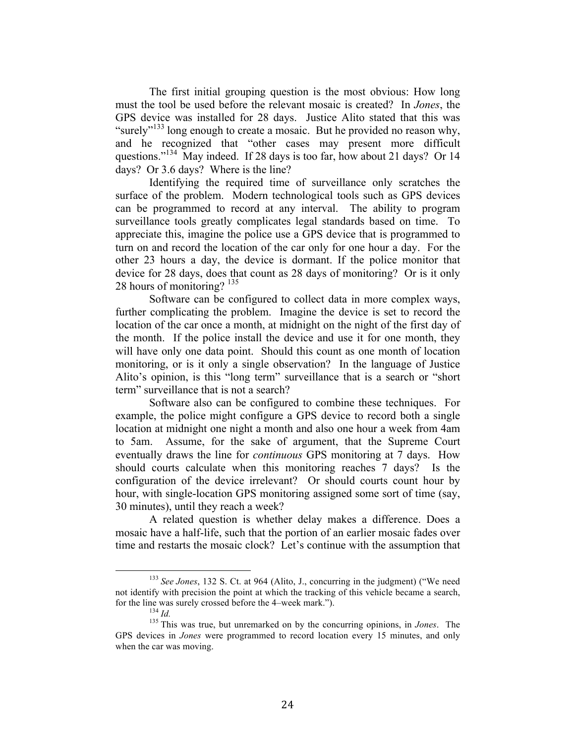The first initial grouping question is the most obvious: How long must the tool be used before the relevant mosaic is created? In *Jones*, the GPS device was installed for 28 days. Justice Alito stated that this was "surely"[133] long enough to create a mosaic. But he provided no reason why, and he recognized that "other cases may present more difficult questions."[134] May indeed. If 28 days is too far, how about 21 days? Or 14 days? Or 3.6 days? Where is the line?

Identifying the required time of surveillance only scratches the surface of the problem. Modern technological tools such as GPS devices can be programmed to record at any interval. The ability to program surveillance tools greatly complicates legal standards based on time. To appreciate this, imagine the police use a GPS device that is programmed to turn on and record the location of the car only for one hour a day. For the other 23 hours a day, the device is dormant. If the police monitor that device for 28 days, does that count as 28 days of monitoring? Or is it only 28 hours of monitoring?[135]

Software can be configured to collect data in more complex ways, further complicating the problem. Imagine the device is set to record the location of the car once a month, at midnight on the night of the first day of the month. If the police install the device and use it for one month, they will have only one data point. Should this count as one month of location monitoring, or is it only a single observation? In the language of Justice Alito's opinion, is this "long term" surveillance that is a search or "short term" surveillance that is not a search?

Software also can be configured to combine these techniques. For example, the police might configure a GPS device to record both a single location at midnight one night a month and also one hour a week from 4am to 5am. Assume, for the sake of argument, that the Supreme Court eventually draws the line for *continuous* GPS monitoring at 7 days. How should courts calculate when this monitoring reaches 7 days? Is the configuration of the device irrelevant? Or should courts count hour by hour, with single-location GPS monitoring assigned some sort of time (say, 30 minutes), until they reach a week?

A related question is whether delay makes a difference. Does a mosaic have a half-life, such that the portion of an earlier mosaic fades over time and restarts the mosaic clock? Let's continue with the assumption that

---

[133] *See Jones*, 132 S. Ct. at 964 (Alito, J., concurring in the judgment) ("We need not identify with precision the point at which the tracking of this vehicle became a search, for the line was surely crossed before the 4–week mark.").

[134] *Id.*

[135] This was true, but unremarked on by the concurring opinions, in *Jones*. The GPS devices in *Jones* were programmed to record location every 15 minutes, and only when the car was moving.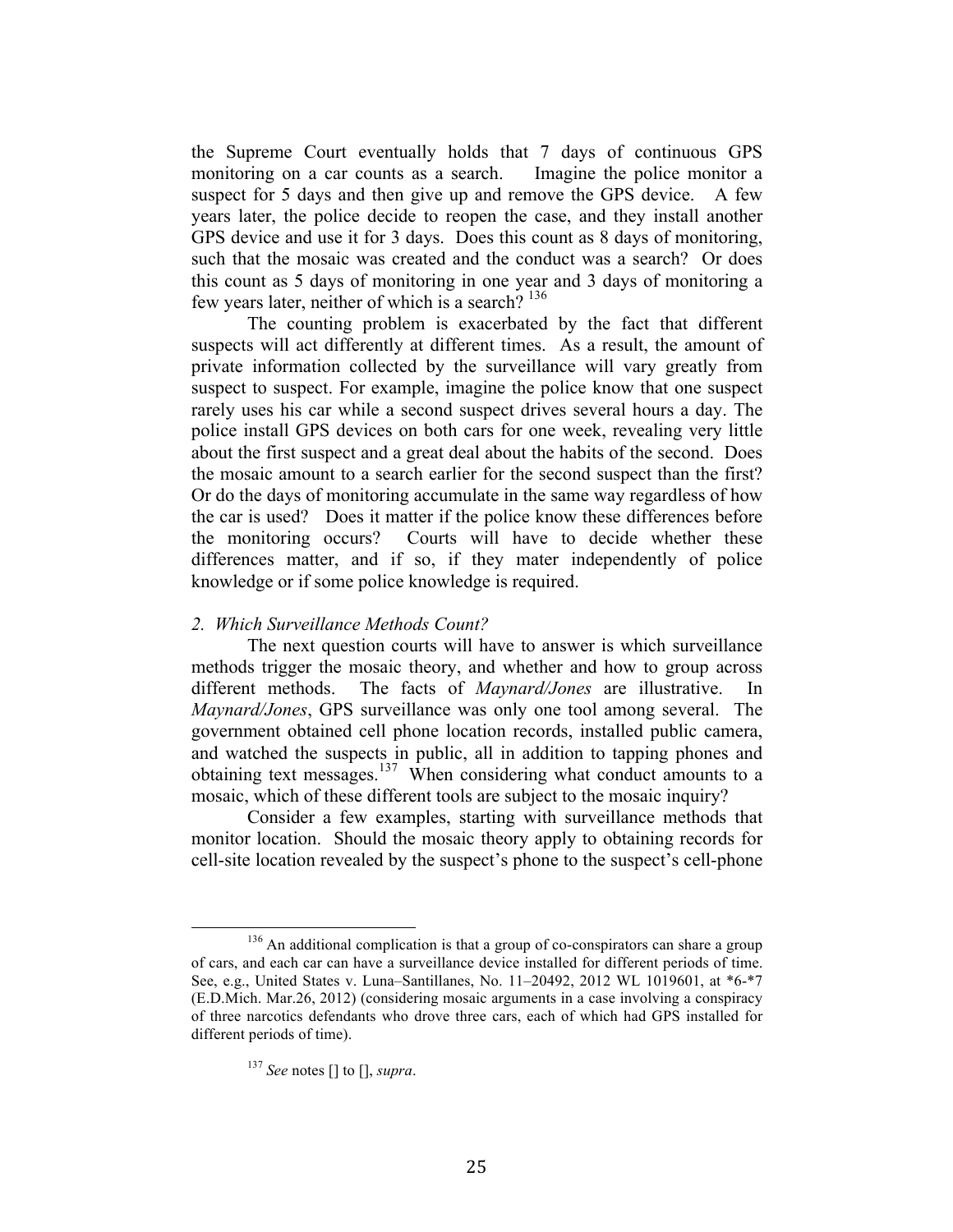the Supreme Court eventually holds that 7 days of continuous GPS monitoring on a car counts as a search. Imagine the police monitor a suspect for 5 days and then give up and remove the GPS device. A few years later, the police decide to reopen the case, and they install another GPS device and use it for 3 days. Does this count as 8 days of monitoring, such that the mosaic was created and the conduct was a search? Or does this count as 5 days of monitoring in one year and 3 days of monitoring a few years later, neither of which is a search? [136]

The counting problem is exacerbated by the fact that different suspects will act differently at different times. As a result, the amount of private information collected by the surveillance will vary greatly from suspect to suspect. For example, imagine the police know that one suspect rarely uses his car while a second suspect drives several hours a day. The police install GPS devices on both cars for one week, revealing very little about the first suspect and a great deal about the habits of the second. Does the mosaic amount to a search earlier for the second suspect than the first? Or do the days of monitoring accumulate in the same way regardless of how the car is used? Does it matter if the police know these differences before the monitoring occurs? Courts will have to decide whether these differences matter, and if so, if they mater independently of police knowledge or if some police knowledge is required.

*2. Which Surveillance Methods Count?*

The next question courts will have to answer is which surveillance methods trigger the mosaic theory, and whether and how to group across different methods. The facts of *Maynard/Jones* are illustrative. In *Maynard/Jones*, GPS surveillance was only one tool among several. The government obtained cell phone location records, installed public camera, and watched the suspects in public, all in addition to tapping phones and obtaining text messages.[137] When considering what conduct amounts to a mosaic, which of these different tools are subject to the mosaic inquiry?

Consider a few examples, starting with surveillance methods that monitor location. Should the mosaic theory apply to obtaining records for cell-site location revealed by the suspect's phone to the suspect's cell-phone

---

[136] An additional complication is that a group of co-conspirators can share a group of cars, and each car can have a surveillance device installed for different periods of time. See, e.g., United States v. Luna–Santillanes, No. 11–20492, 2012 WL 1019601, at *6-*7 (E.D.Mich. Mar.26, 2012) (considering mosaic arguments in a case involving a conspiracy of three narcotics defendants who drove three cars, each of which had GPS installed for different periods of time).

[137] *See* notes [] to [], *supra*.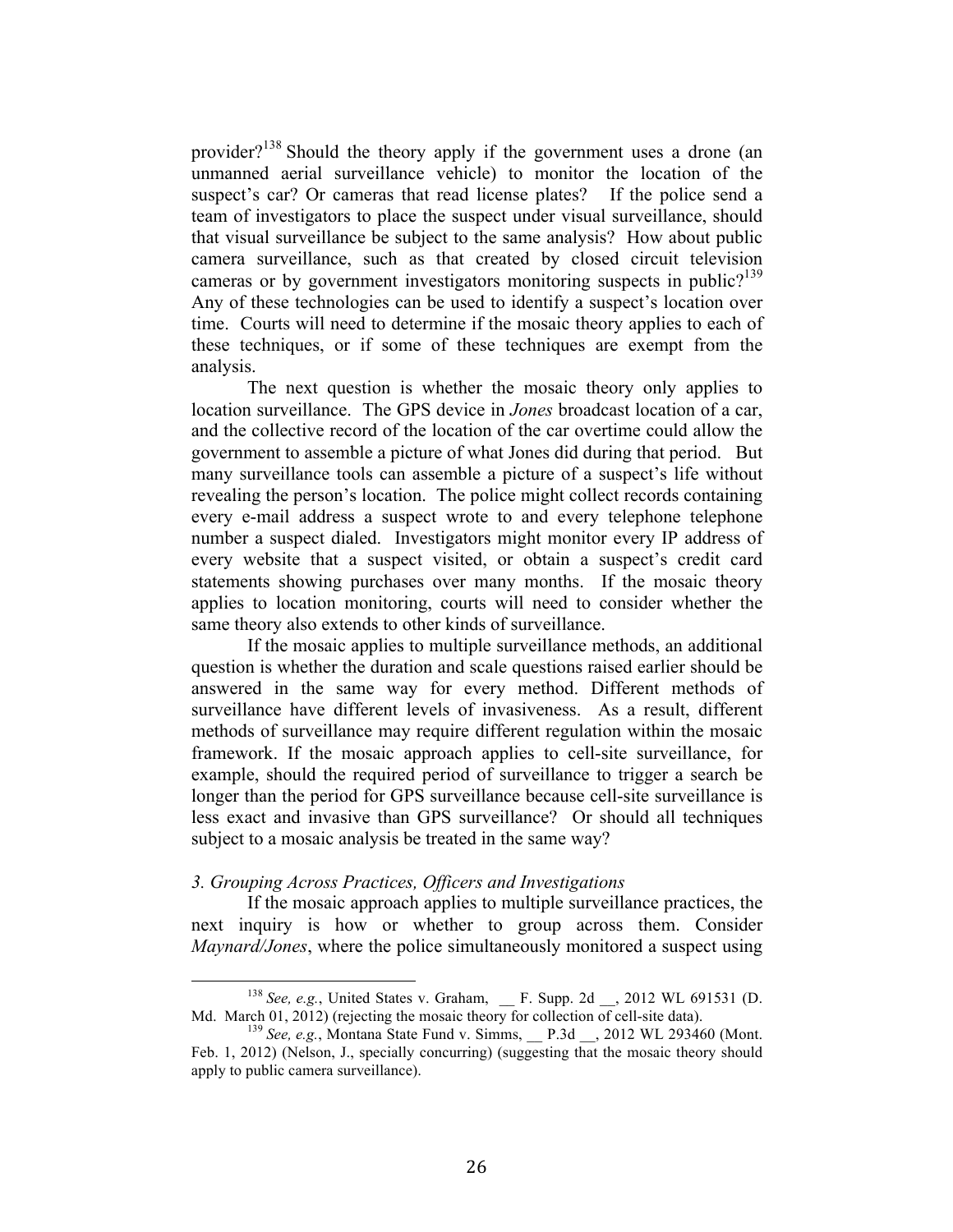provider?[138] Should the theory apply if the government uses a drone (an unmanned aerial surveillance vehicle) to monitor the location of the suspect's car? Or cameras that read license plates? If the police send a team of investigators to place the suspect under visual surveillance, should that visual surveillance be subject to the same analysis? How about public camera surveillance, such as that created by closed circuit television cameras or by government investigators monitoring suspects in public?[139] Any of these technologies can be used to identify a suspect's location over time. Courts will need to determine if the mosaic theory applies to each of these techniques, or if some of these techniques are exempt from the analysis.

The next question is whether the mosaic theory only applies to location surveillance. The GPS device in *Jones* broadcast location of a car, and the collective record of the location of the car overtime could allow the government to assemble a picture of what Jones did during that period. But many surveillance tools can assemble a picture of a suspect's life without revealing the person's location. The police might collect records containing every e-mail address a suspect wrote to and every telephone telephone number a suspect dialed. Investigators might monitor every IP address of every website that a suspect visited, or obtain a suspect's credit card statements showing purchases over many months. If the mosaic theory applies to location monitoring, courts will need to consider whether the same theory also extends to other kinds of surveillance.

If the mosaic applies to multiple surveillance methods, an additional question is whether the duration and scale questions raised earlier should be answered in the same way for every method. Different methods of surveillance have different levels of invasiveness. As a result, different methods of surveillance may require different regulation within the mosaic framework. If the mosaic approach applies to cell-site surveillance, for example, should the required period of surveillance to trigger a search be longer than the period for GPS surveillance because cell-site surveillance is less exact and invasive than GPS surveillance? Or should all techniques subject to a mosaic analysis be treated in the same way?

### *3. Grouping Across Practices, Officers and Investigations*

If the mosaic approach applies to multiple surveillance practices, the next inquiry is how or whether to group across them. Consider *Maynard/Jones*, where the police simultaneously monitored a suspect using

---

[138] *See, e.g.*, United States v. Graham, __ F. Supp. 2d __, 2012 WL 691531 (D. Md. March 01, 2012) (rejecting the mosaic theory for collection of cell-site data).

[139] *See, e.g.*, Montana State Fund v. Simms, __ P.3d __, 2012 WL 293460 (Mont. Feb. 1, 2012) (Nelson, J., specially concurring) (suggesting that the mosaic theory should apply to public camera surveillance).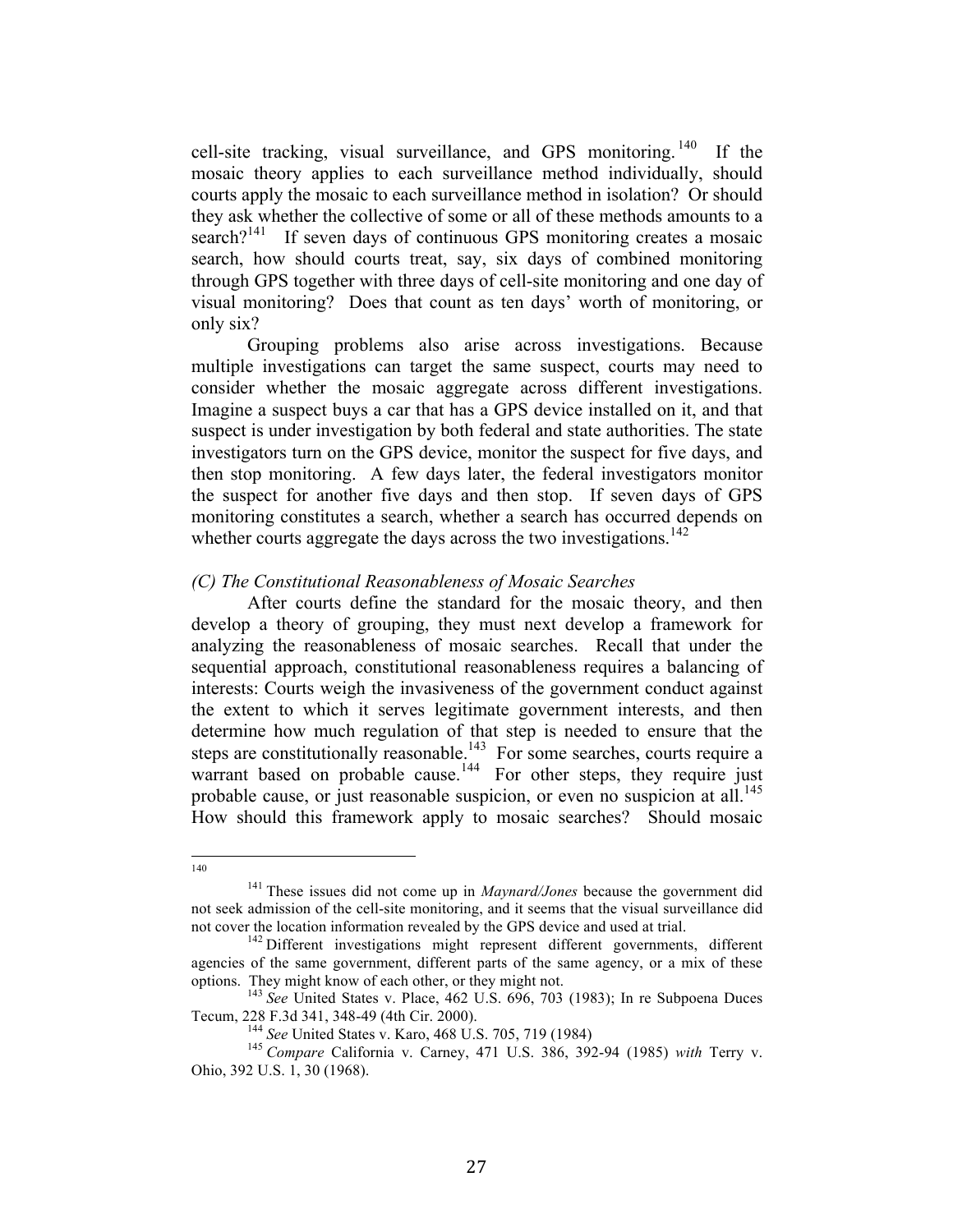cell-site tracking, visual surveillance, and GPS monitoring.[140] If the mosaic theory applies to each surveillance method individually, should courts apply the mosaic to each surveillance method in isolation? Or should they ask whether the collective of some or all of these methods amounts to a search?[141] If seven days of continuous GPS monitoring creates a mosaic search, how should courts treat, say, six days of combined monitoring through GPS together with three days of cell-site monitoring and one day of visual monitoring? Does that count as ten days' worth of monitoring, or only six?

Grouping problems also arise across investigations. Because multiple investigations can target the same suspect, courts may need to consider whether the mosaic aggregate across different investigations. Imagine a suspect buys a car that has a GPS device installed on it, and that suspect is under investigation by both federal and state authorities. The state investigators turn on the GPS device, monitor the suspect for five days, and then stop monitoring. A few days later, the federal investigators monitor the suspect for another five days and then stop. If seven days of GPS monitoring constitutes a search, whether a search has occurred depends on whether courts aggregate the days across the two investigations.[142]

*(C) The Constitutional Reasonableness of Mosaic Searches*

After courts define the standard for the mosaic theory, and then develop a theory of grouping, they must next develop a framework for analyzing the reasonableness of mosaic searches. Recall that under the sequential approach, constitutional reasonableness requires a balancing of interests: Courts weigh the invasiveness of the government conduct against the extent to which it serves legitimate government interests, and then determine how much regulation of that step is needed to ensure that the steps are constitutionally reasonable.[143] For some searches, courts require a warrant based on probable cause.[144] For other steps, they require just probable cause, or just reasonable suspicion, or even no suspicion at all.[145] How should this framework apply to mosaic searches? Should mosaic

---

[140]

[141] These issues did not come up in *Maynard/Jones* because the government did not seek admission of the cell-site monitoring, and it seems that the visual surveillance did not cover the location information revealed by the GPS device and used at trial.

[142] Different investigations might represent different governments, different agencies of the same government, different parts of the same agency, or a mix of these options. They might know of each other, or they might not.

[143] *See* United States v. Place, 462 U.S. 696, 703 (1983); In re Subpoena Duces Tecum, 228 F.3d 341, 348-49 (4th Cir. 2000).

[144] *See* United States v. Karo, 468 U.S. 705, 719 (1984)

[145] *Compare* California v. Carney, 471 U.S. 386, 392-94 (1985) *with* Terry v. Ohio, 392 U.S. 1, 30 (1968).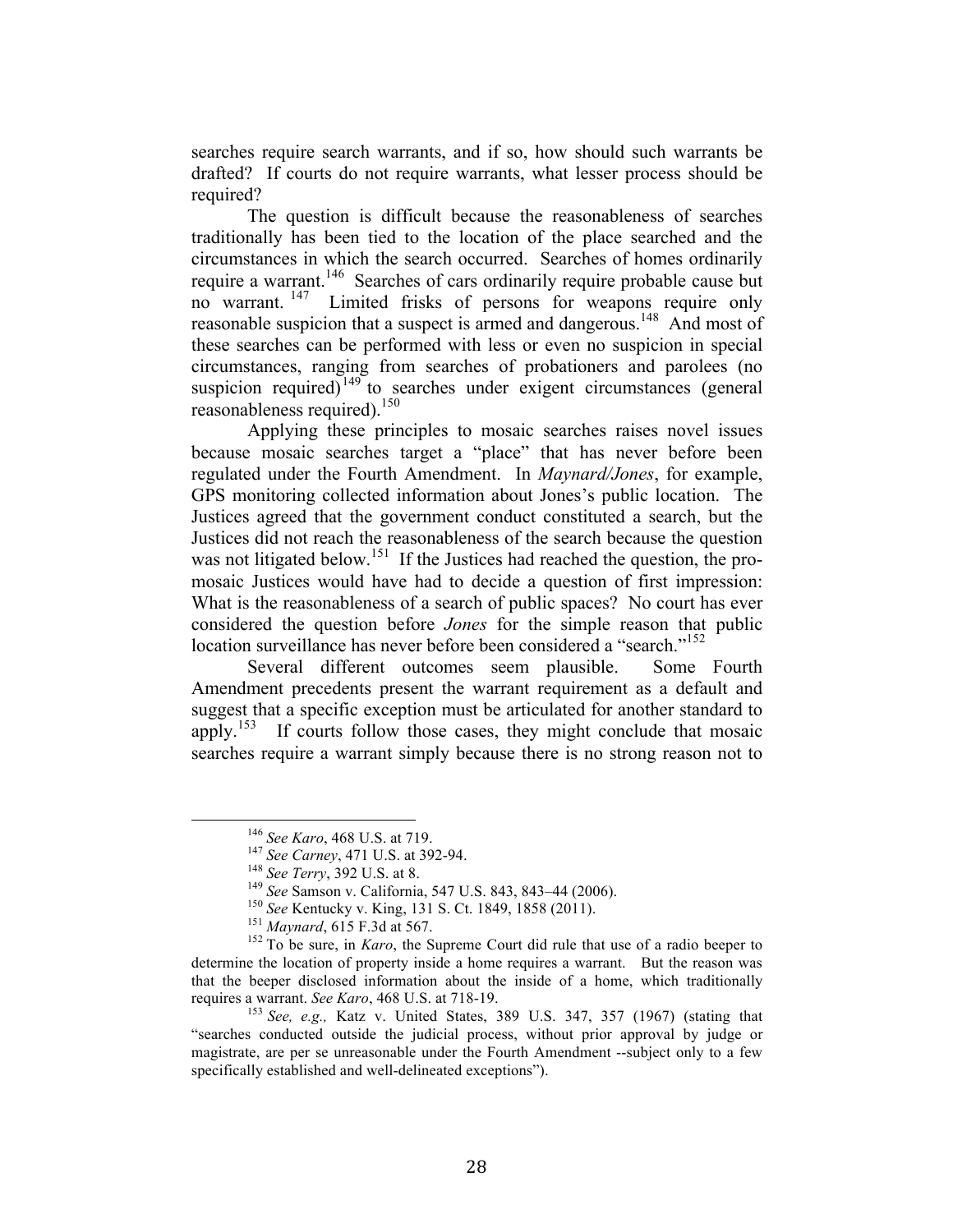searches require search warrants, and if so, how should such warrants be drafted? If courts do not require warrants, what lesser process should be required?

The question is difficult because the reasonableness of searches traditionally has been tied to the location of the place searched and the circumstances in which the search occurred. Searches of homes ordinarily require a warrant.[146] Searches of cars ordinarily require probable cause but no warrant.[147] Limited frisks of persons for weapons require only reasonable suspicion that a suspect is armed and dangerous.[148] And most of these searches can be performed with less or even no suspicion in special circumstances, ranging from searches of probationers and parolees (no suspicion required)[149] to searches under exigent circumstances (general reasonableness required).[150]

Applying these principles to mosaic searches raises novel issues because mosaic searches target a "place" that has never before been regulated under the Fourth Amendment. In *Maynard/Jones*, for example, GPS monitoring collected information about Jones's public location. The Justices agreed that the government conduct constituted a search, but the Justices did not reach the reasonableness of the search because the question was not litigated below.[151] If the Justices had reached the question, the pro-mosaic Justices would have had to decide a question of first impression: What is the reasonableness of a search of public spaces? No court has ever considered the question before *Jones* for the simple reason that public location surveillance has never before been considered a "search."[152]

Several different outcomes seem plausible. Some Fourth Amendment precedents present the warrant requirement as a default and suggest that a specific exception must be articulated for another standard to apply.[153] If courts follow those cases, they might conclude that mosaic searches require a warrant simply because there is no strong reason not to

---

[146] *See Karo*, 468 U.S. at 719.

[147] *See Carney*, 471 U.S. at 392-94.

[148] *See Terry*, 392 U.S. at 8.

[149] *See* Samson v. California, 547 U.S. 843, 843–44 (2006).

[150] *See* Kentucky v. King, 131 S. Ct. 1849, 1858 (2011).

[151] *Maynard*, 615 F.3d at 567.

[152] To be sure, in *Karo*, the Supreme Court did rule that use of a radio beeper to determine the location of property inside a home requires a warrant. But the reason was that the beeper disclosed information about the inside of a home, which traditionally requires a warrant. *See Karo*, 468 U.S. at 718-19.

[153] *See, e.g.,* Katz v. United States, 389 U.S. 347, 357 (1967) (stating that "searches conducted outside the judicial process, without prior approval by judge or magistrate, are per se unreasonable under the Fourth Amendment --subject only to a few specifically established and well-delineated exceptions").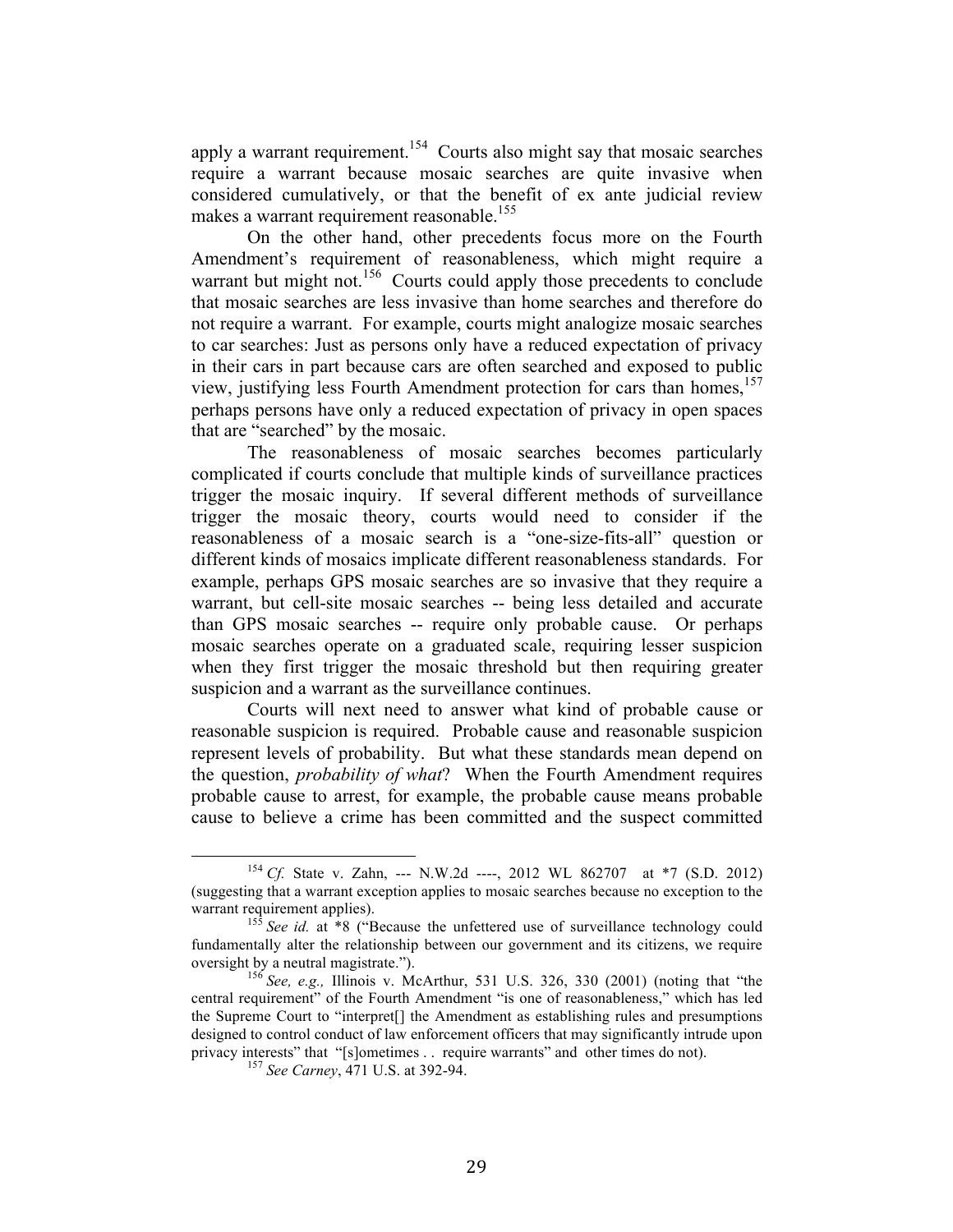apply a warrant requirement.[154] Courts also might say that mosaic searches require a warrant because mosaic searches are quite invasive when considered cumulatively, or that the benefit of ex ante judicial review makes a warrant requirement reasonable.[155]

On the other hand, other precedents focus more on the Fourth Amendment's requirement of reasonableness, which might require a warrant but might not.[156] Courts could apply those precedents to conclude that mosaic searches are less invasive than home searches and therefore do not require a warrant. For example, courts might analogize mosaic searches to car searches: Just as persons only have a reduced expectation of privacy in their cars in part because cars are often searched and exposed to public view, justifying less Fourth Amendment protection for cars than homes,[157] perhaps persons have only a reduced expectation of privacy in open spaces that are "searched" by the mosaic.

The reasonableness of mosaic searches becomes particularly complicated if courts conclude that multiple kinds of surveillance practices trigger the mosaic inquiry. If several different methods of surveillance trigger the mosaic theory, courts would need to consider if the reasonableness of a mosaic search is a "one-size-fits-all" question or different kinds of mosaics implicate different reasonableness standards. For example, perhaps GPS mosaic searches are so invasive that they require a warrant, but cell-site mosaic searches -- being less detailed and accurate than GPS mosaic searches -- require only probable cause. Or perhaps mosaic searches operate on a graduated scale, requiring lesser suspicion when they first trigger the mosaic threshold but then requiring greater suspicion and a warrant as the surveillance continues.

Courts will next need to answer what kind of probable cause or reasonable suspicion is required. Probable cause and reasonable suspicion represent levels of probability. But what these standards mean depend on the question, *probability of what*? When the Fourth Amendment requires probable cause to arrest, for example, the probable cause means probable cause to believe a crime has been committed and the suspect committed

[154] *Cf.* State v. Zahn, --- N.W.2d ----, 2012 WL 862707 at *7 (S.D. 2012) (suggesting that a warrant exception applies to mosaic searches because no exception to the warrant requirement applies).

[155] *See id.* at *8 ("Because the unfettered use of surveillance technology could fundamentally alter the relationship between our government and its citizens, we require oversight by a neutral magistrate.").

[156] *See, e.g.,* Illinois v. McArthur, 531 U.S. 326, 330 (2001) (noting that "the central requirement" of the Fourth Amendment "is one of reasonableness," which has led the Supreme Court to "interpret[] the Amendment as establishing rules and presumptions designed to control conduct of law enforcement officers that may significantly intrude upon privacy interests" that "[s]ometimes . . require warrants" and other times do not).

[157] *See Carney*, 471 U.S. at 392-94.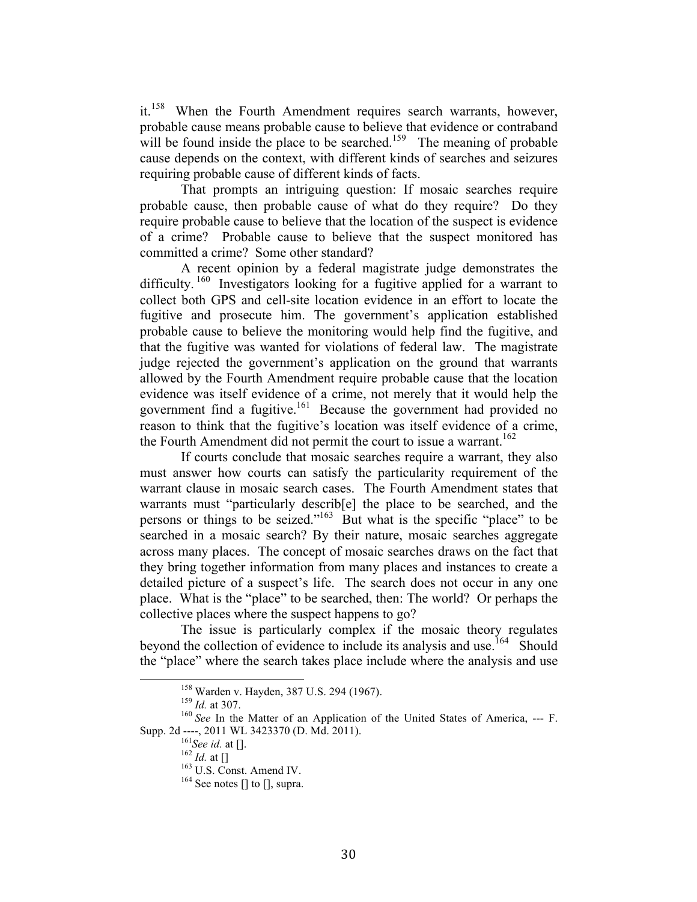it.[158] When the Fourth Amendment requires search warrants, however, probable cause means probable cause to believe that evidence or contraband will be found inside the place to be searched.[159] The meaning of probable cause depends on the context, with different kinds of searches and seizures requiring probable cause of different kinds of facts.

That prompts an intriguing question: If mosaic searches require probable cause, then probable cause of what do they require? Do they require probable cause to believe that the location of the suspect is evidence of a crime? Probable cause to believe that the suspect monitored has committed a crime? Some other standard?

A recent opinion by a federal magistrate judge demonstrates the difficulty.[160] Investigators looking for a fugitive applied for a warrant to collect both GPS and cell-site location evidence in an effort to locate the fugitive and prosecute him. The government's application established probable cause to believe the monitoring would help find the fugitive, and that the fugitive was wanted for violations of federal law. The magistrate judge rejected the government's application on the ground that warrants allowed by the Fourth Amendment require probable cause that the location evidence was itself evidence of a crime, not merely that it would help the government find a fugitive.[161] Because the government had provided no reason to think that the fugitive's location was itself evidence of a crime, the Fourth Amendment did not permit the court to issue a warrant.[162]

If courts conclude that mosaic searches require a warrant, they also must answer how courts can satisfy the particularity requirement of the warrant clause in mosaic search cases. The Fourth Amendment states that warrants must "particularly describ[e] the place to be searched, and the persons or things to be seized."[163] But what is the specific "place" to be searched in a mosaic search? By their nature, mosaic searches aggregate across many places. The concept of mosaic searches draws on the fact that they bring together information from many places and instances to create a detailed picture of a suspect's life. The search does not occur in any one place. What is the "place" to be searched, then: The world? Or perhaps the collective places where the suspect happens to go?

The issue is particularly complex if the mosaic theory regulates beyond the collection of evidence to include its analysis and use.[164] Should the "place" where the search takes place include where the analysis and use

---

[158] Warden v. Hayden, 387 U.S. 294 (1967).

[159] *Id.* at 307.

[160] *See* In the Matter of an Application of the United States of America, --- F. Supp. 2d ----, 2011 WL 3423370 (D. Md. 2011).

[161] *See id.* at [].

[162] *Id.* at []

[163] U.S. Const. Amend IV.

[164] See notes [] to [], supra.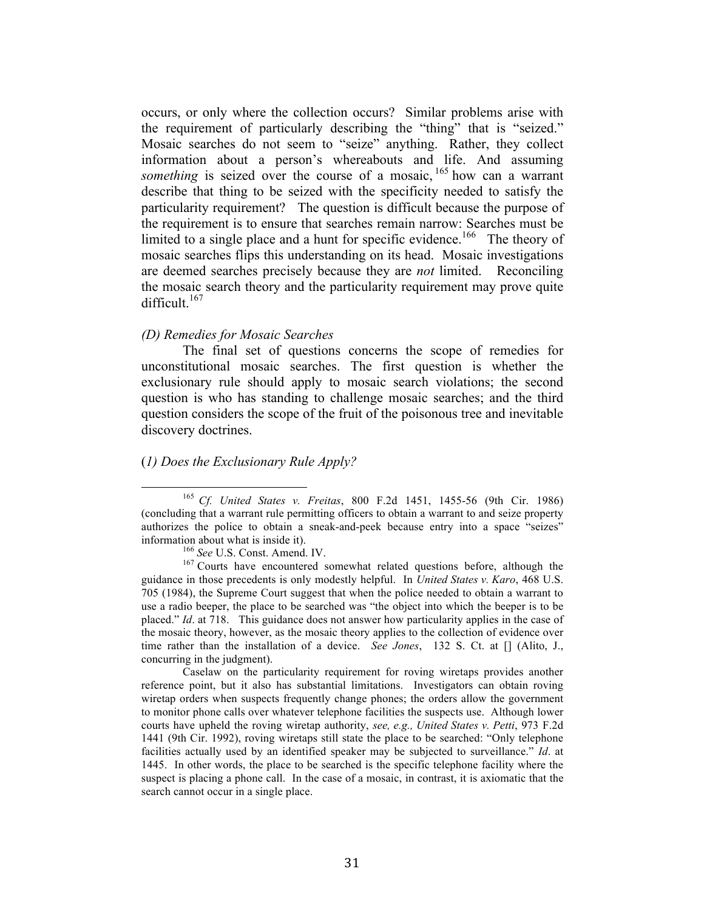occurs, or only where the collection occurs? Similar problems arise with the requirement of particularly describing the "thing" that is "seized." Mosaic searches do not seem to "seize" anything. Rather, they collect information about a person's whereabouts and life. And assuming *something* is seized over the course of a mosaic,[165] how can a warrant describe that thing to be seized with the specificity needed to satisfy the particularity requirement? The question is difficult because the purpose of the requirement is to ensure that searches remain narrow: Searches must be limited to a single place and a hunt for specific evidence.[166] The theory of mosaic searches flips this understanding on its head. Mosaic investigations are deemed searches precisely because they are *not* limited. Reconciling the mosaic search theory and the particularity requirement may prove quite difficult.[167]

### *(D) Remedies for Mosaic Searches*

The final set of questions concerns the scope of remedies for unconstitutional mosaic searches. The first question is whether the exclusionary rule should apply to mosaic search violations; the second question is who has standing to challenge mosaic searches; and the third question considers the scope of the fruit of the poisonous tree and inevitable discovery doctrines.

#### (*1) Does the Exclusionary Rule Apply?*

---

[165] *Cf. United States v. Freitas*, 800 F.2d 1451, 1455-56 (9th Cir. 1986) (concluding that a warrant rule permitting officers to obtain a warrant to and seize property authorizes the police to obtain a sneak-and-peek because entry into a space "seizes" information about what is inside it).

[166] *See* U.S. Const. Amend. IV.

[167] Courts have encountered somewhat related questions before, although the guidance in those precedents is only modestly helpful. In *United States v. Karo*, 468 U.S. 705 (1984), the Supreme Court suggest that when the police needed to obtain a warrant to use a radio beeper, the place to be searched was "the object into which the beeper is to be placed." *Id*. at 718. This guidance does not answer how particularity applies in the case of the mosaic theory, however, as the mosaic theory applies to the collection of evidence over time rather than the installation of a device. *See Jones*, 132 S. Ct. at [] (Alito, J., concurring in the judgment).

Caselaw on the particularity requirement for roving wiretaps provides another reference point, but it also has substantial limitations. Investigators can obtain roving wiretap orders when suspects frequently change phones; the orders allow the government to monitor phone calls over whatever telephone facilities the suspects use. Although lower courts have upheld the roving wiretap authority, *see, e.g., United States v. Petti*, 973 F.2d 1441 (9th Cir. 1992), roving wiretaps still state the place to be searched: "Only telephone facilities actually used by an identified speaker may be subjected to surveillance." *Id*. at 1445. In other words, the place to be searched is the specific telephone facility where the suspect is placing a phone call. In the case of a mosaic, in contrast, it is axiomatic that the search cannot occur in a single place.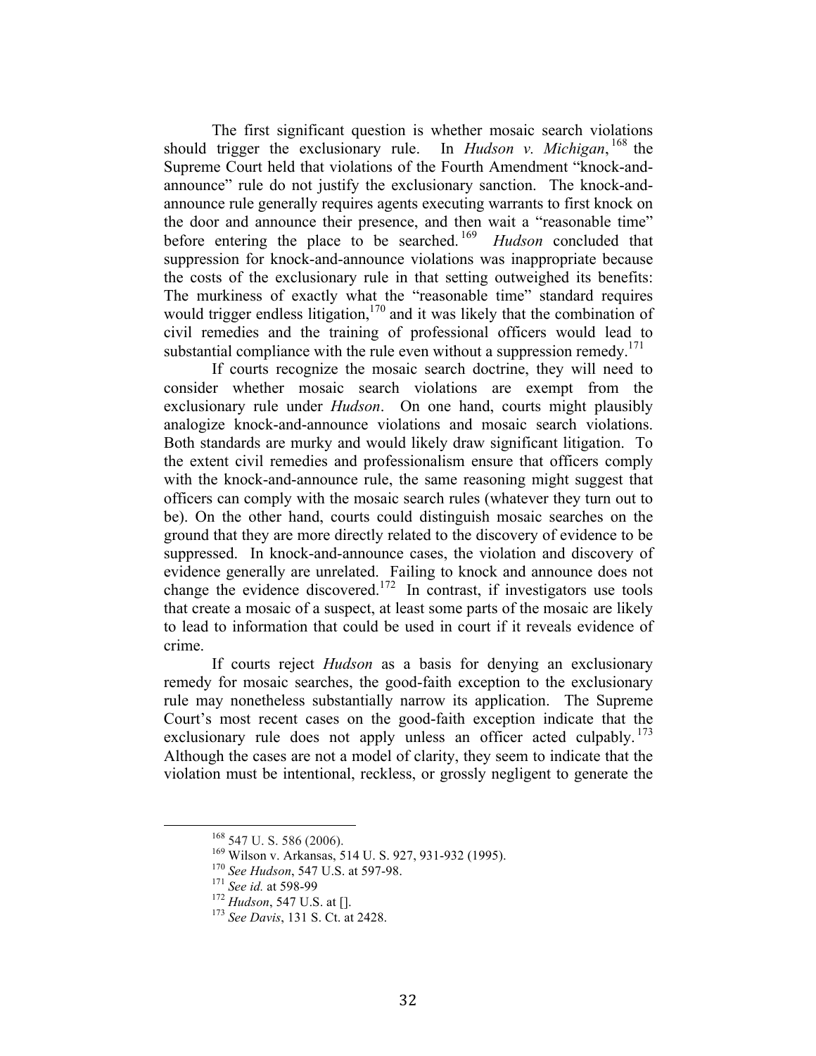The first significant question is whether mosaic search violations should trigger the exclusionary rule. In *Hudson v. Michigan*,[168] the Supreme Court held that violations of the Fourth Amendment "knock-and-announce" rule do not justify the exclusionary sanction. The knock-and-announce rule generally requires agents executing warrants to first knock on the door and announce their presence, and then wait a "reasonable time" before entering the place to be searched.[169] *Hudson* concluded that suppression for knock-and-announce violations was inappropriate because the costs of the exclusionary rule in that setting outweighed its benefits: The murkiness of exactly what the "reasonable time" standard requires would trigger endless litigation,[170] and it was likely that the combination of civil remedies and the training of professional officers would lead to substantial compliance with the rule even without a suppression remedy.[171]

If courts recognize the mosaic search doctrine, they will need to consider whether mosaic search violations are exempt from the exclusionary rule under *Hudson*. On one hand, courts might plausibly analogize knock-and-announce violations and mosaic search violations. Both standards are murky and would likely draw significant litigation. To the extent civil remedies and professionalism ensure that officers comply with the knock-and-announce rule, the same reasoning might suggest that officers can comply with the mosaic search rules (whatever they turn out to be). On the other hand, courts could distinguish mosaic searches on the ground that they are more directly related to the discovery of evidence to be suppressed. In knock-and-announce cases, the violation and discovery of evidence generally are unrelated. Failing to knock and announce does not change the evidence discovered.[172] In contrast, if investigators use tools that create a mosaic of a suspect, at least some parts of the mosaic are likely to lead to information that could be used in court if it reveals evidence of crime.

If courts reject *Hudson* as a basis for denying an exclusionary remedy for mosaic searches, the good-faith exception to the exclusionary rule may nonetheless substantially narrow its application. The Supreme Court's most recent cases on the good-faith exception indicate that the exclusionary rule does not apply unless an officer acted culpably.[173] Although the cases are not a model of clarity, they seem to indicate that the violation must be intentional, reckless, or grossly negligent to generate the

---

[168] 547 U. S. 586 (2006).

[169] Wilson v. Arkansas, 514 U. S. 927, 931-932 (1995).

[170] *See Hudson*, 547 U.S. at 597-98.

[171] *See id.* at 598-99

[172] *Hudson*, 547 U.S. at [].

[173] *See Davis*, 131 S. Ct. at 2428.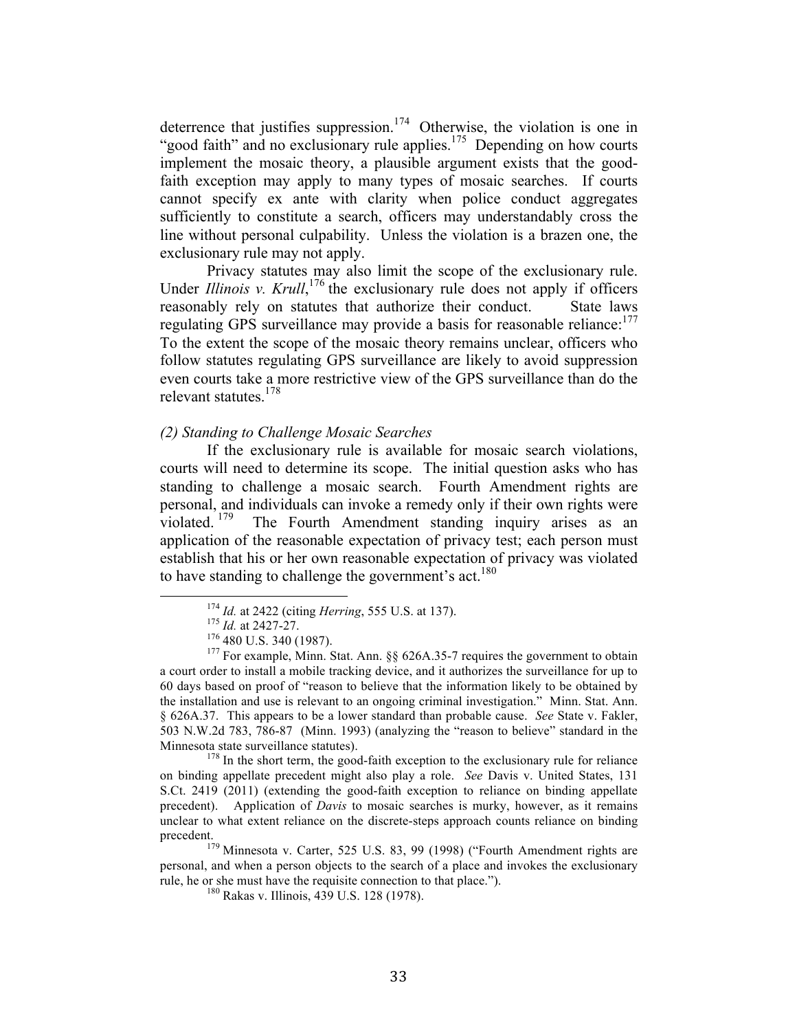deterrence that justifies suppression.[174] Otherwise, the violation is one in "good faith" and no exclusionary rule applies.[175] Depending on how courts implement the mosaic theory, a plausible argument exists that the good-faith exception may apply to many types of mosaic searches. If courts cannot specify ex ante with clarity when police conduct aggregates sufficiently to constitute a search, officers may understandably cross the line without personal culpability. Unless the violation is a brazen one, the exclusionary rule may not apply.

Privacy statutes may also limit the scope of the exclusionary rule. Under *Illinois v. Krull*,[176] the exclusionary rule does not apply if officers reasonably rely on statutes that authorize their conduct. State laws regulating GPS surveillance may provide a basis for reasonable reliance:[177] To the extent the scope of the mosaic theory remains unclear, officers who follow statutes regulating GPS surveillance are likely to avoid suppression even courts take a more restrictive view of the GPS surveillance than do the relevant statutes.[178]

*(2) Standing to Challenge Mosaic Searches*

If the exclusionary rule is available for mosaic search violations, courts will need to determine its scope. The initial question asks who has standing to challenge a mosaic search. Fourth Amendment rights are personal, and individuals can invoke a remedy only if their own rights were violated.[179] The Fourth Amendment standing inquiry arises as an application of the reasonable expectation of privacy test; each person must establish that his or her own reasonable expectation of privacy was violated to have standing to challenge the government's act.[180]

---

[174] *Id.* at 2422 (citing *Herring*, 555 U.S. at 137).

[175] *Id.* at 2427-27.

[176] 480 U.S. 340 (1987).

[177] For example, Minn. Stat. Ann. §§ 626A.35-7 requires the government to obtain a court order to install a mobile tracking device, and it authorizes the surveillance for up to 60 days based on proof of "reason to believe that the information likely to be obtained by the installation and use is relevant to an ongoing criminal investigation." Minn. Stat. Ann. § 626A.37. This appears to be a lower standard than probable cause. *See* State v. Fakler, 503 N.W.2d 783, 786-87 (Minn. 1993) (analyzing the "reason to believe" standard in the Minnesota state surveillance statutes).

[178] In the short term, the good-faith exception to the exclusionary rule for reliance on binding appellate precedent might also play a role. *See* Davis v. United States, 131 S.Ct. 2419 (2011) (extending the good-faith exception to reliance on binding appellate precedent). Application of *Davis* to mosaic searches is murky, however, as it remains unclear to what extent reliance on the discrete-steps approach counts reliance on binding precedent.

[179] Minnesota v. Carter, 525 U.S. 83, 99 (1998) ("Fourth Amendment rights are personal, and when a person objects to the search of a place and invokes the exclusionary rule, he or she must have the requisite connection to that place.").

[180] Rakas v. Illinois, 439 U.S. 128 (1978).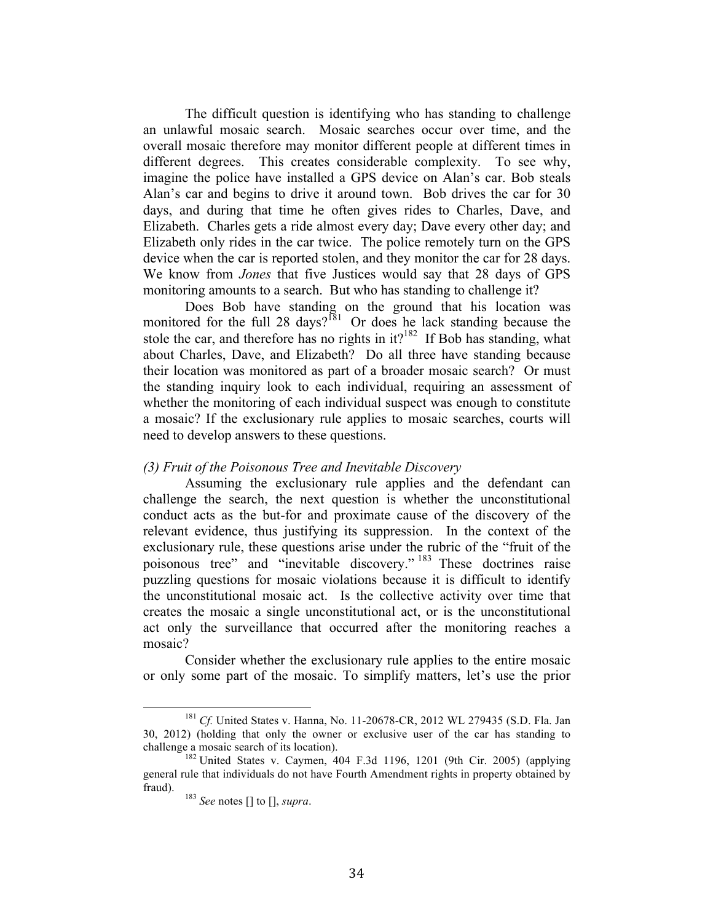The difficult question is identifying who has standing to challenge an unlawful mosaic search. Mosaic searches occur over time, and the overall mosaic therefore may monitor different people at different times in different degrees. This creates considerable complexity. To see why, imagine the police have installed a GPS device on Alan's car. Bob steals Alan's car and begins to drive it around town. Bob drives the car for 30 days, and during that time he often gives rides to Charles, Dave, and Elizabeth. Charles gets a ride almost every day; Dave every other day; and Elizabeth only rides in the car twice. The police remotely turn on the GPS device when the car is reported stolen, and they monitor the car for 28 days. We know from *Jones* that five Justices would say that 28 days of GPS monitoring amounts to a search. But who has standing to challenge it?

Does Bob have standing on the ground that his location was monitored for the full 28 days?[181] Or does he lack standing because the stole the car, and therefore has no rights in it?[182] If Bob has standing, what about Charles, Dave, and Elizabeth? Do all three have standing because their location was monitored as part of a broader mosaic search? Or must the standing inquiry look to each individual, requiring an assessment of whether the monitoring of each individual suspect was enough to constitute a mosaic? If the exclusionary rule applies to mosaic searches, courts will need to develop answers to these questions.

*(3) Fruit of the Poisonous Tree and Inevitable Discovery*

Assuming the exclusionary rule applies and the defendant can challenge the search, the next question is whether the unconstitutional conduct acts as the but-for and proximate cause of the discovery of the relevant evidence, thus justifying its suppression. In the context of the exclusionary rule, these questions arise under the rubric of the "fruit of the poisonous tree" and "inevitable discovery."[183] These doctrines raise puzzling questions for mosaic violations because it is difficult to identify the unconstitutional mosaic act. Is the collective activity over time that creates the mosaic a single unconstitutional act, or is the unconstitutional act only the surveillance that occurred after the monitoring reaches a mosaic?

Consider whether the exclusionary rule applies to the entire mosaic or only some part of the mosaic. To simplify matters, let's use the prior

---

[181] *Cf.* United States v. Hanna, No. 11-20678-CR, 2012 WL 279435 (S.D. Fla. Jan 30, 2012) (holding that only the owner or exclusive user of the car has standing to challenge a mosaic search of its location).

[182] United States v. Caymen, 404 F.3d 1196, 1201 (9th Cir. 2005) (applying general rule that individuals do not have Fourth Amendment rights in property obtained by fraud).

[183] *See* notes [] to [], *supra*.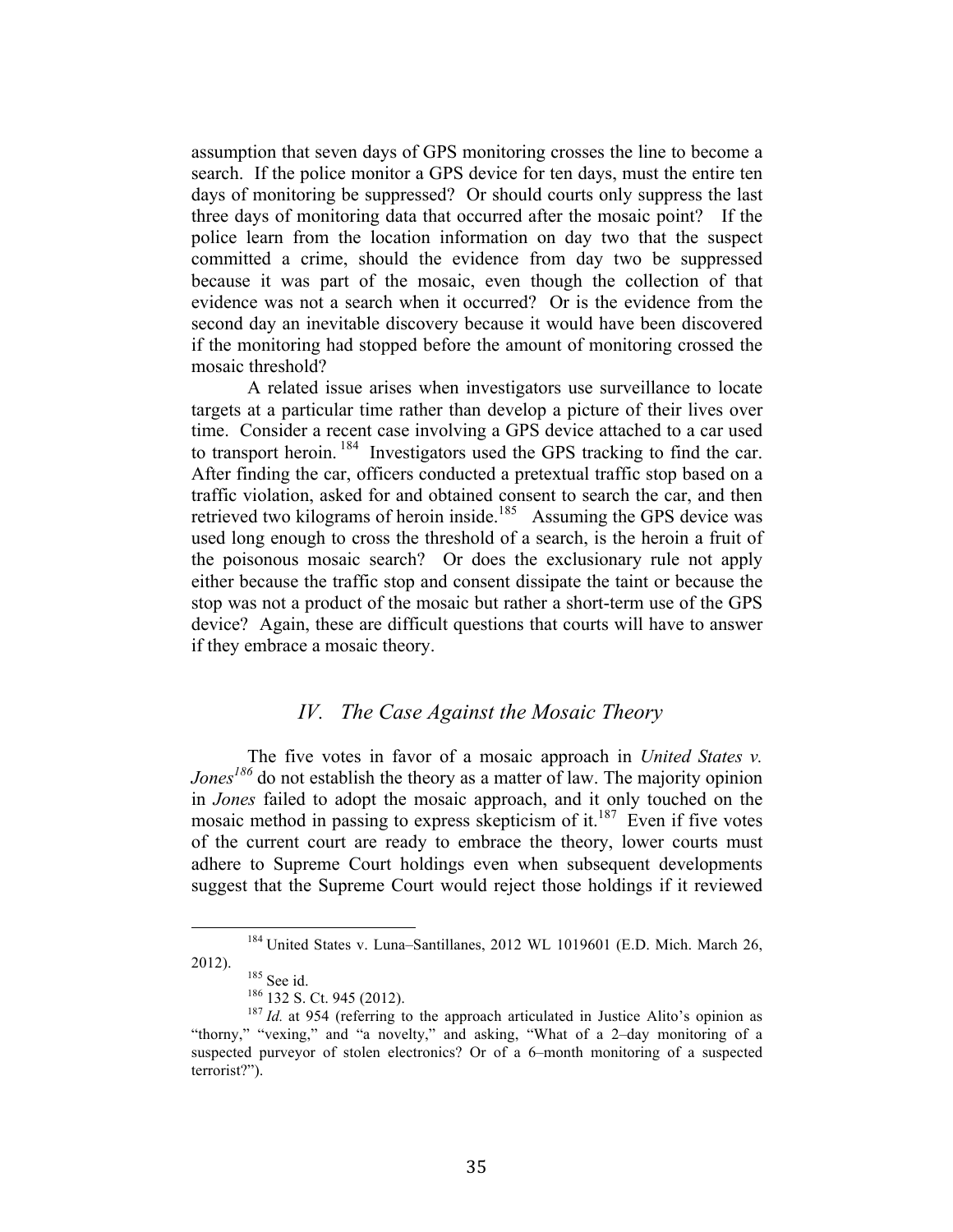assumption that seven days of GPS monitoring crosses the line to become a search. If the police monitor a GPS device for ten days, must the entire ten days of monitoring be suppressed? Or should courts only suppress the last three days of monitoring data that occurred after the mosaic point? If the police learn from the location information on day two that the suspect committed a crime, should the evidence from day two be suppressed because it was part of the mosaic, even though the collection of that evidence was not a search when it occurred? Or is the evidence from the second day an inevitable discovery because it would have been discovered if the monitoring had stopped before the amount of monitoring crossed the mosaic threshold?

A related issue arises when investigators use surveillance to locate targets at a particular time rather than develop a picture of their lives over time. Consider a recent case involving a GPS device attached to a car used to transport heroin.[184] Investigators used the GPS tracking to find the car. After finding the car, officers conducted a pretextual traffic stop based on a traffic violation, asked for and obtained consent to search the car, and then retrieved two kilograms of heroin inside.[185] Assuming the GPS device was used long enough to cross the threshold of a search, is the heroin a fruit of the poisonous mosaic search? Or does the exclusionary rule not apply either because the traffic stop and consent dissipate the taint or because the stop was not a product of the mosaic but rather a short-term use of the GPS device? Again, these are difficult questions that courts will have to answer if they embrace a mosaic theory.

## *IV. The Case Against the Mosaic Theory*

The five votes in favor of a mosaic approach in *United States v. Jones*[186] do not establish the theory as a matter of law. The majority opinion in *Jones* failed to adopt the mosaic approach, and it only touched on the mosaic method in passing to express skepticism of it.[187] Even if five votes of the current court are ready to embrace the theory, lower courts must adhere to Supreme Court holdings even when subsequent developments suggest that the Supreme Court would reject those holdings if it reviewed

---

[184] United States v. Luna–Santillanes, 2012 WL 1019601 (E.D. Mich. March 26, 2012).

[185] See id.

[186] 132 S. Ct. 945 (2012).

[187] *Id.* at 954 (referring to the approach articulated in Justice Alito's opinion as "thorny," "vexing," and "a novelty," and asking, "What of a 2–day monitoring of a suspected purveyor of stolen electronics? Or of a 6–month monitoring of a suspected terrorist?").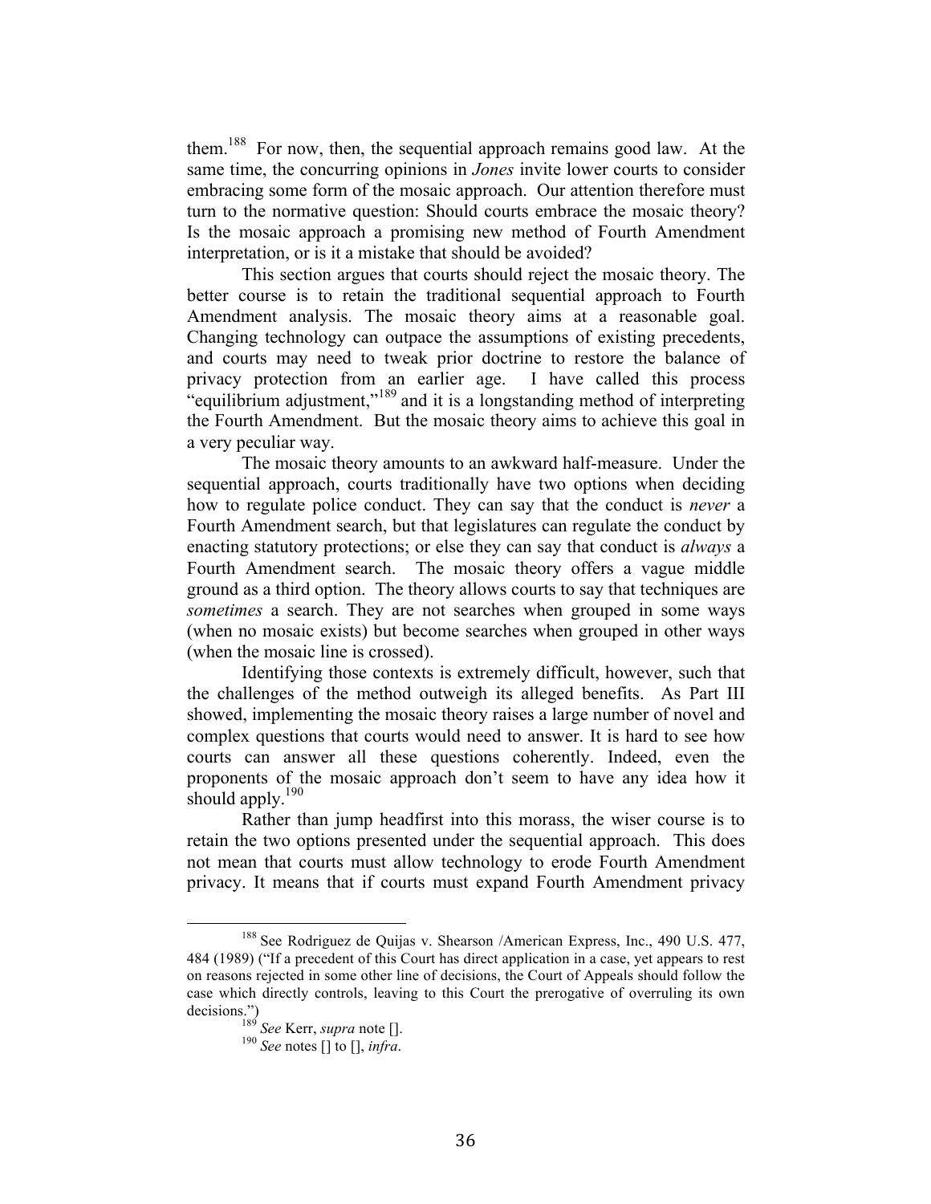them.[188] For now, then, the sequential approach remains good law. At the same time, the concurring opinions in *Jones* invite lower courts to consider embracing some form of the mosaic approach. Our attention therefore must turn to the normative question: Should courts embrace the mosaic theory? Is the mosaic approach a promising new method of Fourth Amendment interpretation, or is it a mistake that should be avoided?

This section argues that courts should reject the mosaic theory. The better course is to retain the traditional sequential approach to Fourth Amendment analysis. The mosaic theory aims at a reasonable goal. Changing technology can outpace the assumptions of existing precedents, and courts may need to tweak prior doctrine to restore the balance of privacy protection from an earlier age. I have called this process "equilibrium adjustment,"[189] and it is a longstanding method of interpreting the Fourth Amendment. But the mosaic theory aims to achieve this goal in a very peculiar way.

The mosaic theory amounts to an awkward half-measure. Under the sequential approach, courts traditionally have two options when deciding how to regulate police conduct. They can say that the conduct is *never* a Fourth Amendment search, but that legislatures can regulate the conduct by enacting statutory protections; or else they can say that conduct is *always* a Fourth Amendment search. The mosaic theory offers a vague middle ground as a third option. The theory allows courts to say that techniques are *sometimes* a search. They are not searches when grouped in some ways (when no mosaic exists) but become searches when grouped in other ways (when the mosaic line is crossed).

Identifying those contexts is extremely difficult, however, such that the challenges of the method outweigh its alleged benefits. As Part III showed, implementing the mosaic theory raises a large number of novel and complex questions that courts would need to answer. It is hard to see how courts can answer all these questions coherently. Indeed, even the proponents of the mosaic approach don't seem to have any idea how it should apply.[190]

Rather than jump headfirst into this morass, the wiser course is to retain the two options presented under the sequential approach. This does not mean that courts must allow technology to erode Fourth Amendment privacy. It means that if courts must expand Fourth Amendment privacy

---

[188] See Rodriguez de Quijas v. Shearson /American Express, Inc., 490 U.S. 477, 484 (1989) ("If a precedent of this Court has direct application in a case, yet appears to rest on reasons rejected in some other line of decisions, the Court of Appeals should follow the case which directly controls, leaving to this Court the prerogative of overruling its own decisions.")

[189] *See* Kerr, *supra* note [].

[190] *See* notes [] to [], *infra*.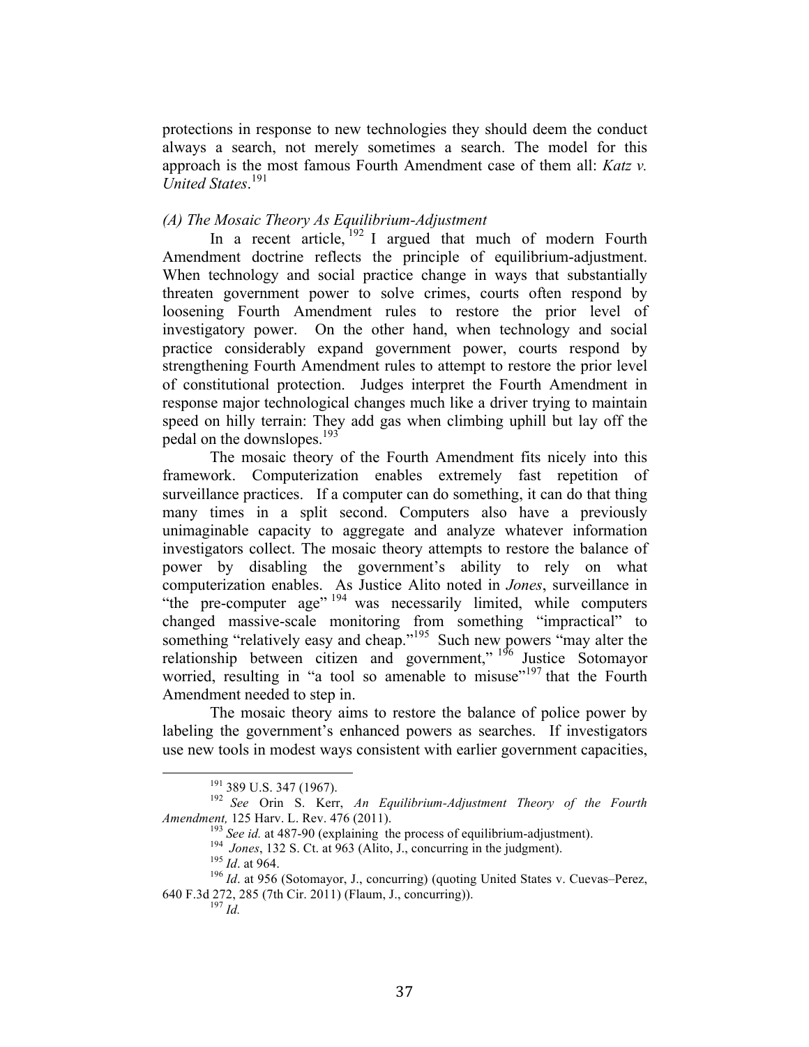protections in response to new technologies they should deem the conduct always a search, not merely sometimes a search. The model for this approach is the most famous Fourth Amendment case of them all: *Katz v. United States*.[191]

*(A) The Mosaic Theory As Equilibrium-Adjustment*

In a recent article,[192] I argued that much of modern Fourth Amendment doctrine reflects the principle of equilibrium-adjustment. When technology and social practice change in ways that substantially threaten government power to solve crimes, courts often respond by loosening Fourth Amendment rules to restore the prior level of investigatory power. On the other hand, when technology and social practice considerably expand government power, courts respond by strengthening Fourth Amendment rules to attempt to restore the prior level of constitutional protection. Judges interpret the Fourth Amendment in response major technological changes much like a driver trying to maintain speed on hilly terrain: They add gas when climbing uphill but lay off the pedal on the downslopes.[193]

The mosaic theory of the Fourth Amendment fits nicely into this framework. Computerization enables extremely fast repetition of surveillance practices. If a computer can do something, it can do that thing many times in a split second. Computers also have a previously unimaginable capacity to aggregate and analyze whatever information investigators collect. The mosaic theory attempts to restore the balance of power by disabling the government's ability to rely on what computerization enables. As Justice Alito noted in *Jones*, surveillance in "the pre-computer age"[194] was necessarily limited, while computers changed massive-scale monitoring from something "impractical" to something "relatively easy and cheap."[195] Such new powers "may alter the relationship between citizen and government,"[196] Justice Sotomayor worried, resulting in "a tool so amenable to misuse"[197] that the Fourth Amendment needed to step in.

The mosaic theory aims to restore the balance of police power by labeling the government's enhanced powers as searches. If investigators use new tools in modest ways consistent with earlier government capacities,

---

[191] 389 U.S. 347 (1967).

[192] *See* Orin S. Kerr, *An Equilibrium-Adjustment Theory of the Fourth Amendment,* 125 Harv. L. Rev. 476 (2011).

[193] *See id.* at 487-90 (explaining the process of equilibrium-adjustment).

[194] *Jones*, 132 S. Ct. at 963 (Alito, J., concurring in the judgment).

[195] *Id*. at 964.

[196] *Id*. at 956 (Sotomayor, J., concurring) (quoting United States v. Cuevas–Perez, 640 F.3d 272, 285 (7th Cir. 2011) (Flaum, J., concurring)).

[197] *Id.*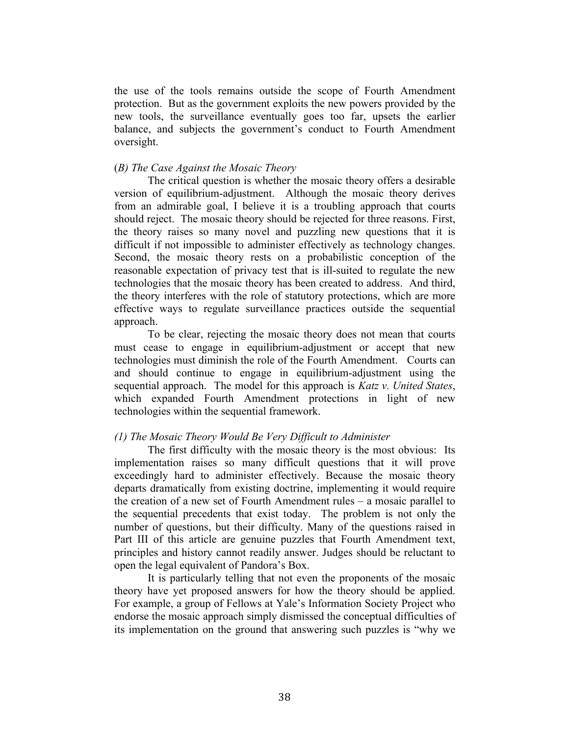the use of the tools remains outside the scope of Fourth Amendment protection. But as the government exploits the new powers provided by the new tools, the surveillance eventually goes too far, upsets the earlier balance, and subjects the government's conduct to Fourth Amendment oversight.

### (*B) The Case Against the Mosaic Theory*

The critical question is whether the mosaic theory offers a desirable version of equilibrium-adjustment. Although the mosaic theory derives from an admirable goal, I believe it is a troubling approach that courts should reject. The mosaic theory should be rejected for three reasons. First, the theory raises so many novel and puzzling new questions that it is difficult if not impossible to administer effectively as technology changes. Second, the mosaic theory rests on a probabilistic conception of the reasonable expectation of privacy test that is ill-suited to regulate the new technologies that the mosaic theory has been created to address. And third, the theory interferes with the role of statutory protections, which are more effective ways to regulate surveillance practices outside the sequential approach.

To be clear, rejecting the mosaic theory does not mean that courts must cease to engage in equilibrium-adjustment or accept that new technologies must diminish the role of the Fourth Amendment. Courts can and should continue to engage in equilibrium-adjustment using the sequential approach. The model for this approach is *Katz v. United States*, which expanded Fourth Amendment protections in light of new technologies within the sequential framework.

#### *(1) The Mosaic Theory Would Be Very Difficult to Administer*

The first difficulty with the mosaic theory is the most obvious: Its implementation raises so many difficult questions that it will prove exceedingly hard to administer effectively. Because the mosaic theory departs dramatically from existing doctrine, implementing it would require the creation of a new set of Fourth Amendment rules – a mosaic parallel to the sequential precedents that exist today. The problem is not only the number of questions, but their difficulty. Many of the questions raised in Part III of this article are genuine puzzles that Fourth Amendment text, principles and history cannot readily answer. Judges should be reluctant to open the legal equivalent of Pandora's Box.

It is particularly telling that not even the proponents of the mosaic theory have yet proposed answers for how the theory should be applied. For example, a group of Fellows at Yale's Information Society Project who endorse the mosaic approach simply dismissed the conceptual difficulties of its implementation on the ground that answering such puzzles is "why we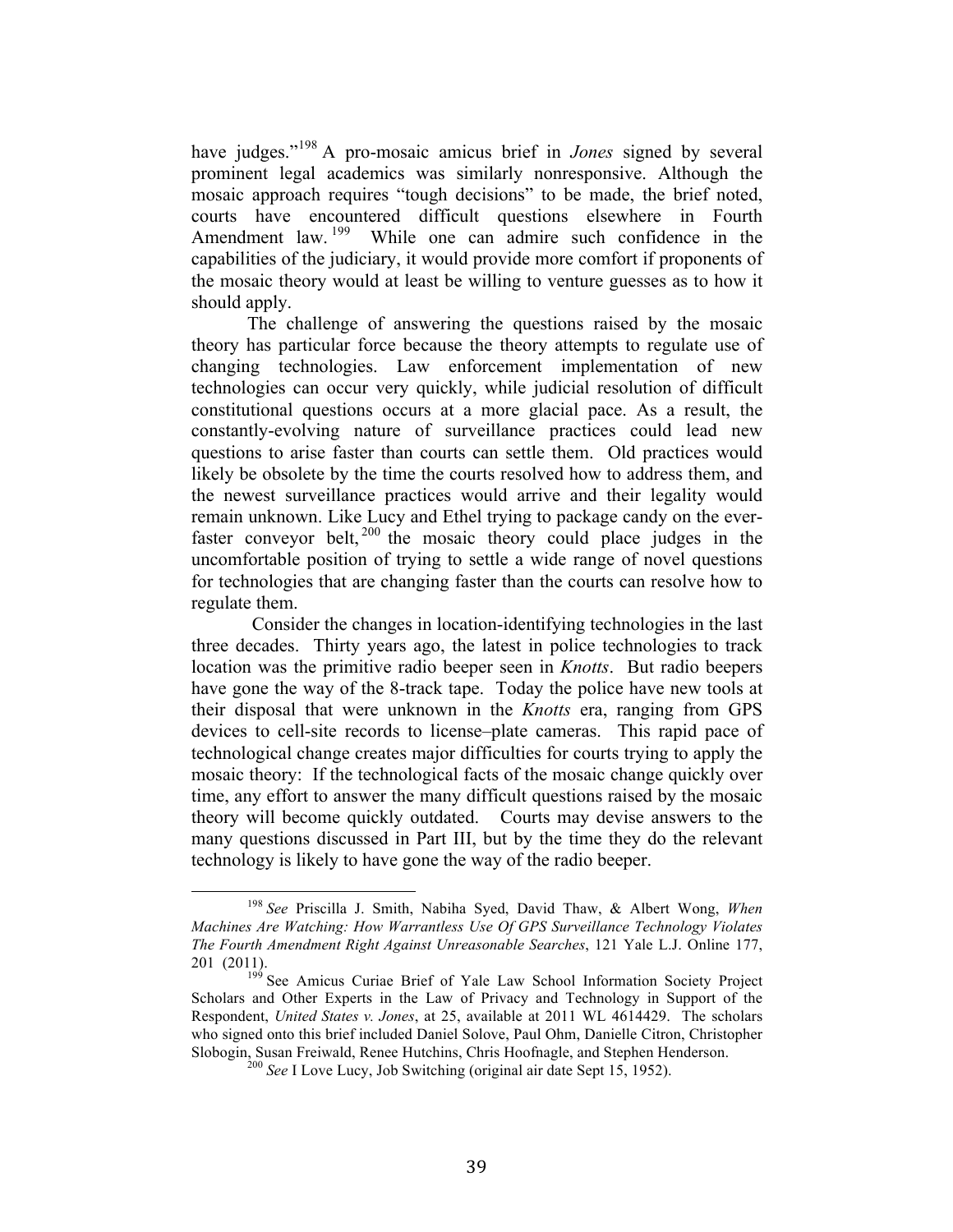have judges."[198] A pro-mosaic amicus brief in *Jones* signed by several prominent legal academics was similarly nonresponsive. Although the mosaic approach requires "tough decisions" to be made, the brief noted, courts have encountered difficult questions elsewhere in Fourth Amendment law.[199] While one can admire such confidence in the capabilities of the judiciary, it would provide more comfort if proponents of the mosaic theory would at least be willing to venture guesses as to how it should apply.

The challenge of answering the questions raised by the mosaic theory has particular force because the theory attempts to regulate use of changing technologies. Law enforcement implementation of new technologies can occur very quickly, while judicial resolution of difficult constitutional questions occurs at a more glacial pace. As a result, the constantly-evolving nature of surveillance practices could lead new questions to arise faster than courts can settle them. Old practices would likely be obsolete by the time the courts resolved how to address them, and the newest surveillance practices would arrive and their legality would remain unknown. Like Lucy and Ethel trying to package candy on the ever-faster conveyor belt,[200] the mosaic theory could place judges in the uncomfortable position of trying to settle a wide range of novel questions for technologies that are changing faster than the courts can resolve how to regulate them.

Consider the changes in location-identifying technologies in the last three decades. Thirty years ago, the latest in police technologies to track location was the primitive radio beeper seen in *Knotts*. But radio beepers have gone the way of the 8-track tape. Today the police have new tools at their disposal that were unknown in the *Knotts* era, ranging from GPS devices to cell-site records to license–plate cameras. This rapid pace of technological change creates major difficulties for courts trying to apply the mosaic theory: If the technological facts of the mosaic change quickly over time, any effort to answer the many difficult questions raised by the mosaic theory will become quickly outdated. Courts may devise answers to the many questions discussed in Part III, but by the time they do the relevant technology is likely to have gone the way of the radio beeper.

---

[198] *See* Priscilla J. Smith, Nabiha Syed, David Thaw, & Albert Wong, *When Machines Are Watching: How Warrantless Use Of GPS Surveillance Technology Violates The Fourth Amendment Right Against Unreasonable Searches*, 121 Yale L.J. Online 177, 201 (2011).

[199] See Amicus Curiae Brief of Yale Law School Information Society Project Scholars and Other Experts in the Law of Privacy and Technology in Support of the Respondent, *United States v. Jones*, at 25, available at 2011 WL 4614429. The scholars who signed onto this brief included Daniel Solove, Paul Ohm, Danielle Citron, Christopher Slobogin, Susan Freiwald, Renee Hutchins, Chris Hoofnagle, and Stephen Henderson.

[200] *See* I Love Lucy, Job Switching (original air date Sept 15, 1952).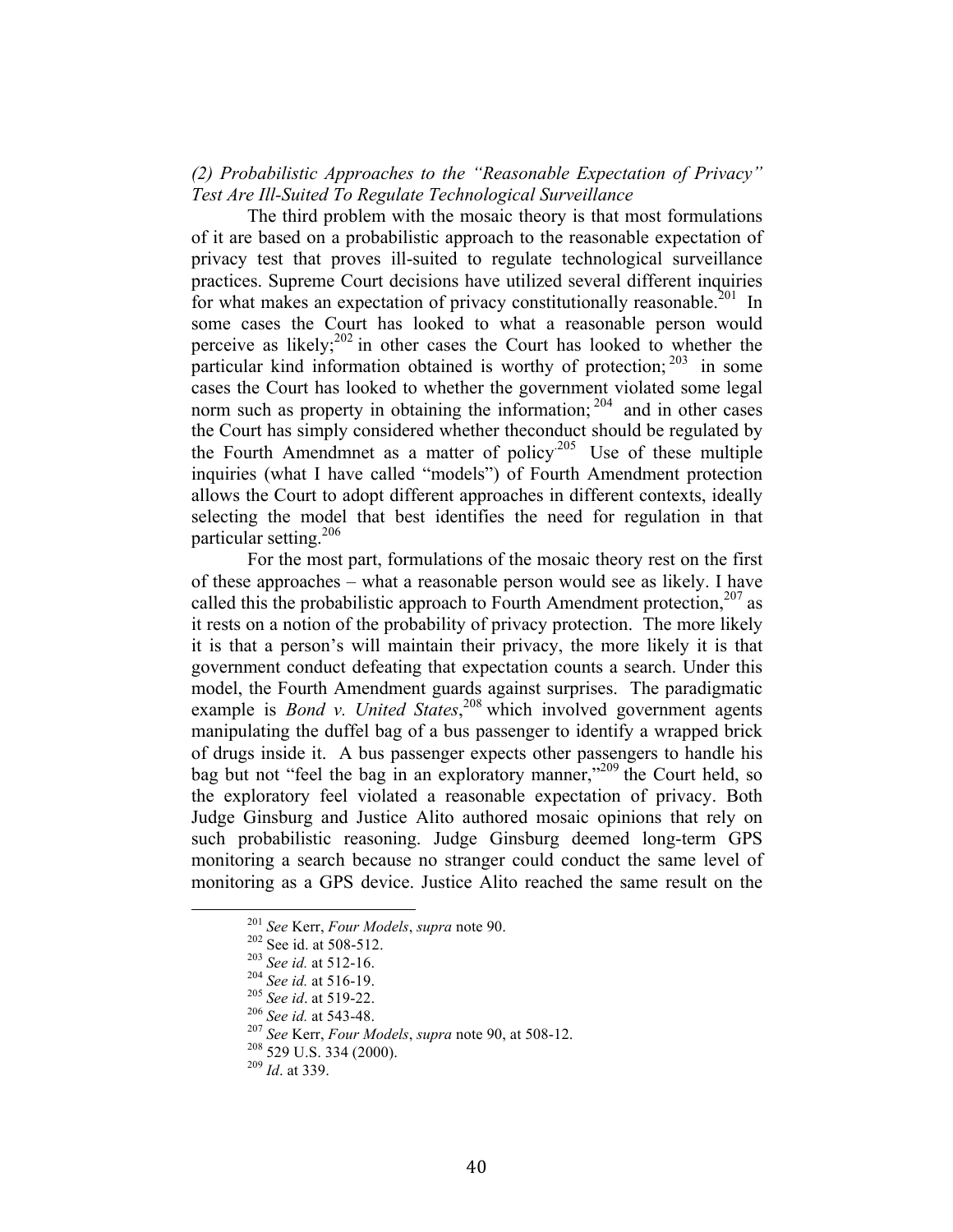*(2) Probabilistic Approaches to the "Reasonable Expectation of Privacy" Test Are Ill-Suited To Regulate Technological Surveillance*

The third problem with the mosaic theory is that most formulations of it are based on a probabilistic approach to the reasonable expectation of privacy test that proves ill-suited to regulate technological surveillance practices. Supreme Court decisions have utilized several different inquiries for what makes an expectation of privacy constitutionally reasonable.[201] In some cases the Court has looked to what a reasonable person would perceive as likely;[202] in other cases the Court has looked to whether the particular kind information obtained is worthy of protection;[203] in some cases the Court has looked to whether the government violated some legal norm such as property in obtaining the information;[204] and in other cases the Court has simply considered whether theconduct should be regulated by the Fourth Amendmnet as a matter of policy.[205] Use of these multiple inquiries (what I have called "models") of Fourth Amendment protection allows the Court to adopt different approaches in different contexts, ideally selecting the model that best identifies the need for regulation in that particular setting.[206]

For the most part, formulations of the mosaic theory rest on the first of these approaches – what a reasonable person would see as likely. I have called this the probabilistic approach to Fourth Amendment protection,[207] as it rests on a notion of the probability of privacy protection. The more likely it is that a person's will maintain their privacy, the more likely it is that government conduct defeating that expectation counts a search. Under this model, the Fourth Amendment guards against surprises. The paradigmatic example is *Bond v. United States*,[208] which involved government agents manipulating the duffel bag of a bus passenger to identify a wrapped brick of drugs inside it. A bus passenger expects other passengers to handle his bag but not "feel the bag in an exploratory manner,"[209] the Court held, so the exploratory feel violated a reasonable expectation of privacy. Both Judge Ginsburg and Justice Alito authored mosaic opinions that rely on such probabilistic reasoning. Judge Ginsburg deemed long-term GPS monitoring a search because no stranger could conduct the same level of monitoring as a GPS device. Justice Alito reached the same result on the

---

[201] *See* Kerr, *Four Models*, *supra* note 90.

[202] See id. at 508-512.

[203] *See id.* at 512-16.

[204] *See id.* at 516-19.

[205] *See id*. at 519-22.

[206] *See id.* at 543-48.

[207] *See* Kerr, *Four Models*, *supra* note 90, at 508-12.

[208] 529 U.S. 334 (2000).

[209] *Id*. at 339.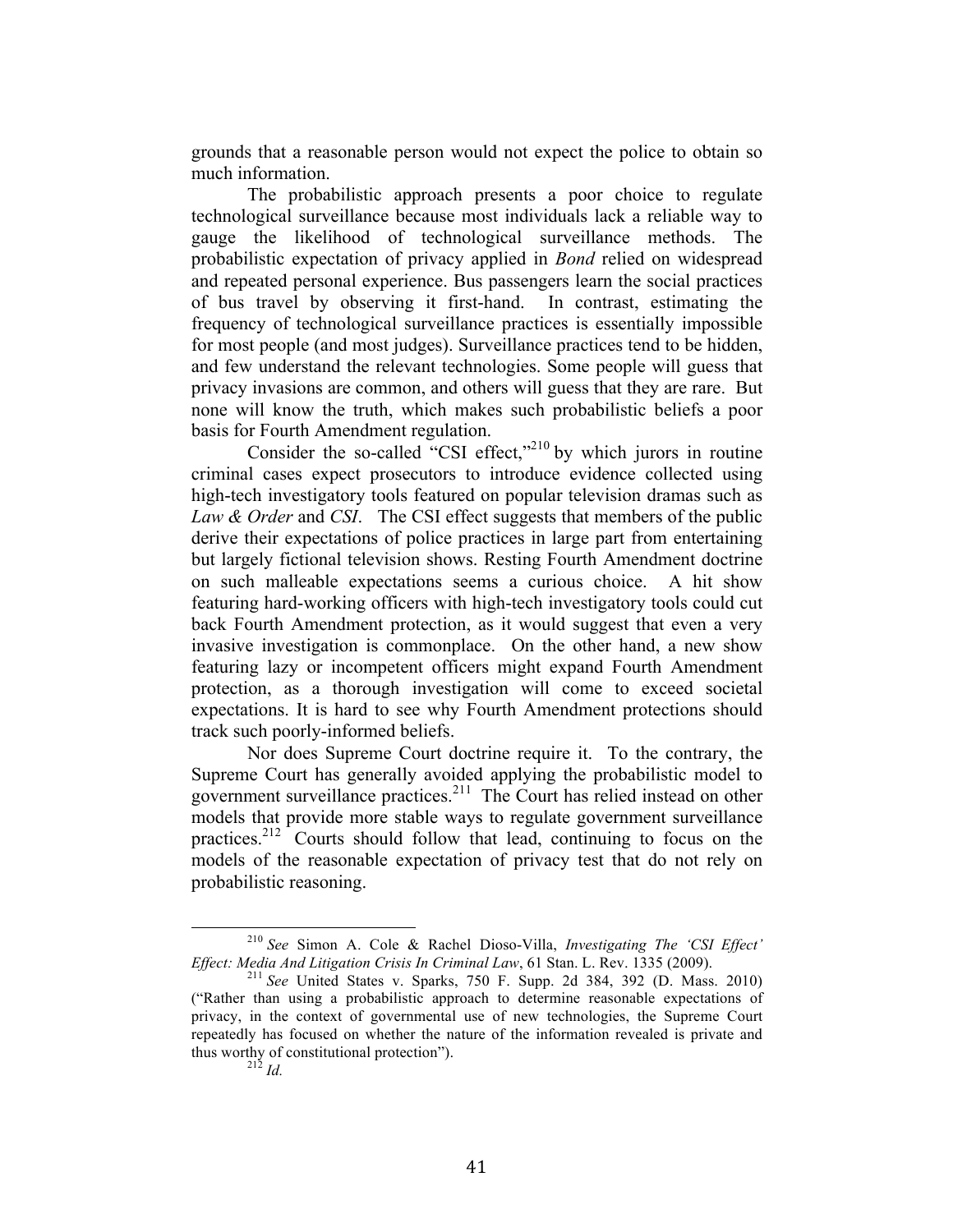grounds that a reasonable person would not expect the police to obtain so much information.

The probabilistic approach presents a poor choice to regulate technological surveillance because most individuals lack a reliable way to gauge the likelihood of technological surveillance methods. The probabilistic expectation of privacy applied in *Bond* relied on widespread and repeated personal experience. Bus passengers learn the social practices of bus travel by observing it first-hand. In contrast, estimating the frequency of technological surveillance practices is essentially impossible for most people (and most judges). Surveillance practices tend to be hidden, and few understand the relevant technologies. Some people will guess that privacy invasions are common, and others will guess that they are rare. But none will know the truth, which makes such probabilistic beliefs a poor basis for Fourth Amendment regulation.

Consider the so-called "CSI effect,"[210] by which jurors in routine criminal cases expect prosecutors to introduce evidence collected using high-tech investigatory tools featured on popular television dramas such as *Law & Order* and *CSI*. The CSI effect suggests that members of the public derive their expectations of police practices in large part from entertaining but largely fictional television shows. Resting Fourth Amendment doctrine on such malleable expectations seems a curious choice. A hit show featuring hard-working officers with high-tech investigatory tools could cut back Fourth Amendment protection, as it would suggest that even a very invasive investigation is commonplace. On the other hand, a new show featuring lazy or incompetent officers might expand Fourth Amendment protection, as a thorough investigation will come to exceed societal expectations. It is hard to see why Fourth Amendment protections should track such poorly-informed beliefs.

Nor does Supreme Court doctrine require it. To the contrary, the Supreme Court has generally avoided applying the probabilistic model to government surveillance practices.[211] The Court has relied instead on other models that provide more stable ways to regulate government surveillance practices.[212] Courts should follow that lead, continuing to focus on the models of the reasonable expectation of privacy test that do not rely on probabilistic reasoning.

---

[210] *See* Simon A. Cole & Rachel Dioso-Villa, *Investigating The 'CSI Effect' Effect: Media And Litigation Crisis In Criminal Law*, 61 Stan. L. Rev. 1335 (2009).

[211] *See* United States v. Sparks, 750 F. Supp. 2d 384, 392 (D. Mass. 2010) ("Rather than using a probabilistic approach to determine reasonable expectations of privacy, in the context of governmental use of new technologies, the Supreme Court repeatedly has focused on whether the nature of the information revealed is private and thus worthy of constitutional protection").

[212] *Id.*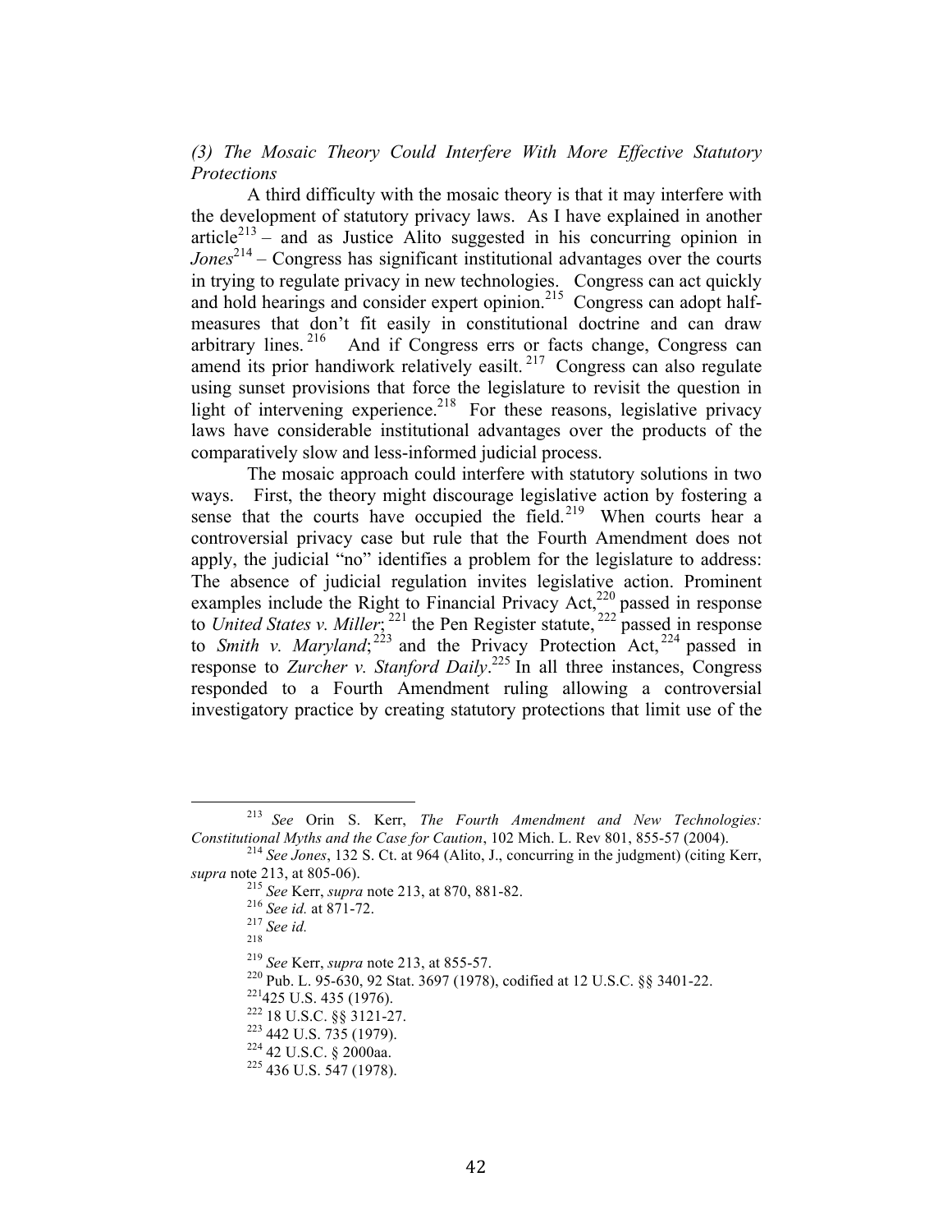*(3) The Mosaic Theory Could Interfere With More Effective Statutory Protections*

A third difficulty with the mosaic theory is that it may interfere with the development of statutory privacy laws. As I have explained in another article[213] – and as Justice Alito suggested in his concurring opinion in *Jones*[214] – Congress has significant institutional advantages over the courts in trying to regulate privacy in new technologies. Congress can act quickly and hold hearings and consider expert opinion.[215] Congress can adopt half-measures that don't fit easily in constitutional doctrine and can draw arbitrary lines.[216] And if Congress errs or facts change, Congress can amend its prior handiwork relatively easilt.[217] Congress can also regulate using sunset provisions that force the legislature to revisit the question in light of intervening experience.[218] For these reasons, legislative privacy laws have considerable institutional advantages over the products of the comparatively slow and less-informed judicial process.

The mosaic approach could interfere with statutory solutions in two ways. First, the theory might discourage legislative action by fostering a sense that the courts have occupied the field.[219] When courts hear a controversial privacy case but rule that the Fourth Amendment does not apply, the judicial "no" identifies a problem for the legislature to address: The absence of judicial regulation invites legislative action. Prominent examples include the Right to Financial Privacy Act,[220] passed in response to *United States v. Miller*;[221] the Pen Register statute,[222] passed in response to *Smith v. Maryland*;[223] and the Privacy Protection Act,[224] passed in response to *Zurcher v. Stanford Daily*.[225] In all three instances, Congress responded to a Fourth Amendment ruling allowing a controversial investigatory practice by creating statutory protections that limit use of the

---

[213] *See* Orin S. Kerr, *The Fourth Amendment and New Technologies: Constitutional Myths and the Case for Caution*, 102 Mich. L. Rev 801, 855-57 (2004).

[214] *See Jones*, 132 S. Ct. at 964 (Alito, J., concurring in the judgment) (citing Kerr, *supra* note 213, at 805-06).

[215] *See* Kerr, *supra* note 213, at 870, 881-82.

[216] *See id.* at 871-72.

[217] *See id.*

[218]

[219] *See* Kerr, *supra* note 213, at 855-57.

[220] Pub. L. 95-630, 92 Stat. 3697 (1978), codified at 12 U.S.C. §§ 3401-22.

[221] 425 U.S. 435 (1976).

[222] 18 U.S.C. §§ 3121-27.

[223] 442 U.S. 735 (1979).

[224] 42 U.S.C. § 2000aa.

[225] 436 U.S. 547 (1978).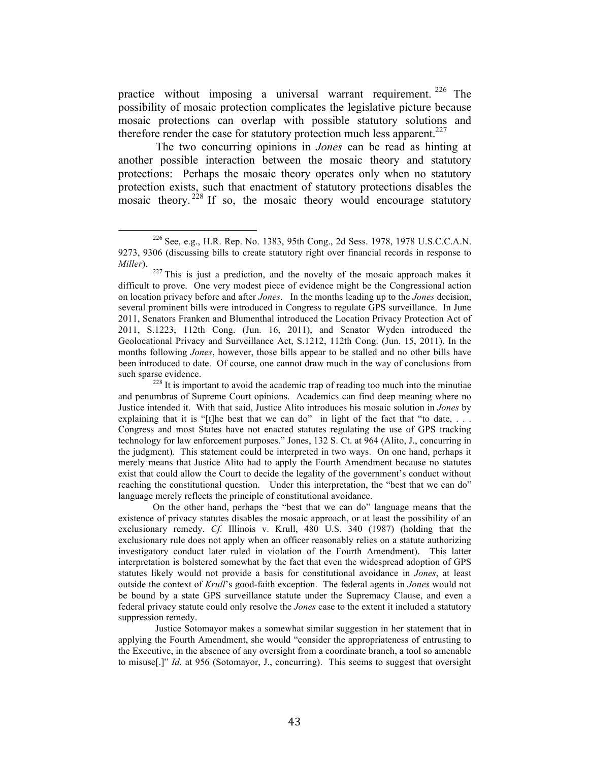practice without imposing a universal warrant requirement.[226] The possibility of mosaic protection complicates the legislative picture because mosaic protections can overlap with possible statutory solutions and therefore render the case for statutory protection much less apparent.[227]

The two concurring opinions in *Jones* can be read as hinting at another possible interaction between the mosaic theory and statutory protections: Perhaps the mosaic theory operates only when no statutory protection exists, such that enactment of statutory protections disables the mosaic theory.[228] If so, the mosaic theory would encourage statutory

---

[226] See, e.g., H.R. Rep. No. 1383, 95th Cong., 2d Sess. 1978, 1978 U.S.C.C.A.N. 9273, 9306 (discussing bills to create statutory right over financial records in response to *Miller*).

[227] This is just a prediction, and the novelty of the mosaic approach makes it difficult to prove. One very modest piece of evidence might be the Congressional action on location privacy before and after *Jones*. In the months leading up to the *Jones* decision, several prominent bills were introduced in Congress to regulate GPS surveillance. In June 2011, Senators Franken and Blumenthal introduced the Location Privacy Protection Act of 2011, S.1223, 112th Cong. (Jun. 16, 2011), and Senator Wyden introduced the Geolocational Privacy and Surveillance Act, S.1212, 112th Cong. (Jun. 15, 2011). In the months following *Jones*, however, those bills appear to be stalled and no other bills have been introduced to date. Of course, one cannot draw much in the way of conclusions from such sparse evidence.

[228] It is important to avoid the academic trap of reading too much into the minutiae and penumbras of Supreme Court opinions. Academics can find deep meaning where no Justice intended it. With that said, Justice Alito introduces his mosaic solution in *Jones* by explaining that it is "[t]he best that we can do" in light of the fact that "to date, . . . Congress and most States have not enacted statutes regulating the use of GPS tracking technology for law enforcement purposes." Jones, 132 S. Ct. at 964 (Alito, J., concurring in the judgment). This statement could be interpreted in two ways. On one hand, perhaps it merely means that Justice Alito had to apply the Fourth Amendment because no statutes exist that could allow the Court to decide the legality of the government's conduct without reaching the constitutional question. Under this interpretation, the "best that we can do" language merely reflects the principle of constitutional avoidance.

On the other hand, perhaps the "best that we can do" language means that the existence of privacy statutes disables the mosaic approach, or at least the possibility of an exclusionary remedy. *Cf.* Illinois v. Krull, 480 U.S. 340 (1987) (holding that the exclusionary rule does not apply when an officer reasonably relies on a statute authorizing investigatory conduct later ruled in violation of the Fourth Amendment). This latter interpretation is bolstered somewhat by the fact that even the widespread adoption of GPS statutes likely would not provide a basis for constitutional avoidance in *Jones*, at least outside the context of *Krull*'s good-faith exception. The federal agents in *Jones* would not be bound by a state GPS surveillance statute under the Supremacy Clause, and even a federal privacy statute could only resolve the *Jones* case to the extent it included a statutory suppression remedy.

Justice Sotomayor makes a somewhat similar suggestion in her statement that in applying the Fourth Amendment, she would "consider the appropriateness of entrusting to the Executive, in the absence of any oversight from a coordinate branch, a tool so amenable to misuse[.]" *Id.* at 956 (Sotomayor, J., concurring). This seems to suggest that oversight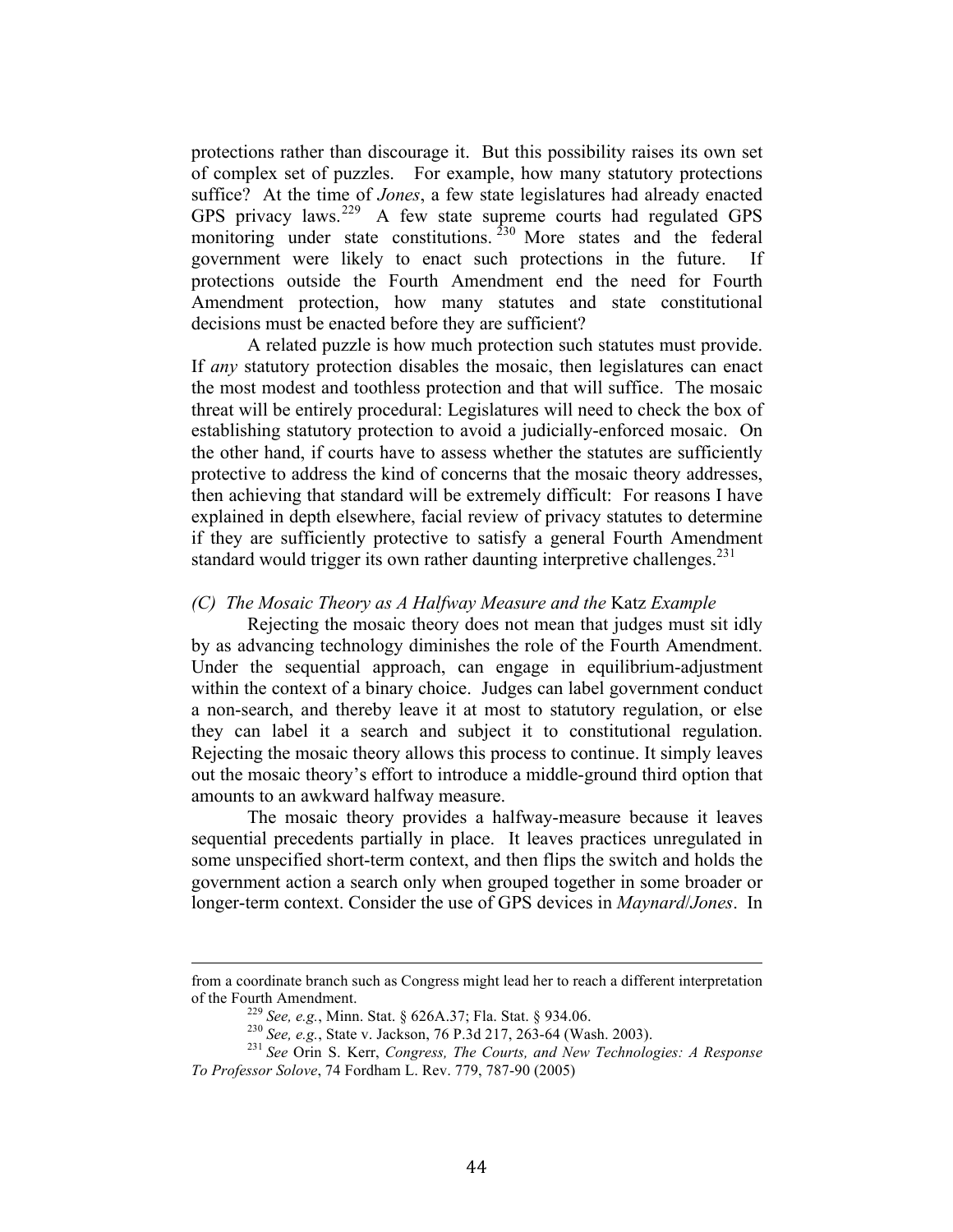protections rather than discourage it. But this possibility raises its own set of complex set of puzzles. For example, how many statutory protections suffice? At the time of *Jones*, a few state legislatures had already enacted GPS privacy laws.[229] A few state supreme courts had regulated GPS monitoring under state constitutions.[230] More states and the federal government were likely to enact such protections in the future. If protections outside the Fourth Amendment end the need for Fourth Amendment protection, how many statutes and state constitutional decisions must be enacted before they are sufficient?

A related puzzle is how much protection such statutes must provide. If *any* statutory protection disables the mosaic, then legislatures can enact the most modest and toothless protection and that will suffice. The mosaic threat will be entirely procedural: Legislatures will need to check the box of establishing statutory protection to avoid a judicially-enforced mosaic. On the other hand, if courts have to assess whether the statutes are sufficiently protective to address the kind of concerns that the mosaic theory addresses, then achieving that standard will be extremely difficult: For reasons I have explained in depth elsewhere, facial review of privacy statutes to determine if they are sufficiently protective to satisfy a general Fourth Amendment standard would trigger its own rather daunting interpretive challenges.[231]

### *(C) The Mosaic Theory as A Halfway Measure and the* Katz *Example*

Rejecting the mosaic theory does not mean that judges must sit idly by as advancing technology diminishes the role of the Fourth Amendment. Under the sequential approach, can engage in equilibrium-adjustment within the context of a binary choice. Judges can label government conduct a non-search, and thereby leave it at most to statutory regulation, or else they can label it a search and subject it to constitutional regulation. Rejecting the mosaic theory allows this process to continue. It simply leaves out the mosaic theory's effort to introduce a middle-ground third option that amounts to an awkward halfway measure.

The mosaic theory provides a halfway-measure because it leaves sequential precedents partially in place. It leaves practices unregulated in some unspecified short-term context, and then flips the switch and holds the government action a search only when grouped together in some broader or longer-term context. Consider the use of GPS devices in *Maynard*/*Jones*. In

---

from a coordinate branch such as Congress might lead her to reach a different interpretation of the Fourth Amendment.

[229] *See, e.g.*, Minn. Stat. § 626A.37; Fla. Stat. § 934.06.

[230] *See, e.g.*, State v. Jackson, 76 P.3d 217, 263-64 (Wash. 2003).

[231] *See* Orin S. Kerr, *Congress, The Courts, and New Technologies: A Response To Professor Solove*, 74 Fordham L. Rev. 779, 787-90 (2005)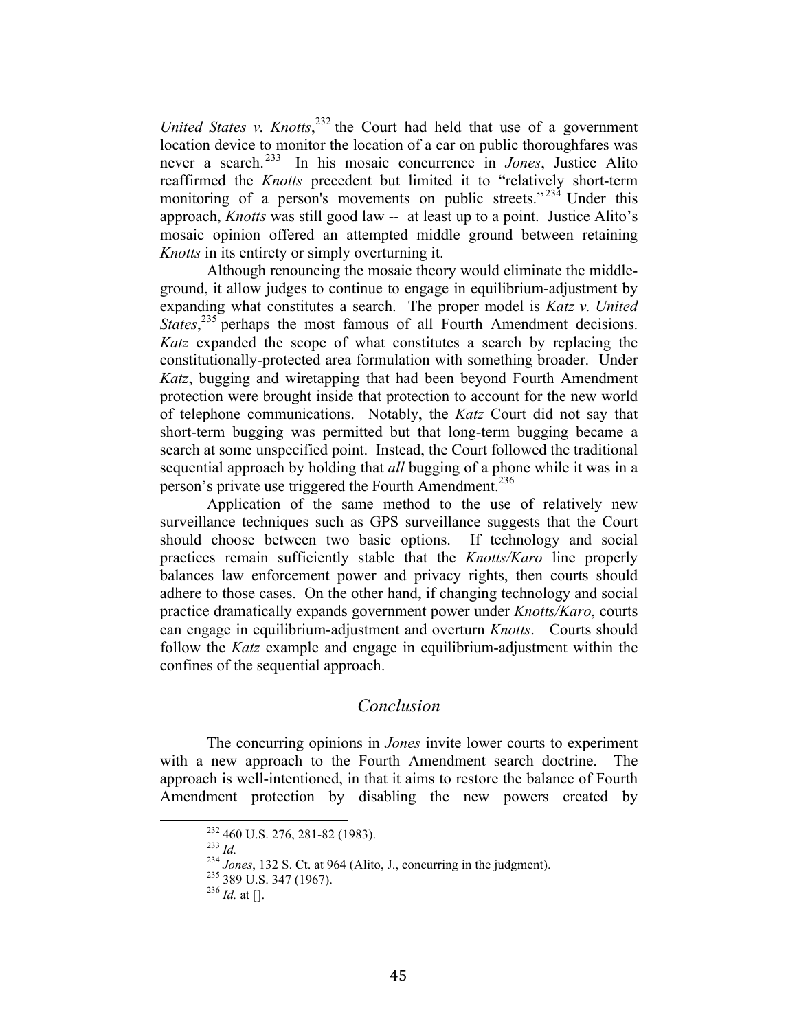*United States v. Knotts*,[232] the Court had held that use of a government location device to monitor the location of a car on public thoroughfares was never a search.[233] In his mosaic concurrence in *Jones*, Justice Alito reaffirmed the *Knotts* precedent but limited it to "relatively short-term monitoring of a person's movements on public streets."[234] Under this approach, *Knotts* was still good law -- at least up to a point. Justice Alito's mosaic opinion offered an attempted middle ground between retaining *Knotts* in its entirety or simply overturning it.

Although renouncing the mosaic theory would eliminate the middle-ground, it allow judges to continue to engage in equilibrium-adjustment by expanding what constitutes a search. The proper model is *Katz v. United States*,[235] perhaps the most famous of all Fourth Amendment decisions. *Katz* expanded the scope of what constitutes a search by replacing the constitutionally-protected area formulation with something broader. Under *Katz*, bugging and wiretapping that had been beyond Fourth Amendment protection were brought inside that protection to account for the new world of telephone communications. Notably, the *Katz* Court did not say that short-term bugging was permitted but that long-term bugging became a search at some unspecified point. Instead, the Court followed the traditional sequential approach by holding that *all* bugging of a phone while it was in a person's private use triggered the Fourth Amendment.[236]

Application of the same method to the use of relatively new surveillance techniques such as GPS surveillance suggests that the Court should choose between two basic options. If technology and social practices remain sufficiently stable that the *Knotts/Karo* line properly balances law enforcement power and privacy rights, then courts should adhere to those cases. On the other hand, if changing technology and social practice dramatically expands government power under *Knotts/Karo*, courts can engage in equilibrium-adjustment and overturn *Knotts*. Courts should follow the *Katz* example and engage in equilibrium-adjustment within the confines of the sequential approach.

## *Conclusion*

The concurring opinions in *Jones* invite lower courts to experiment with a new approach to the Fourth Amendment search doctrine. The approach is well-intentioned, in that it aims to restore the balance of Fourth Amendment protection by disabling the new powers created by

---

[232] 460 U.S. 276, 281-82 (1983).

[233] *Id.*

[234] *Jones*, 132 S. Ct. at 964 (Alito, J., concurring in the judgment).

[235] 389 U.S. 347 (1967).

[236] *Id.* at [].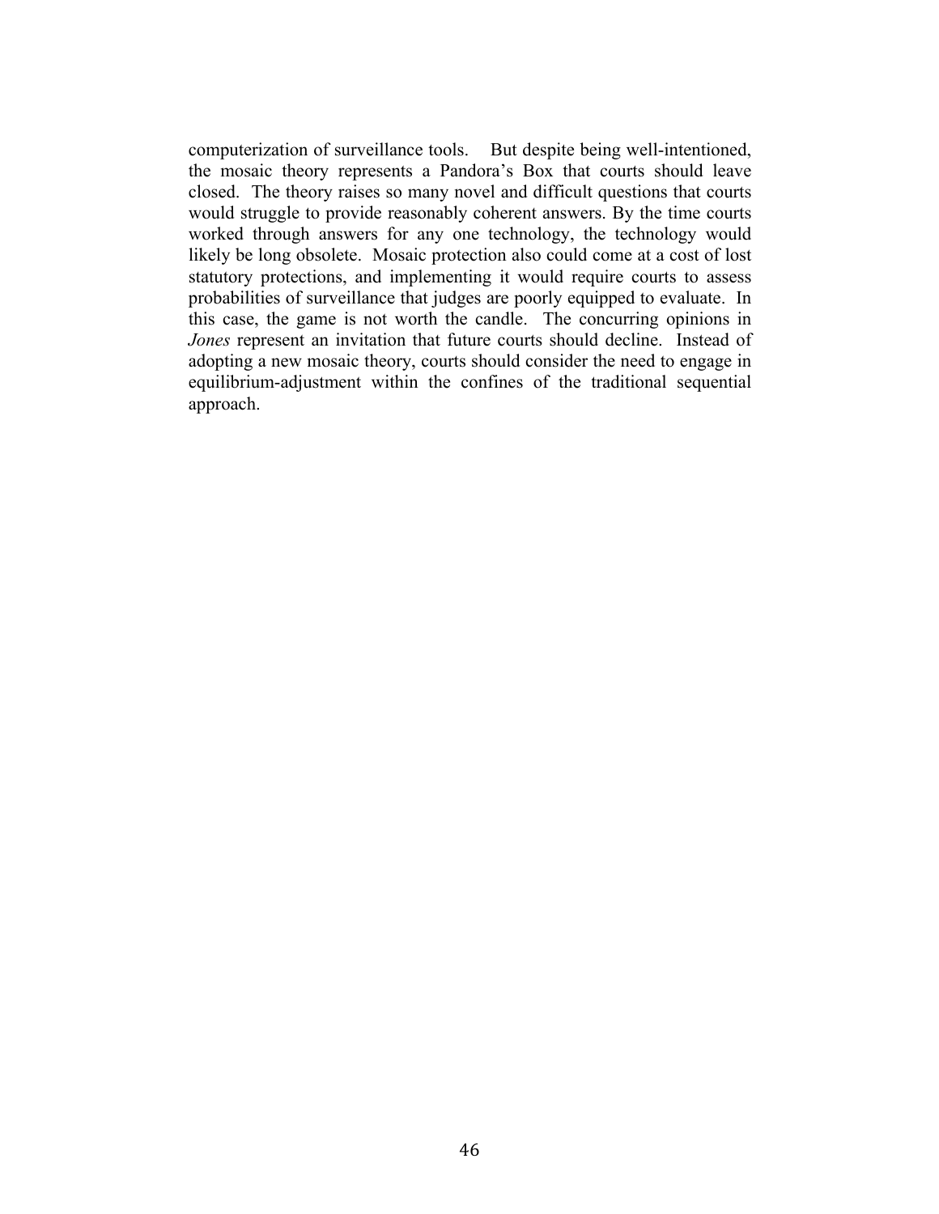computerization of surveillance tools. But despite being well-intentioned, the mosaic theory represents a Pandora's Box that courts should leave closed. The theory raises so many novel and difficult questions that courts would struggle to provide reasonably coherent answers. By the time courts worked through answers for any one technology, the technology would likely be long obsolete. Mosaic protection also could come at a cost of lost statutory protections, and implementing it would require courts to assess probabilities of surveillance that judges are poorly equipped to evaluate. In this case, the game is not worth the candle. The concurring opinions in *Jones* represent an invitation that future courts should decline. Instead of adopting a new mosaic theory, courts should consider the need to engage in equilibrium-adjustment within the confines of the traditional sequential approach.